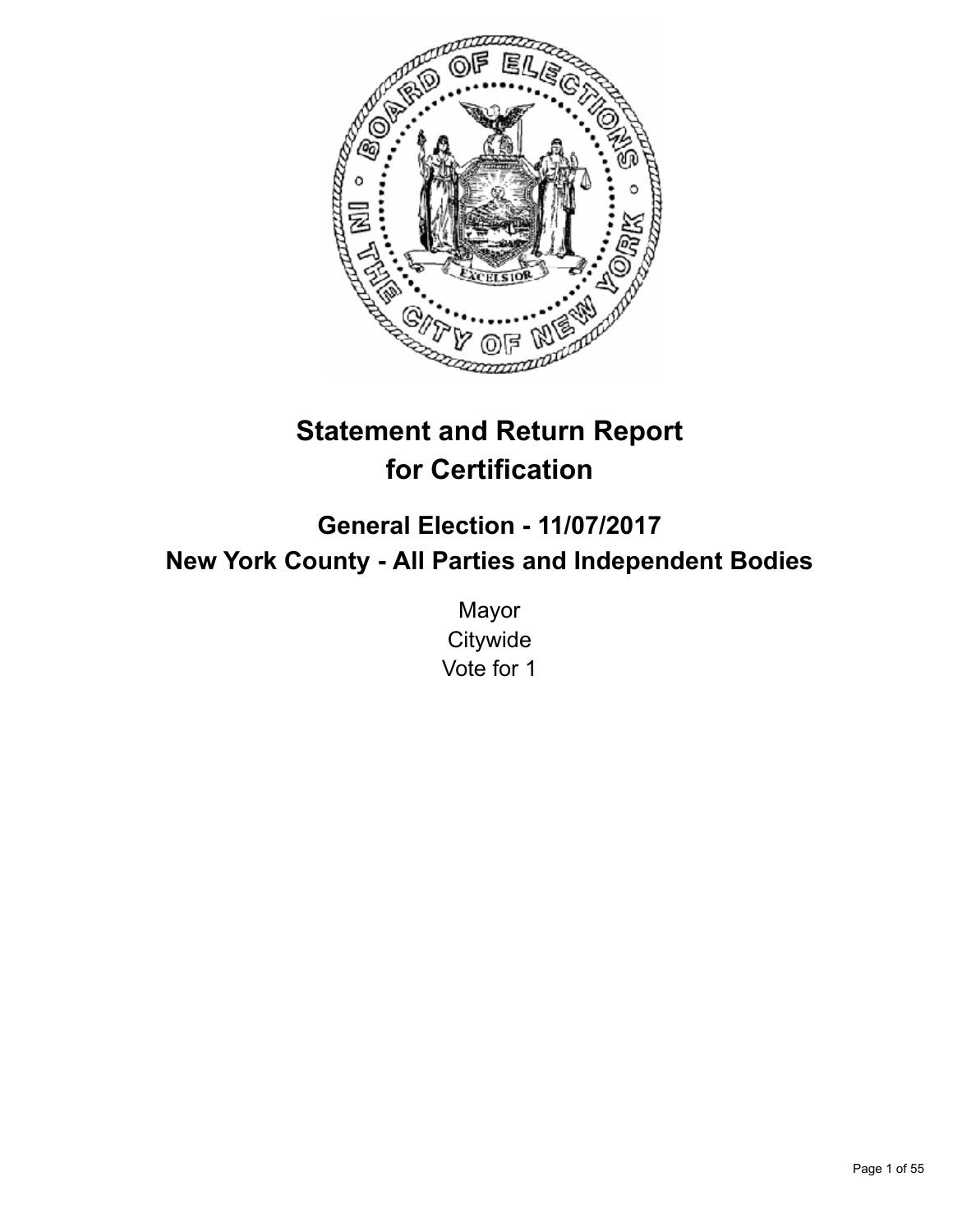# Statement and Return Report for Certification

## General Election - 11/07/2017

## New York County - All Parties and Independent Bodies

Mayor
Citywide
Vote for 1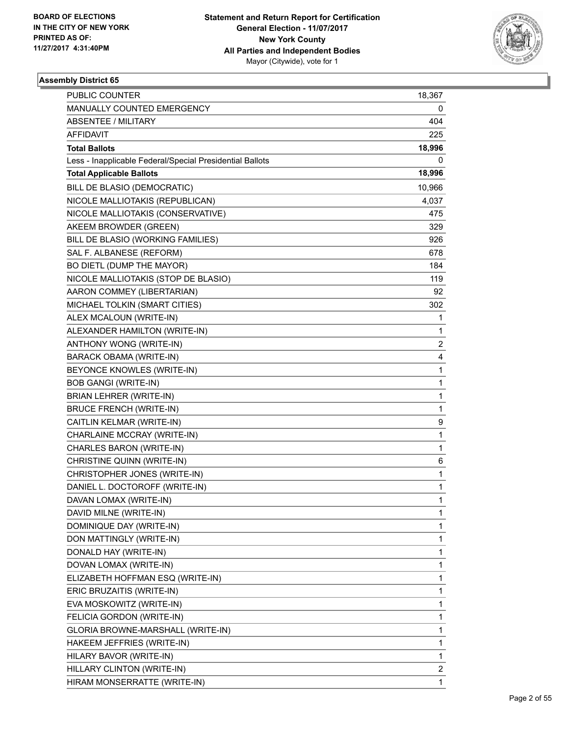BOARD OF ELECTIONS
IN THE CITY OF NEW YORK
PRINTED AS OF:
11/27/2017 4:31:40PM

**Statement and Return Report for Certification**
**General Election - 11/07/2017**
**New York County**
**All Parties and Independent Bodies**
Mayor (Citywide), vote for 1

## Assembly District 65

| | |
|---|---|
| PUBLIC COUNTER | 18,367 |
| MANUALLY COUNTED EMERGENCY | 0 |
| ABSENTEE / MILITARY | 404 |
| AFFIDAVIT | 225 |
| **Total Ballots** | **18,996** |
| Less - Inapplicable Federal/Special Presidential Ballots | 0 |
| **Total Applicable Ballots** | **18,996** |
| BILL DE BLASIO (DEMOCRATIC) | 10,966 |
| NICOLE MALLIOTAKIS (REPUBLICAN) | 4,037 |
| NICOLE MALLIOTAKIS (CONSERVATIVE) | 475 |
| AKEEM BROWDER (GREEN) | 329 |
| BILL DE BLASIO (WORKING FAMILIES) | 926 |
| SAL F. ALBANESE (REFORM) | 678 |
| BO DIETL (DUMP THE MAYOR) | 184 |
| NICOLE MALLIOTAKIS (STOP DE BLASIO) | 119 |
| AARON COMMEY (LIBERTARIAN) | 92 |
| MICHAEL TOLKIN (SMART CITIES) | 302 |
| ALEX MCALOUN (WRITE-IN) | 1 |
| ALEXANDER HAMILTON (WRITE-IN) | 1 |
| ANTHONY WONG (WRITE-IN) | 2 |
| BARACK OBAMA (WRITE-IN) | 4 |
| BEYONCE KNOWLES (WRITE-IN) | 1 |
| BOB GANGI (WRITE-IN) | 1 |
| BRIAN LEHRER (WRITE-IN) | 1 |
| BRUCE FRENCH (WRITE-IN) | 1 |
| CAITLIN KELMAR (WRITE-IN) | 9 |
| CHARLAINE MCCRAY (WRITE-IN) | 1 |
| CHARLES BARON (WRITE-IN) | 1 |
| CHRISTINE QUINN (WRITE-IN) | 6 |
| CHRISTOPHER JONES (WRITE-IN) | 1 |
| DANIEL L. DOCTOROFF (WRITE-IN) | 1 |
| DAVAN LOMAX (WRITE-IN) | 1 |
| DAVID MILNE (WRITE-IN) | 1 |
| DOMINIQUE DAY (WRITE-IN) | 1 |
| DON MATTINGLY (WRITE-IN) | 1 |
| DONALD HAY (WRITE-IN) | 1 |
| DOVAN LOMAX (WRITE-IN) | 1 |
| ELIZABETH HOFFMAN ESQ (WRITE-IN) | 1 |
| ERIC BRUZAITIS (WRITE-IN) | 1 |
| EVA MOSKOWITZ (WRITE-IN) | 1 |
| FELICIA GORDON (WRITE-IN) | 1 |
| GLORIA BROWNE-MARSHALL (WRITE-IN) | 1 |
| HAKEEM JEFFRIES (WRITE-IN) | 1 |
| HILARY BAVOR (WRITE-IN) | 1 |
| HILLARY CLINTON (WRITE-IN) | 2 |
| HIRAM MONSERRATTE (WRITE-IN) | 1 |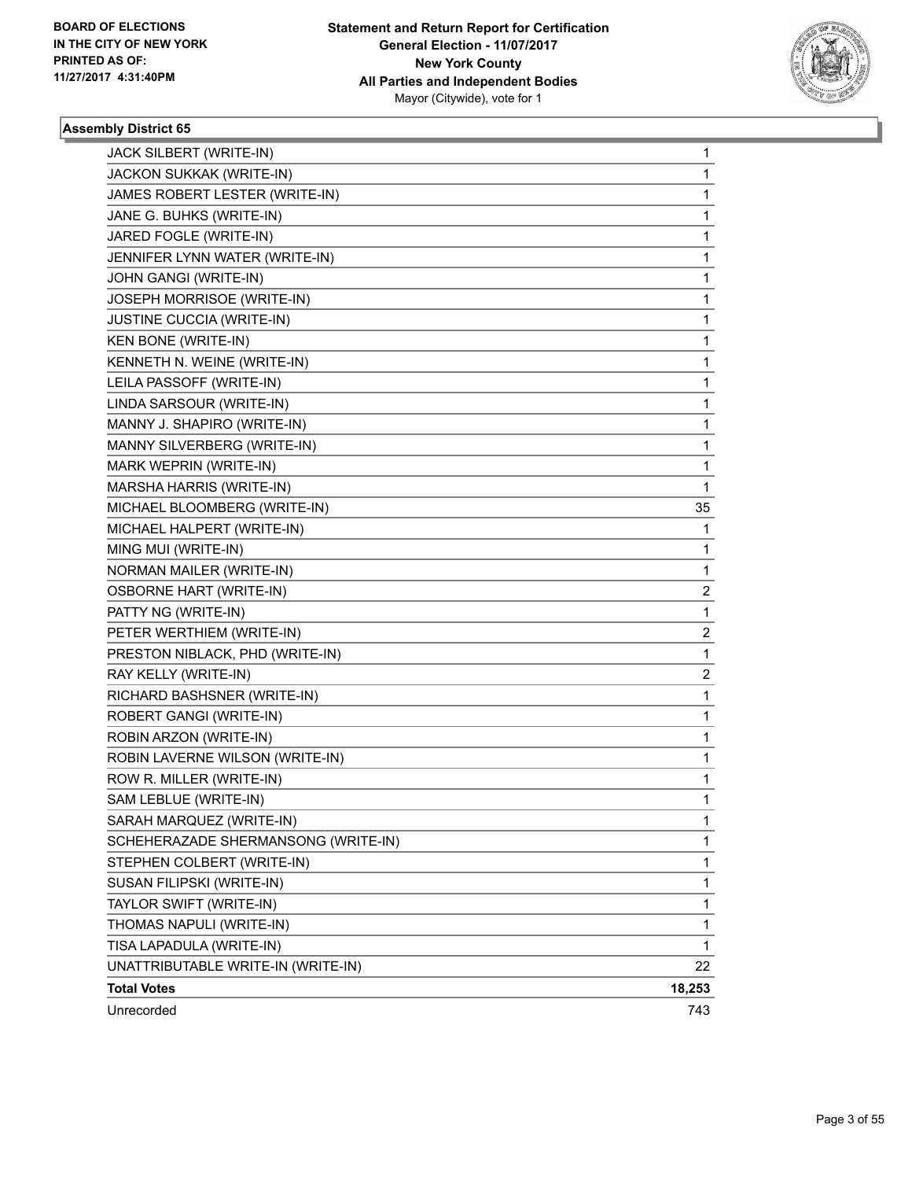**Statement and Return Report for Certification**
**General Election - 11/07/2017**
**New York County**
**All Parties and Independent Bodies**
Mayor (Citywide), vote for 1

BOARD OF ELECTIONS
IN THE CITY OF NEW YORK
PRINTED AS OF:
11/27/2017 4:31:40PM

### Assembly District 65

| | |
|---|---|
| JACK SILBERT (WRITE-IN) | 1 |
| JACKON SUKKAK (WRITE-IN) | 1 |
| JAMES ROBERT LESTER (WRITE-IN) | 1 |
| JANE G. BUHKS (WRITE-IN) | 1 |
| JARED FOGLE (WRITE-IN) | 1 |
| JENNIFER LYNN WATER (WRITE-IN) | 1 |
| JOHN GANGI (WRITE-IN) | 1 |
| JOSEPH MORRISOE (WRITE-IN) | 1 |
| JUSTINE CUCCIA (WRITE-IN) | 1 |
| KEN BONE (WRITE-IN) | 1 |
| KENNETH N. WEINE (WRITE-IN) | 1 |
| LEILA PASSOFF (WRITE-IN) | 1 |
| LINDA SARSOUR (WRITE-IN) | 1 |
| MANNY J. SHAPIRO (WRITE-IN) | 1 |
| MANNY SILVERBERG (WRITE-IN) | 1 |
| MARK WEPRIN (WRITE-IN) | 1 |
| MARSHA HARRIS (WRITE-IN) | 1 |
| MICHAEL BLOOMBERG (WRITE-IN) | 35 |
| MICHAEL HALPERT (WRITE-IN) | 1 |
| MING MUI (WRITE-IN) | 1 |
| NORMAN MAILER (WRITE-IN) | 1 |
| OSBORNE HART (WRITE-IN) | 2 |
| PATTY NG (WRITE-IN) | 1 |
| PETER WERTHIEM (WRITE-IN) | 2 |
| PRESTON NIBLACK, PHD (WRITE-IN) | 1 |
| RAY KELLY (WRITE-IN) | 2 |
| RICHARD BASHSNER (WRITE-IN) | 1 |
| ROBERT GANGI (WRITE-IN) | 1 |
| ROBIN ARZON (WRITE-IN) | 1 |
| ROBIN LAVERNE WILSON (WRITE-IN) | 1 |
| ROW R. MILLER (WRITE-IN) | 1 |
| SAM LEBLUE (WRITE-IN) | 1 |
| SARAH MARQUEZ (WRITE-IN) | 1 |
| SCHEHERAZADE SHERMANSONG (WRITE-IN) | 1 |
| STEPHEN COLBERT (WRITE-IN) | 1 |
| SUSAN FILIPSKI (WRITE-IN) | 1 |
| TAYLOR SWIFT (WRITE-IN) | 1 |
| THOMAS NAPULI (WRITE-IN) | 1 |
| TISA LAPADULA (WRITE-IN) | 1 |
| UNATTRIBUTABLE WRITE-IN (WRITE-IN) | 22 |
| **Total Votes** | **18,253** |
| Unrecorded | 743 |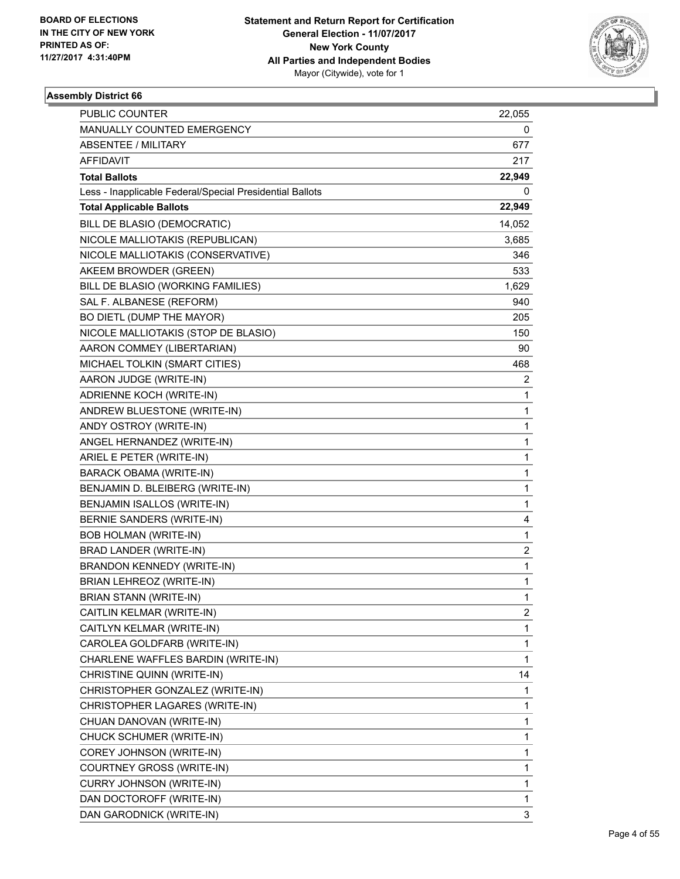**BOARD OF ELECTIONS IN THE CITY OF NEW YORK**
**PRINTED AS OF: 11/27/2017 4:31:40PM**

**Statement and Return Report for Certification**
**General Election - 11/07/2017**
**New York County**
**All Parties and Independent Bodies**
Mayor (Citywide), vote for 1

### Assembly District 66

| | |
|---|---|
| PUBLIC COUNTER | 22,055 |
| MANUALLY COUNTED EMERGENCY | 0 |
| ABSENTEE / MILITARY | 677 |
| AFFIDAVIT | 217 |
| **Total Ballots** | **22,949** |
| Less - Inapplicable Federal/Special Presidential Ballots | 0 |
| **Total Applicable Ballots** | **22,949** |
| BILL DE BLASIO (DEMOCRATIC) | 14,052 |
| NICOLE MALLIOTAKIS (REPUBLICAN) | 3,685 |
| NICOLE MALLIOTAKIS (CONSERVATIVE) | 346 |
| AKEEM BROWDER (GREEN) | 533 |
| BILL DE BLASIO (WORKING FAMILIES) | 1,629 |
| SAL F. ALBANESE (REFORM) | 940 |
| BO DIETL (DUMP THE MAYOR) | 205 |
| NICOLE MALLIOTAKIS (STOP DE BLASIO) | 150 |
| AARON COMMEY (LIBERTARIAN) | 90 |
| MICHAEL TOLKIN (SMART CITIES) | 468 |
| AARON JUDGE (WRITE-IN) | 2 |
| ADRIENNE KOCH (WRITE-IN) | 1 |
| ANDREW BLUESTONE (WRITE-IN) | 1 |
| ANDY OSTROY (WRITE-IN) | 1 |
| ANGEL HERNANDEZ (WRITE-IN) | 1 |
| ARIEL E PETER (WRITE-IN) | 1 |
| BARACK OBAMA (WRITE-IN) | 1 |
| BENJAMIN D. BLEIBERG (WRITE-IN) | 1 |
| BENJAMIN ISALLOS (WRITE-IN) | 1 |
| BERNIE SANDERS (WRITE-IN) | 4 |
| BOB HOLMAN (WRITE-IN) | 1 |
| BRAD LANDER (WRITE-IN) | 2 |
| BRANDON KENNEDY (WRITE-IN) | 1 |
| BRIAN LEHREOZ (WRITE-IN) | 1 |
| BRIAN STANN (WRITE-IN) | 1 |
| CAITLIN KELMAR (WRITE-IN) | 2 |
| CAITLYN KELMAR (WRITE-IN) | 1 |
| CAROLEA GOLDFARB (WRITE-IN) | 1 |
| CHARLENE WAFFLES BARDIN (WRITE-IN) | 1 |
| CHRISTINE QUINN (WRITE-IN) | 14 |
| CHRISTOPHER GONZALEZ (WRITE-IN) | 1 |
| CHRISTOPHER LAGARES (WRITE-IN) | 1 |
| CHUAN DANOVAN (WRITE-IN) | 1 |
| CHUCK SCHUMER (WRITE-IN) | 1 |
| COREY JOHNSON (WRITE-IN) | 1 |
| COURTNEY GROSS (WRITE-IN) | 1 |
| CURRY JOHNSON (WRITE-IN) | 1 |
| DAN DOCTOROFF (WRITE-IN) | 1 |
| DAN GARODNICK (WRITE-IN) | 3 |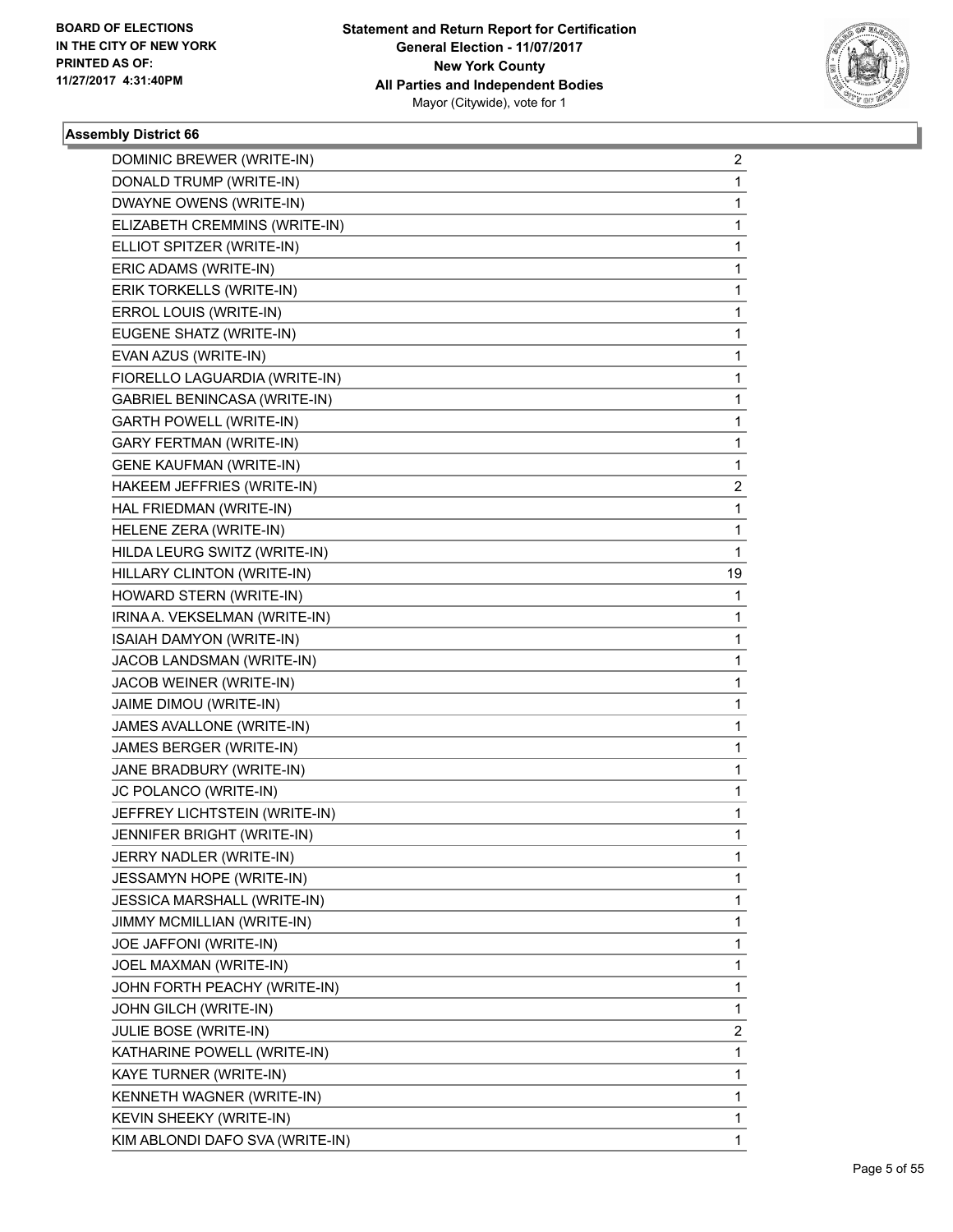**BOARD OF ELECTIONS IN THE CITY OF NEW YORK PRINTED AS OF: 11/27/2017 4:31:40PM**

**Statement and Return Report for Certification General Election - 11/07/2017 New York County All Parties and Independent Bodies** Mayor (Citywide), vote for 1

### Assembly District 66

| | |
|---|---|
| DOMINIC BREWER (WRITE-IN) | 2 |
| DONALD TRUMP (WRITE-IN) | 1 |
| DWAYNE OWENS (WRITE-IN) | 1 |
| ELIZABETH CREMMINS (WRITE-IN) | 1 |
| ELLIOT SPITZER (WRITE-IN) | 1 |
| ERIC ADAMS (WRITE-IN) | 1 |
| ERIK TORKELLS (WRITE-IN) | 1 |
| ERROL LOUIS (WRITE-IN) | 1 |
| EUGENE SHATZ (WRITE-IN) | 1 |
| EVAN AZUS (WRITE-IN) | 1 |
| FIORELLO LAGUARDIA (WRITE-IN) | 1 |
| GABRIEL BENINCASA (WRITE-IN) | 1 |
| GARTH POWELL (WRITE-IN) | 1 |
| GARY FERTMAN (WRITE-IN) | 1 |
| GENE KAUFMAN (WRITE-IN) | 1 |
| HAKEEM JEFFRIES (WRITE-IN) | 2 |
| HAL FRIEDMAN (WRITE-IN) | 1 |
| HELENE ZERA (WRITE-IN) | 1 |
| HILDA LEURG SWITZ (WRITE-IN) | 1 |
| HILLARY CLINTON (WRITE-IN) | 19 |
| HOWARD STERN (WRITE-IN) | 1 |
| IRINA A. VEKSELMAN (WRITE-IN) | 1 |
| ISAIAH DAMYON (WRITE-IN) | 1 |
| JACOB LANDSMAN (WRITE-IN) | 1 |
| JACOB WEINER (WRITE-IN) | 1 |
| JAIME DIMOU (WRITE-IN) | 1 |
| JAMES AVALLONE (WRITE-IN) | 1 |
| JAMES BERGER (WRITE-IN) | 1 |
| JANE BRADBURY (WRITE-IN) | 1 |
| JC POLANCO (WRITE-IN) | 1 |
| JEFFREY LICHTSTEIN (WRITE-IN) | 1 |
| JENNIFER BRIGHT (WRITE-IN) | 1 |
| JERRY NADLER (WRITE-IN) | 1 |
| JESSAMYN HOPE (WRITE-IN) | 1 |
| JESSICA MARSHALL (WRITE-IN) | 1 |
| JIMMY MCMILLIAN (WRITE-IN) | 1 |
| JOE JAFFONI (WRITE-IN) | 1 |
| JOEL MAXMAN (WRITE-IN) | 1 |
| JOHN FORTH PEACHY (WRITE-IN) | 1 |
| JOHN GILCH (WRITE-IN) | 1 |
| JULIE BOSE (WRITE-IN) | 2 |
| KATHARINE POWELL (WRITE-IN) | 1 |
| KAYE TURNER (WRITE-IN) | 1 |
| KENNETH WAGNER (WRITE-IN) | 1 |
| KEVIN SHEEKY (WRITE-IN) | 1 |
| KIM ABLONDI DAFO SVA (WRITE-IN) | 1 |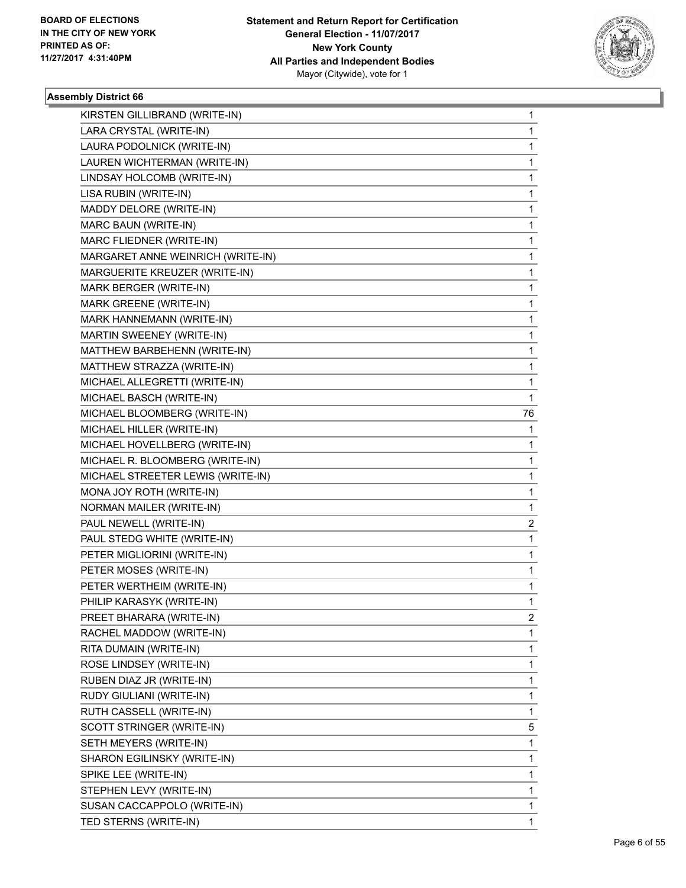**Statement and Return Report for Certification**
**General Election - 11/07/2017**
**New York County**
**All Parties and Independent Bodies**
Mayor (Citywide), vote for 1

BOARD OF ELECTIONS
IN THE CITY OF NEW YORK
PRINTED AS OF:
11/27/2017 4:31:40PM

### Assembly District 66

| Candidate | Votes |
|---|---|
| KIRSTEN GILLIBRAND (WRITE-IN) | 1 |
| LARA CRYSTAL (WRITE-IN) | 1 |
| LAURA PODOLNICK (WRITE-IN) | 1 |
| LAUREN WICHTERMAN (WRITE-IN) | 1 |
| LINDSAY HOLCOMB (WRITE-IN) | 1 |
| LISA RUBIN (WRITE-IN) | 1 |
| MADDY DELORE (WRITE-IN) | 1 |
| MARC BAUN (WRITE-IN) | 1 |
| MARC FLIEDNER (WRITE-IN) | 1 |
| MARGARET ANNE WEINRICH (WRITE-IN) | 1 |
| MARGUERITE KREUZER (WRITE-IN) | 1 |
| MARK BERGER (WRITE-IN) | 1 |
| MARK GREENE (WRITE-IN) | 1 |
| MARK HANNEMANN (WRITE-IN) | 1 |
| MARTIN SWEENEY (WRITE-IN) | 1 |
| MATTHEW BARBEHENN (WRITE-IN) | 1 |
| MATTHEW STRAZZA (WRITE-IN) | 1 |
| MICHAEL ALLEGRETTI (WRITE-IN) | 1 |
| MICHAEL BASCH (WRITE-IN) | 1 |
| MICHAEL BLOOMBERG (WRITE-IN) | 76 |
| MICHAEL HILLER (WRITE-IN) | 1 |
| MICHAEL HOVELLBERG (WRITE-IN) | 1 |
| MICHAEL R. BLOOMBERG (WRITE-IN) | 1 |
| MICHAEL STREETER LEWIS (WRITE-IN) | 1 |
| MONA JOY ROTH (WRITE-IN) | 1 |
| NORMAN MAILER (WRITE-IN) | 1 |
| PAUL NEWELL (WRITE-IN) | 2 |
| PAUL STEDG WHITE (WRITE-IN) | 1 |
| PETER MIGLIORINI (WRITE-IN) | 1 |
| PETER MOSES (WRITE-IN) | 1 |
| PETER WERTHEIM (WRITE-IN) | 1 |
| PHILIP KARASYK (WRITE-IN) | 1 |
| PREET BHARARA (WRITE-IN) | 2 |
| RACHEL MADDOW (WRITE-IN) | 1 |
| RITA DUMAIN (WRITE-IN) | 1 |
| ROSE LINDSEY (WRITE-IN) | 1 |
| RUBEN DIAZ JR (WRITE-IN) | 1 |
| RUDY GIULIANI (WRITE-IN) | 1 |
| RUTH CASSELL (WRITE-IN) | 1 |
| SCOTT STRINGER (WRITE-IN) | 5 |
| SETH MEYERS (WRITE-IN) | 1 |
| SHARON EGILINSKY (WRITE-IN) | 1 |
| SPIKE LEE (WRITE-IN) | 1 |
| STEPHEN LEVY (WRITE-IN) | 1 |
| SUSAN CACCAPPOLO (WRITE-IN) | 1 |
| TED STERNS (WRITE-IN) | 1 |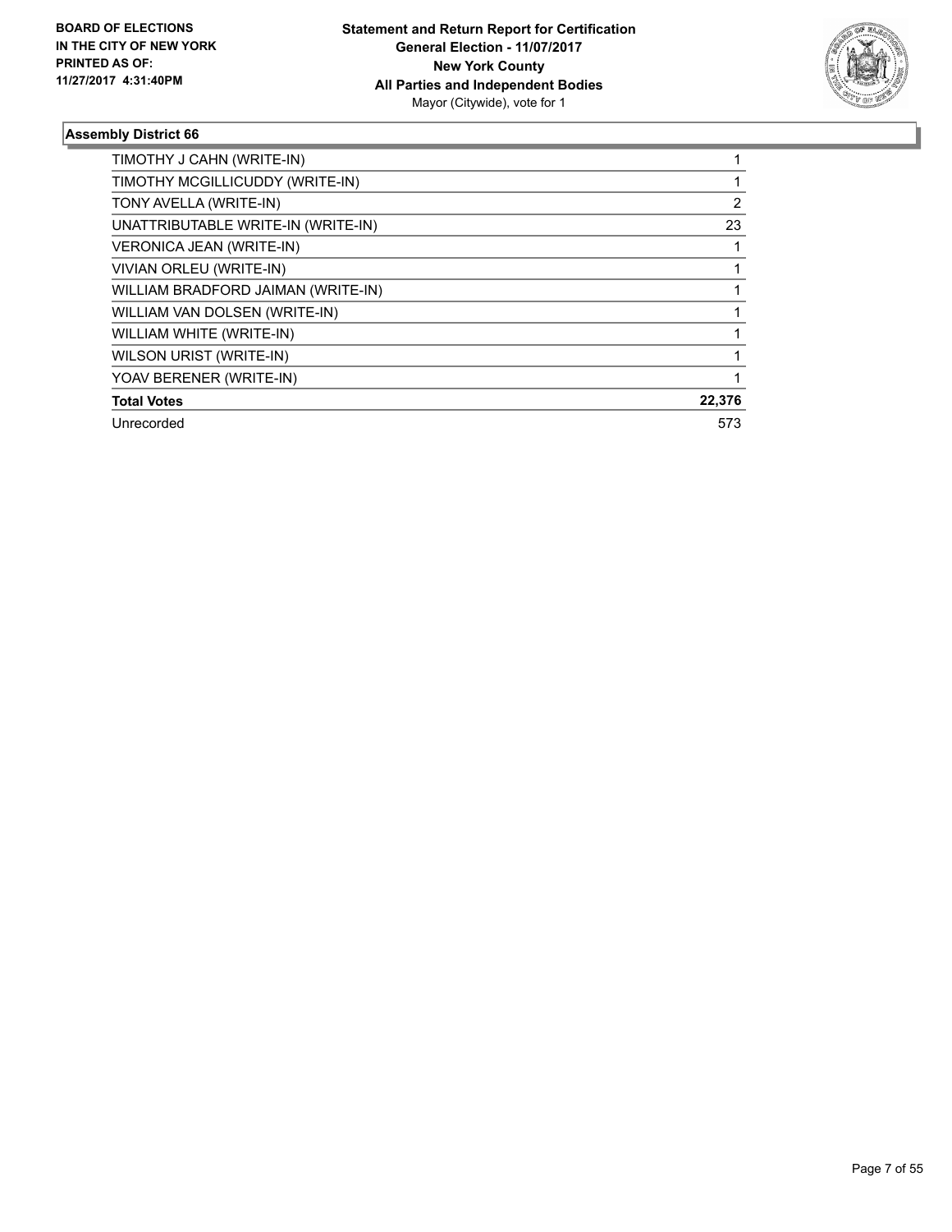**BOARD OF ELECTIONS IN THE CITY OF NEW YORK PRINTED AS OF: 11/27/2017 4:31:40PM**

**Statement and Return Report for Certification**
**General Election - 11/07/2017**
**New York County**
**All Parties and Independent Bodies**
Mayor (Citywide), vote for 1

### Assembly District 66

| | |
|---|---|
| TIMOTHY J CAHN (WRITE-IN) | 1 |
| TIMOTHY MCGILLICUDDY (WRITE-IN) | 1 |
| TONY AVELLA (WRITE-IN) | 2 |
| UNATTRIBUTABLE WRITE-IN (WRITE-IN) | 23 |
| VERONICA JEAN (WRITE-IN) | 1 |
| VIVIAN ORLEU (WRITE-IN) | 1 |
| WILLIAM BRADFORD JAIMAN (WRITE-IN) | 1 |
| WILLIAM VAN DOLSEN (WRITE-IN) | 1 |
| WILLIAM WHITE (WRITE-IN) | 1 |
| WILSON URIST (WRITE-IN) | 1 |
| YOAV BERENER (WRITE-IN) | 1 |
| **Total Votes** | **22,376** |
| Unrecorded | 573 |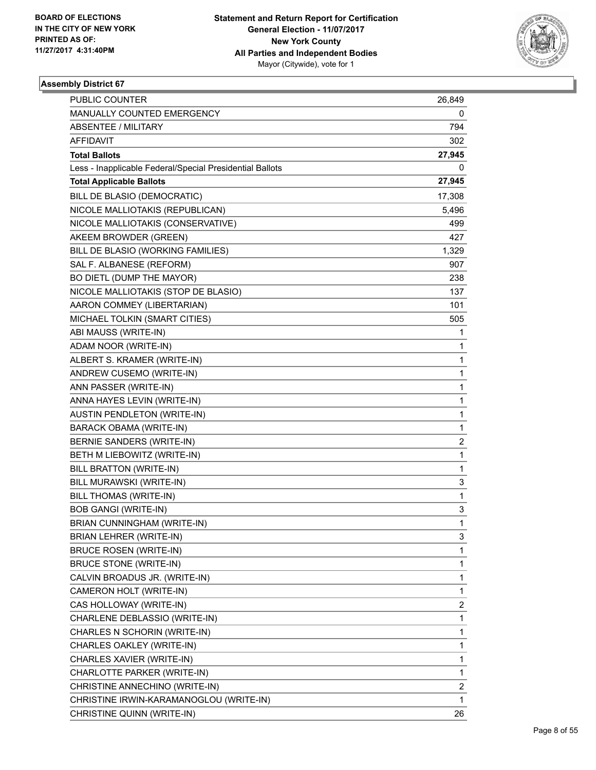BOARD OF ELECTIONS
IN THE CITY OF NEW YORK
PRINTED AS OF:
11/27/2017 4:31:40PM

**Statement and Return Report for Certification**
**General Election - 11/07/2017**
**New York County**
**All Parties and Independent Bodies**
Mayor (Citywide), vote for 1

### Assembly District 67

| | |
|---|---|
| PUBLIC COUNTER | 26,849 |
| MANUALLY COUNTED EMERGENCY | 0 |
| ABSENTEE / MILITARY | 794 |
| AFFIDAVIT | 302 |
| **Total Ballots** | **27,945** |
| Less - Inapplicable Federal/Special Presidential Ballots | 0 |
| **Total Applicable Ballots** | **27,945** |
| BILL DE BLASIO (DEMOCRATIC) | 17,308 |
| NICOLE MALLIOTAKIS (REPUBLICAN) | 5,496 |
| NICOLE MALLIOTAKIS (CONSERVATIVE) | 499 |
| AKEEM BROWDER (GREEN) | 427 |
| BILL DE BLASIO (WORKING FAMILIES) | 1,329 |
| SAL F. ALBANESE (REFORM) | 907 |
| BO DIETL (DUMP THE MAYOR) | 238 |
| NICOLE MALLIOTAKIS (STOP DE BLASIO) | 137 |
| AARON COMMEY (LIBERTARIAN) | 101 |
| MICHAEL TOLKIN (SMART CITIES) | 505 |
| ABI MAUSS (WRITE-IN) | 1 |
| ADAM NOOR (WRITE-IN) | 1 |
| ALBERT S. KRAMER (WRITE-IN) | 1 |
| ANDREW CUSEMO (WRITE-IN) | 1 |
| ANN PASSER (WRITE-IN) | 1 |
| ANNA HAYES LEVIN (WRITE-IN) | 1 |
| AUSTIN PENDLETON (WRITE-IN) | 1 |
| BARACK OBAMA (WRITE-IN) | 1 |
| BERNIE SANDERS (WRITE-IN) | 2 |
| BETH M LIEBOWITZ (WRITE-IN) | 1 |
| BILL BRATTON (WRITE-IN) | 1 |
| BILL MURAWSKI (WRITE-IN) | 3 |
| BILL THOMAS (WRITE-IN) | 1 |
| BOB GANGI (WRITE-IN) | 3 |
| BRIAN CUNNINGHAM (WRITE-IN) | 1 |
| BRIAN LEHRER (WRITE-IN) | 3 |
| BRUCE ROSEN (WRITE-IN) | 1 |
| BRUCE STONE (WRITE-IN) | 1 |
| CALVIN BROADUS JR. (WRITE-IN) | 1 |
| CAMERON HOLT (WRITE-IN) | 1 |
| CAS HOLLOWAY (WRITE-IN) | 2 |
| CHARLENE DEBLASSIO (WRITE-IN) | 1 |
| CHARLES N SCHORIN (WRITE-IN) | 1 |
| CHARLES OAKLEY (WRITE-IN) | 1 |
| CHARLES XAVIER (WRITE-IN) | 1 |
| CHARLOTTE PARKER (WRITE-IN) | 1 |
| CHRISTINE ANNECHINO (WRITE-IN) | 2 |
| CHRISTINE IRWIN-KARAMANOGLOU (WRITE-IN) | 1 |
| CHRISTINE QUINN (WRITE-IN) | 26 |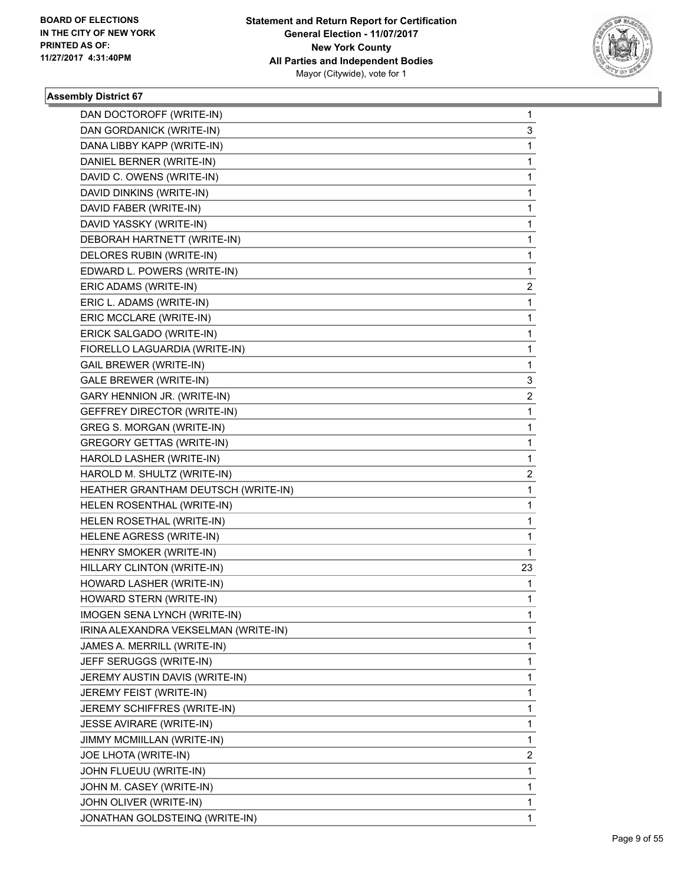**BOARD OF ELECTIONS IN THE CITY OF NEW YORK PRINTED AS OF: 11/27/2017 4:31:40PM**

**Statement and Return Report for Certification General Election - 11/07/2017 New York County All Parties and Independent Bodies** Mayor (Citywide), vote for 1

### Assembly District 67

| | |
|---|---|
| DAN DOCTOROFF (WRITE-IN) | 1 |
| DAN GORDANICK (WRITE-IN) | 3 |
| DANA LIBBY KAPP (WRITE-IN) | 1 |
| DANIEL BERNER (WRITE-IN) | 1 |
| DAVID C. OWENS (WRITE-IN) | 1 |
| DAVID DINKINS (WRITE-IN) | 1 |
| DAVID FABER (WRITE-IN) | 1 |
| DAVID YASSKY (WRITE-IN) | 1 |
| DEBORAH HARTNETT (WRITE-IN) | 1 |
| DELORES RUBIN (WRITE-IN) | 1 |
| EDWARD L. POWERS (WRITE-IN) | 1 |
| ERIC ADAMS (WRITE-IN) | 2 |
| ERIC L. ADAMS (WRITE-IN) | 1 |
| ERIC MCCLARE (WRITE-IN) | 1 |
| ERICK SALGADO (WRITE-IN) | 1 |
| FIORELLO LAGUARDIA (WRITE-IN) | 1 |
| GAIL BREWER (WRITE-IN) | 1 |
| GALE BREWER (WRITE-IN) | 3 |
| GARY HENNION JR. (WRITE-IN) | 2 |
| GEFFREY DIRECTOR (WRITE-IN) | 1 |
| GREG S. MORGAN (WRITE-IN) | 1 |
| GREGORY GETTAS (WRITE-IN) | 1 |
| HAROLD LASHER (WRITE-IN) | 1 |
| HAROLD M. SHULTZ (WRITE-IN) | 2 |
| HEATHER GRANTHAM DEUTSCH (WRITE-IN) | 1 |
| HELEN ROSENTHAL (WRITE-IN) | 1 |
| HELEN ROSETHAL (WRITE-IN) | 1 |
| HELENE AGRESS (WRITE-IN) | 1 |
| HENRY SMOKER (WRITE-IN) | 1 |
| HILLARY CLINTON (WRITE-IN) | 23 |
| HOWARD LASHER (WRITE-IN) | 1 |
| HOWARD STERN (WRITE-IN) | 1 |
| IMOGEN SENA LYNCH (WRITE-IN) | 1 |
| IRINA ALEXANDRA VEKSELMAN (WRITE-IN) | 1 |
| JAMES A. MERRILL (WRITE-IN) | 1 |
| JEFF SERUGGS (WRITE-IN) | 1 |
| JEREMY AUSTIN DAVIS (WRITE-IN) | 1 |
| JEREMY FEIST (WRITE-IN) | 1 |
| JEREMY SCHIFFRES (WRITE-IN) | 1 |
| JESSE AVIRARE (WRITE-IN) | 1 |
| JIMMY MCMIILLAN (WRITE-IN) | 1 |
| JOE LHOTA (WRITE-IN) | 2 |
| JOHN FLUEUU (WRITE-IN) | 1 |
| JOHN M. CASEY (WRITE-IN) | 1 |
| JOHN OLIVER (WRITE-IN) | 1 |
| JONATHAN GOLDSTEINQ (WRITE-IN) | 1 |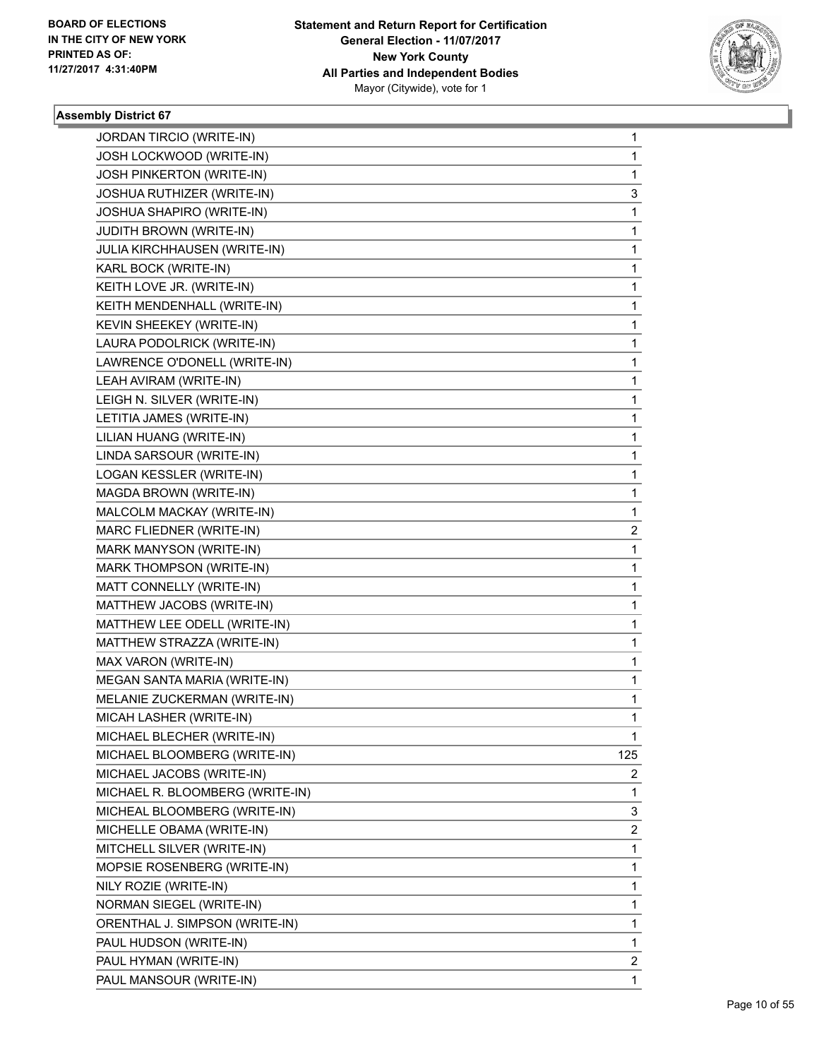**BOARD OF ELECTIONS IN THE CITY OF NEW YORK PRINTED AS OF: 11/27/2017 4:31:40PM**

**Statement and Return Report for Certification**
**General Election - 11/07/2017**
**New York County**
**All Parties and Independent Bodies**
Mayor (Citywide), vote for 1

### Assembly District 67

| | |
|---|---|
| JORDAN TIRCIO (WRITE-IN) | 1 |
| JOSH LOCKWOOD (WRITE-IN) | 1 |
| JOSH PINKERTON (WRITE-IN) | 1 |
| JOSHUA RUTHIZER (WRITE-IN) | 3 |
| JOSHUA SHAPIRO (WRITE-IN) | 1 |
| JUDITH BROWN (WRITE-IN) | 1 |
| JULIA KIRCHHAUSEN (WRITE-IN) | 1 |
| KARL BOCK (WRITE-IN) | 1 |
| KEITH LOVE JR. (WRITE-IN) | 1 |
| KEITH MENDENHALL (WRITE-IN) | 1 |
| KEVIN SHEEKEY (WRITE-IN) | 1 |
| LAURA PODOLRICK (WRITE-IN) | 1 |
| LAWRENCE O'DONELL (WRITE-IN) | 1 |
| LEAH AVIRAM (WRITE-IN) | 1 |
| LEIGH N. SILVER (WRITE-IN) | 1 |
| LETITIA JAMES (WRITE-IN) | 1 |
| LILIAN HUANG (WRITE-IN) | 1 |
| LINDA SARSOUR (WRITE-IN) | 1 |
| LOGAN KESSLER (WRITE-IN) | 1 |
| MAGDA BROWN (WRITE-IN) | 1 |
| MALCOLM MACKAY (WRITE-IN) | 1 |
| MARC FLIEDNER (WRITE-IN) | 2 |
| MARK MANYSON (WRITE-IN) | 1 |
| MARK THOMPSON (WRITE-IN) | 1 |
| MATT CONNELLY (WRITE-IN) | 1 |
| MATTHEW JACOBS (WRITE-IN) | 1 |
| MATTHEW LEE ODELL (WRITE-IN) | 1 |
| MATTHEW STRAZZA (WRITE-IN) | 1 |
| MAX VARON (WRITE-IN) | 1 |
| MEGAN SANTA MARIA (WRITE-IN) | 1 |
| MELANIE ZUCKERMAN (WRITE-IN) | 1 |
| MICAH LASHER (WRITE-IN) | 1 |
| MICHAEL BLECHER (WRITE-IN) | 1 |
| MICHAEL BLOOMBERG (WRITE-IN) | 125 |
| MICHAEL JACOBS (WRITE-IN) | 2 |
| MICHAEL R. BLOOMBERG (WRITE-IN) | 1 |
| MICHEAL BLOOMBERG (WRITE-IN) | 3 |
| MICHELLE OBAMA (WRITE-IN) | 2 |
| MITCHELL SILVER (WRITE-IN) | 1 |
| MOPSIE ROSENBERG (WRITE-IN) | 1 |
| NILY ROZIE (WRITE-IN) | 1 |
| NORMAN SIEGEL (WRITE-IN) | 1 |
| ORENTHAL J. SIMPSON (WRITE-IN) | 1 |
| PAUL HUDSON (WRITE-IN) | 1 |
| PAUL HYMAN (WRITE-IN) | 2 |
| PAUL MANSOUR (WRITE-IN) | 1 |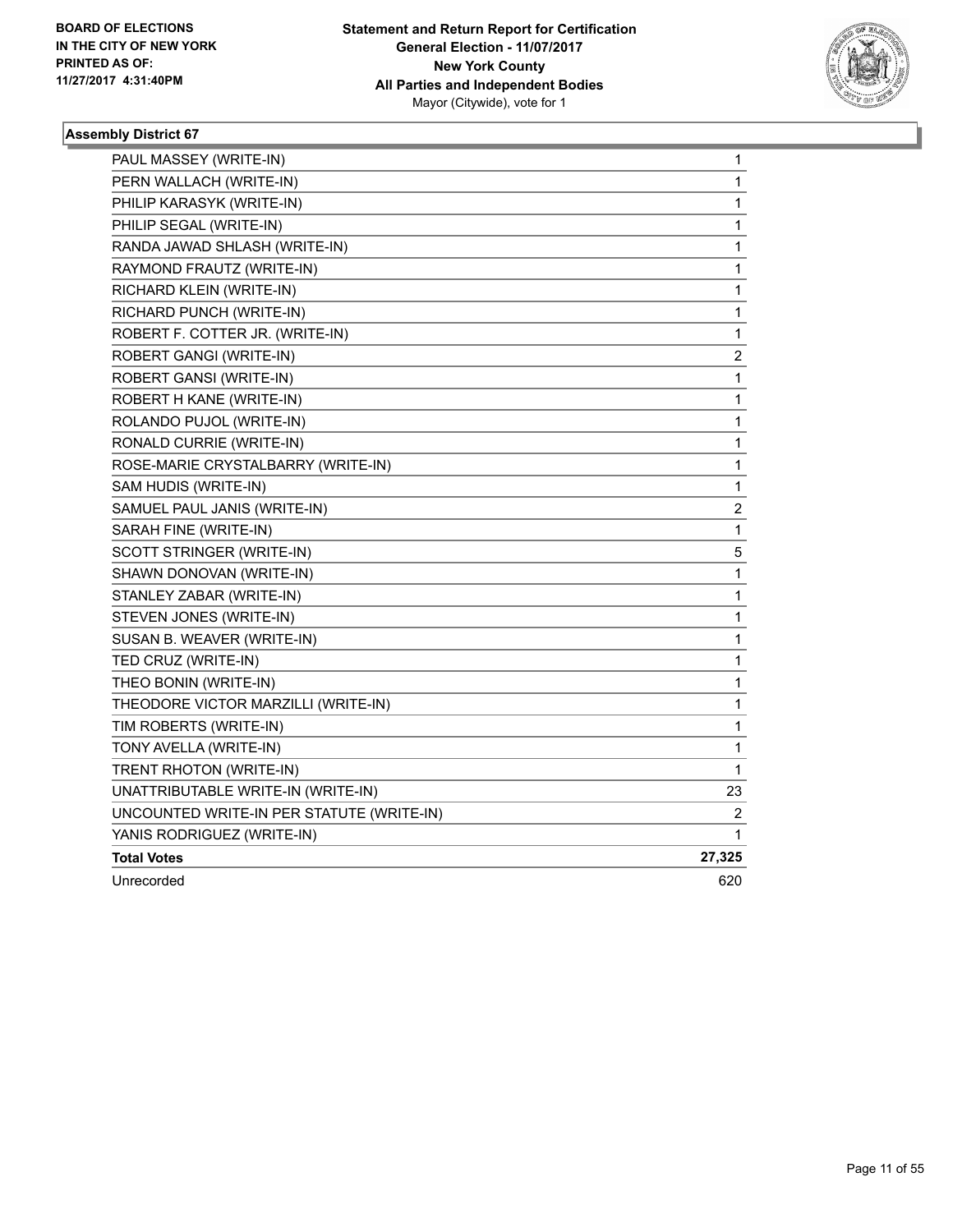**BOARD OF ELECTIONS IN THE CITY OF NEW YORK PRINTED AS OF: 11/27/2017 4:31:40PM**

**Statement and Return Report for Certification General Election - 11/07/2017 New York County All Parties and Independent Bodies**
Mayor (Citywide), vote for 1

### Assembly District 67

| Candidate | Votes |
|---|---|
| PAUL MASSEY (WRITE-IN) | 1 |
| PERN WALLACH (WRITE-IN) | 1 |
| PHILIP KARASYK (WRITE-IN) | 1 |
| PHILIP SEGAL (WRITE-IN) | 1 |
| RANDA JAWAD SHLASH (WRITE-IN) | 1 |
| RAYMOND FRAUTZ (WRITE-IN) | 1 |
| RICHARD KLEIN (WRITE-IN) | 1 |
| RICHARD PUNCH (WRITE-IN) | 1 |
| ROBERT F. COTTER JR. (WRITE-IN) | 1 |
| ROBERT GANGI (WRITE-IN) | 2 |
| ROBERT GANSI (WRITE-IN) | 1 |
| ROBERT H KANE (WRITE-IN) | 1 |
| ROLANDO PUJOL (WRITE-IN) | 1 |
| RONALD CURRIE (WRITE-IN) | 1 |
| ROSE-MARIE CRYSTALBARRY (WRITE-IN) | 1 |
| SAM HUDIS (WRITE-IN) | 1 |
| SAMUEL PAUL JANIS (WRITE-IN) | 2 |
| SARAH FINE (WRITE-IN) | 1 |
| SCOTT STRINGER (WRITE-IN) | 5 |
| SHAWN DONOVAN (WRITE-IN) | 1 |
| STANLEY ZABAR (WRITE-IN) | 1 |
| STEVEN JONES (WRITE-IN) | 1 |
| SUSAN B. WEAVER (WRITE-IN) | 1 |
| TED CRUZ (WRITE-IN) | 1 |
| THEO BONIN (WRITE-IN) | 1 |
| THEODORE VICTOR MARZILLI (WRITE-IN) | 1 |
| TIM ROBERTS (WRITE-IN) | 1 |
| TONY AVELLA (WRITE-IN) | 1 |
| TRENT RHOTON (WRITE-IN) | 1 |
| UNATTRIBUTABLE WRITE-IN (WRITE-IN) | 23 |
| UNCOUNTED WRITE-IN PER STATUTE (WRITE-IN) | 2 |
| YANIS RODRIGUEZ (WRITE-IN) | 1 |
| **Total Votes** | **27,325** |
| Unrecorded | 620 |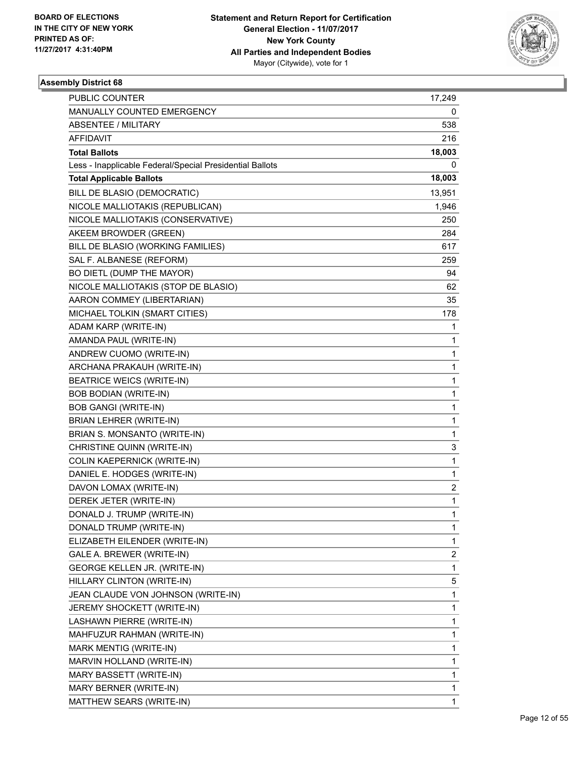**BOARD OF ELECTIONS IN THE CITY OF NEW YORK PRINTED AS OF: 11/27/2017 4:31:40PM**

**Statement and Return Report for Certification**
**General Election - 11/07/2017**
**New York County**
**All Parties and Independent Bodies**
Mayor (Citywide), vote for 1

### Assembly District 68

| | |
|---|---|
| PUBLIC COUNTER | 17,249 |
| MANUALLY COUNTED EMERGENCY | 0 |
| ABSENTEE / MILITARY | 538 |
| AFFIDAVIT | 216 |
| **Total Ballots** | **18,003** |
| Less - Inapplicable Federal/Special Presidential Ballots | 0 |
| **Total Applicable Ballots** | **18,003** |
| BILL DE BLASIO (DEMOCRATIC) | 13,951 |
| NICOLE MALLIOTAKIS (REPUBLICAN) | 1,946 |
| NICOLE MALLIOTAKIS (CONSERVATIVE) | 250 |
| AKEEM BROWDER (GREEN) | 284 |
| BILL DE BLASIO (WORKING FAMILIES) | 617 |
| SAL F. ALBANESE (REFORM) | 259 |
| BO DIETL (DUMP THE MAYOR) | 94 |
| NICOLE MALLIOTAKIS (STOP DE BLASIO) | 62 |
| AARON COMMEY (LIBERTARIAN) | 35 |
| MICHAEL TOLKIN (SMART CITIES) | 178 |
| ADAM KARP (WRITE-IN) | 1 |
| AMANDA PAUL (WRITE-IN) | 1 |
| ANDREW CUOMO (WRITE-IN) | 1 |
| ARCHANA PRAKAUH (WRITE-IN) | 1 |
| BEATRICE WEICS (WRITE-IN) | 1 |
| BOB BODIAN (WRITE-IN) | 1 |
| BOB GANGI (WRITE-IN) | 1 |
| BRIAN LEHRER (WRITE-IN) | 1 |
| BRIAN S. MONSANTO (WRITE-IN) | 1 |
| CHRISTINE QUINN (WRITE-IN) | 3 |
| COLIN KAEPERNICK (WRITE-IN) | 1 |
| DANIEL E. HODGES (WRITE-IN) | 1 |
| DAVON LOMAX (WRITE-IN) | 2 |
| DEREK JETER (WRITE-IN) | 1 |
| DONALD J. TRUMP (WRITE-IN) | 1 |
| DONALD TRUMP (WRITE-IN) | 1 |
| ELIZABETH EILENDER (WRITE-IN) | 1 |
| GALE A. BREWER (WRITE-IN) | 2 |
| GEORGE KELLEN JR. (WRITE-IN) | 1 |
| HILLARY CLINTON (WRITE-IN) | 5 |
| JEAN CLAUDE VON JOHNSON (WRITE-IN) | 1 |
| JEREMY SHOCKETT (WRITE-IN) | 1 |
| LASHAWN PIERRE (WRITE-IN) | 1 |
| MAHFUZUR RAHMAN (WRITE-IN) | 1 |
| MARK MENTIG (WRITE-IN) | 1 |
| MARVIN HOLLAND (WRITE-IN) | 1 |
| MARY BASSETT (WRITE-IN) | 1 |
| MARY BERNER (WRITE-IN) | 1 |
| MATTHEW SEARS (WRITE-IN) | 1 |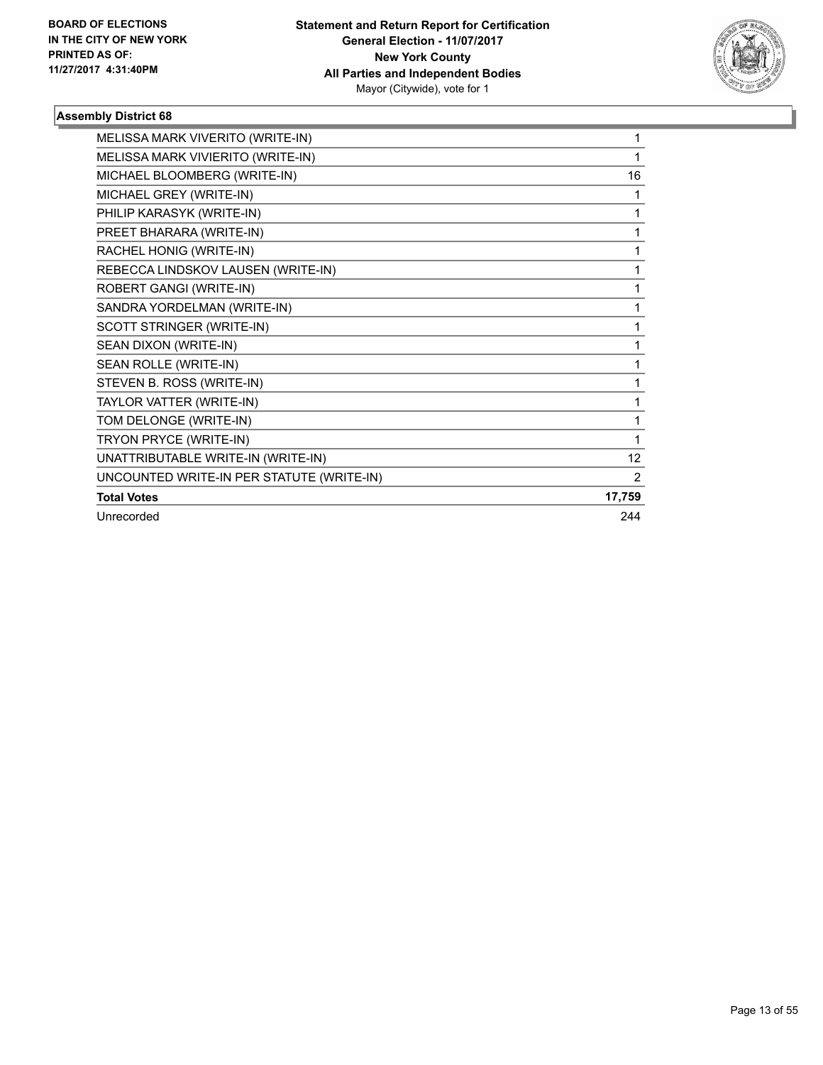BOARD OF ELECTIONS
IN THE CITY OF NEW YORK
PRINTED AS OF:
11/27/2017 4:31:40PM

**Statement and Return Report for Certification**
**General Election - 11/07/2017**
**New York County**
**All Parties and Independent Bodies**
Mayor (Citywide), vote for 1

### Assembly District 68

| Candidate | Votes |
|---|---|
| MELISSA MARK VIVERITO (WRITE-IN) | 1 |
| MELISSA MARK VIVIERITO (WRITE-IN) | 1 |
| MICHAEL BLOOMBERG (WRITE-IN) | 16 |
| MICHAEL GREY (WRITE-IN) | 1 |
| PHILIP KARASYK (WRITE-IN) | 1 |
| PREET BHARARA (WRITE-IN) | 1 |
| RACHEL HONIG (WRITE-IN) | 1 |
| REBECCA LINDSKOV LAUSEN (WRITE-IN) | 1 |
| ROBERT GANGI (WRITE-IN) | 1 |
| SANDRA YORDELMAN (WRITE-IN) | 1 |
| SCOTT STRINGER (WRITE-IN) | 1 |
| SEAN DIXON (WRITE-IN) | 1 |
| SEAN ROLLE (WRITE-IN) | 1 |
| STEVEN B. ROSS (WRITE-IN) | 1 |
| TAYLOR VATTER (WRITE-IN) | 1 |
| TOM DELONGE (WRITE-IN) | 1 |
| TRYON PRYCE (WRITE-IN) | 1 |
| UNATTRIBUTABLE WRITE-IN (WRITE-IN) | 12 |
| UNCOUNTED WRITE-IN PER STATUTE (WRITE-IN) | 2 |
| **Total Votes** | **17,759** |
| Unrecorded | 244 |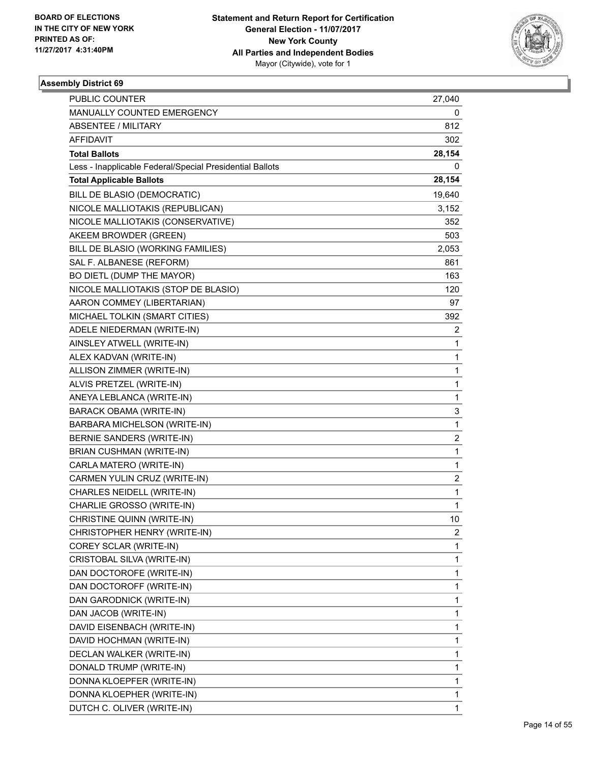BOARD OF ELECTIONS
IN THE CITY OF NEW YORK
PRINTED AS OF:
11/27/2017 4:31:40PM

**Statement and Return Report for Certification**
**General Election - 11/07/2017**
**New York County**
**All Parties and Independent Bodies**
Mayor (Citywide), vote for 1

**Assembly District 69**

| | |
|---|---|
| PUBLIC COUNTER | 27,040 |
| MANUALLY COUNTED EMERGENCY | 0 |
| ABSENTEE / MILITARY | 812 |
| AFFIDAVIT | 302 |
| **Total Ballots** | **28,154** |
| Less - Inapplicable Federal/Special Presidential Ballots | 0 |
| **Total Applicable Ballots** | **28,154** |
| BILL DE BLASIO (DEMOCRATIC) | 19,640 |
| NICOLE MALLIOTAKIS (REPUBLICAN) | 3,152 |
| NICOLE MALLIOTAKIS (CONSERVATIVE) | 352 |
| AKEEM BROWDER (GREEN) | 503 |
| BILL DE BLASIO (WORKING FAMILIES) | 2,053 |
| SAL F. ALBANESE (REFORM) | 861 |
| BO DIETL (DUMP THE MAYOR) | 163 |
| NICOLE MALLIOTAKIS (STOP DE BLASIO) | 120 |
| AARON COMMEY (LIBERTARIAN) | 97 |
| MICHAEL TOLKIN (SMART CITIES) | 392 |
| ADELE NIEDERMAN (WRITE-IN) | 2 |
| AINSLEY ATWELL (WRITE-IN) | 1 |
| ALEX KADVAN (WRITE-IN) | 1 |
| ALLISON ZIMMER (WRITE-IN) | 1 |
| ALVIS PRETZEL (WRITE-IN) | 1 |
| ANEYA LEBLANCA (WRITE-IN) | 1 |
| BARACK OBAMA (WRITE-IN) | 3 |
| BARBARA MICHELSON (WRITE-IN) | 1 |
| BERNIE SANDERS (WRITE-IN) | 2 |
| BRIAN CUSHMAN (WRITE-IN) | 1 |
| CARLA MATERO (WRITE-IN) | 1 |
| CARMEN YULIN CRUZ (WRITE-IN) | 2 |
| CHARLES NEIDELL (WRITE-IN) | 1 |
| CHARLIE GROSSO (WRITE-IN) | 1 |
| CHRISTINE QUINN (WRITE-IN) | 10 |
| CHRISTOPHER HENRY (WRITE-IN) | 2 |
| COREY SCLAR (WRITE-IN) | 1 |
| CRISTOBAL SILVA (WRITE-IN) | 1 |
| DAN DOCTOROFE (WRITE-IN) | 1 |
| DAN DOCTOROFF (WRITE-IN) | 1 |
| DAN GARODNICK (WRITE-IN) | 1 |
| DAN JACOB (WRITE-IN) | 1 |
| DAVID EISENBACH (WRITE-IN) | 1 |
| DAVID HOCHMAN (WRITE-IN) | 1 |
| DECLAN WALKER (WRITE-IN) | 1 |
| DONALD TRUMP (WRITE-IN) | 1 |
| DONNA KLOEPFER (WRITE-IN) | 1 |
| DONNA KLOEPHER (WRITE-IN) | 1 |
| DUTCH C. OLIVER (WRITE-IN) | 1 |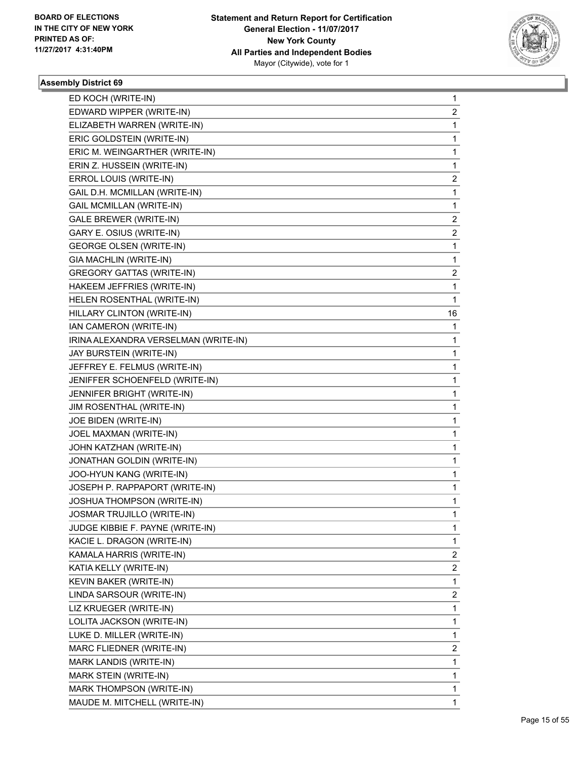### Assembly District 69

| | |
|---|---|
| ED KOCH (WRITE-IN) | 1 |
| EDWARD WIPPER (WRITE-IN) | 2 |
| ELIZABETH WARREN (WRITE-IN) | 1 |
| ERIC GOLDSTEIN (WRITE-IN) | 1 |
| ERIC M. WEINGARTHER (WRITE-IN) | 1 |
| ERIN Z. HUSSEIN (WRITE-IN) | 1 |
| ERROL LOUIS (WRITE-IN) | 2 |
| GAIL D.H. MCMILLAN (WRITE-IN) | 1 |
| GAIL MCMILLAN (WRITE-IN) | 1 |
| GALE BREWER (WRITE-IN) | 2 |
| GARY E. OSIUS (WRITE-IN) | 2 |
| GEORGE OLSEN (WRITE-IN) | 1 |
| GIA MACHLIN (WRITE-IN) | 1 |
| GREGORY GATTAS (WRITE-IN) | 2 |
| HAKEEM JEFFRIES (WRITE-IN) | 1 |
| HELEN ROSENTHAL (WRITE-IN) | 1 |
| HILLARY CLINTON (WRITE-IN) | 16 |
| IAN CAMERON (WRITE-IN) | 1 |
| IRINA ALEXANDRA VERSELMAN (WRITE-IN) | 1 |
| JAY BURSTEIN (WRITE-IN) | 1 |
| JEFFREY E. FELMUS (WRITE-IN) | 1 |
| JENIFFER SCHOENFELD (WRITE-IN) | 1 |
| JENNIFER BRIGHT (WRITE-IN) | 1 |
| JIM ROSENTHAL (WRITE-IN) | 1 |
| JOE BIDEN (WRITE-IN) | 1 |
| JOEL MAXMAN (WRITE-IN) | 1 |
| JOHN KATZHAN (WRITE-IN) | 1 |
| JONATHAN GOLDIN (WRITE-IN) | 1 |
| JOO-HYUN KANG (WRITE-IN) | 1 |
| JOSEPH P. RAPPAPORT (WRITE-IN) | 1 |
| JOSHUA THOMPSON (WRITE-IN) | 1 |
| JOSMAR TRUJILLO (WRITE-IN) | 1 |
| JUDGE KIBBIE F. PAYNE (WRITE-IN) | 1 |
| KACIE L. DRAGON (WRITE-IN) | 1 |
| KAMALA HARRIS (WRITE-IN) | 2 |
| KATIA KELLY (WRITE-IN) | 2 |
| KEVIN BAKER (WRITE-IN) | 1 |
| LINDA SARSOUR (WRITE-IN) | 2 |
| LIZ KRUEGER (WRITE-IN) | 1 |
| LOLITA JACKSON (WRITE-IN) | 1 |
| LUKE D. MILLER (WRITE-IN) | 1 |
| MARC FLIEDNER (WRITE-IN) | 2 |
| MARK LANDIS (WRITE-IN) | 1 |
| MARK STEIN (WRITE-IN) | 1 |
| MARK THOMPSON (WRITE-IN) | 1 |
| MAUDE M. MITCHELL (WRITE-IN) | 1 |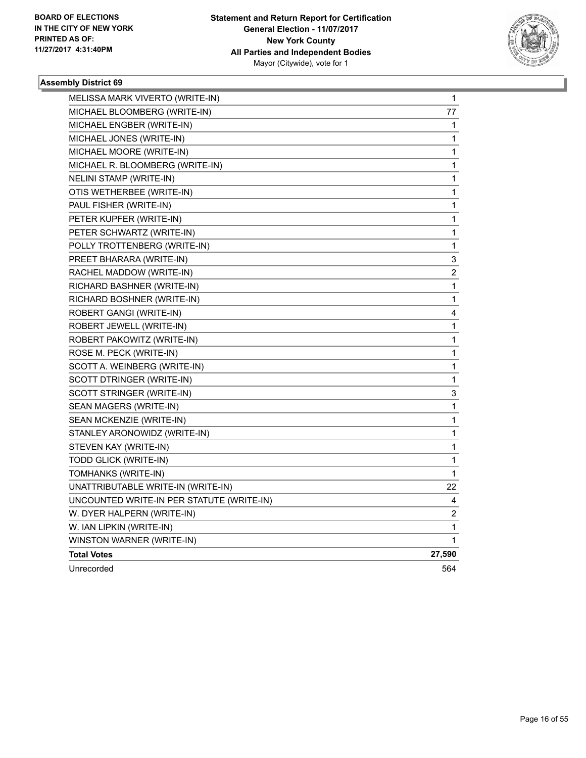**BOARD OF ELECTIONS IN THE CITY OF NEW YORK PRINTED AS OF: 11/27/2017 4:31:40PM**

**Statement and Return Report for Certification General Election - 11/07/2017 New York County All Parties and Independent Bodies** Mayor (Citywide), vote for 1

### Assembly District 69

| | |
|---|---|
| MELISSA MARK VIVERTO (WRITE-IN) | 1 |
| MICHAEL BLOOMBERG (WRITE-IN) | 77 |
| MICHAEL ENGBER (WRITE-IN) | 1 |
| MICHAEL JONES (WRITE-IN) | 1 |
| MICHAEL MOORE (WRITE-IN) | 1 |
| MICHAEL R. BLOOMBERG (WRITE-IN) | 1 |
| NELINI STAMP (WRITE-IN) | 1 |
| OTIS WETHERBEE (WRITE-IN) | 1 |
| PAUL FISHER (WRITE-IN) | 1 |
| PETER KUPFER (WRITE-IN) | 1 |
| PETER SCHWARTZ (WRITE-IN) | 1 |
| POLLY TROTTENBERG (WRITE-IN) | 1 |
| PREET BHARARA (WRITE-IN) | 3 |
| RACHEL MADDOW (WRITE-IN) | 2 |
| RICHARD BASHNER (WRITE-IN) | 1 |
| RICHARD BOSHNER (WRITE-IN) | 1 |
| ROBERT GANGI (WRITE-IN) | 4 |
| ROBERT JEWELL (WRITE-IN) | 1 |
| ROBERT PAKOWITZ (WRITE-IN) | 1 |
| ROSE M. PECK (WRITE-IN) | 1 |
| SCOTT A. WEINBERG (WRITE-IN) | 1 |
| SCOTT DTRINGER (WRITE-IN) | 1 |
| SCOTT STRINGER (WRITE-IN) | 3 |
| SEAN MAGERS (WRITE-IN) | 1 |
| SEAN MCKENZIE (WRITE-IN) | 1 |
| STANLEY ARONOWIDZ (WRITE-IN) | 1 |
| STEVEN KAY (WRITE-IN) | 1 |
| TODD GLICK (WRITE-IN) | 1 |
| TOMHANKS (WRITE-IN) | 1 |
| UNATTRIBUTABLE WRITE-IN (WRITE-IN) | 22 |
| UNCOUNTED WRITE-IN PER STATUTE (WRITE-IN) | 4 |
| W. DYER HALPERN (WRITE-IN) | 2 |
| W. IAN LIPKIN (WRITE-IN) | 1 |
| WINSTON WARNER (WRITE-IN) | 1 |
| **Total Votes** | **27,590** |
| Unrecorded | 564 |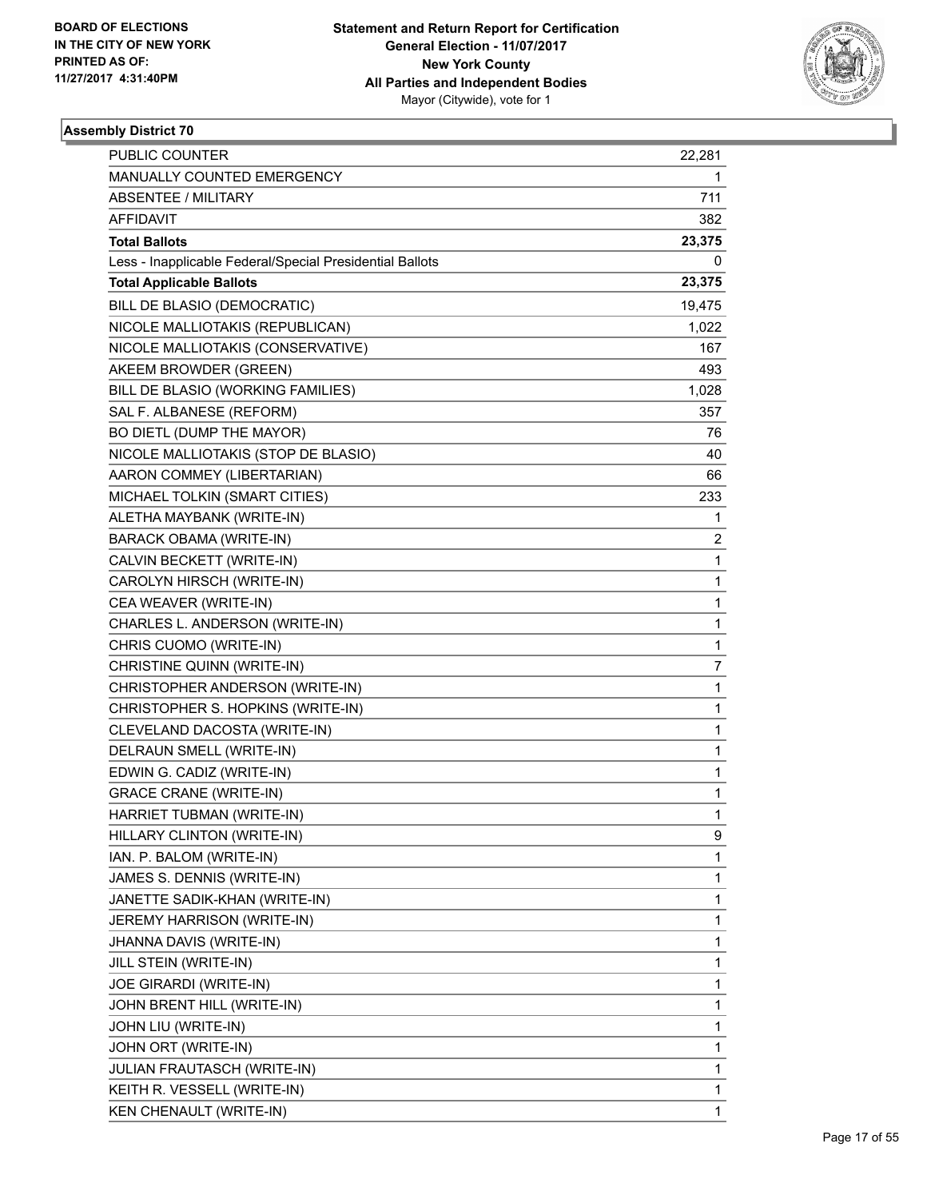BOARD OF ELECTIONS
IN THE CITY OF NEW YORK
PRINTED AS OF:
11/27/2017 4:31:40PM

**Statement and Return Report for Certification**
**General Election - 11/07/2017**
**New York County**
**All Parties and Independent Bodies**
Mayor (Citywide), vote for 1

### Assembly District 70

| | |
|---|---|
| PUBLIC COUNTER | 22,281 |
| MANUALLY COUNTED EMERGENCY | 1 |
| ABSENTEE / MILITARY | 711 |
| AFFIDAVIT | 382 |
| **Total Ballots** | **23,375** |
| Less - Inapplicable Federal/Special Presidential Ballots | 0 |
| **Total Applicable Ballots** | **23,375** |
| BILL DE BLASIO (DEMOCRATIC) | 19,475 |
| NICOLE MALLIOTAKIS (REPUBLICAN) | 1,022 |
| NICOLE MALLIOTAKIS (CONSERVATIVE) | 167 |
| AKEEM BROWDER (GREEN) | 493 |
| BILL DE BLASIO (WORKING FAMILIES) | 1,028 |
| SAL F. ALBANESE (REFORM) | 357 |
| BO DIETL (DUMP THE MAYOR) | 76 |
| NICOLE MALLIOTAKIS (STOP DE BLASIO) | 40 |
| AARON COMMEY (LIBERTARIAN) | 66 |
| MICHAEL TOLKIN (SMART CITIES) | 233 |
| ALETHA MAYBANK (WRITE-IN) | 1 |
| BARACK OBAMA (WRITE-IN) | 2 |
| CALVIN BECKETT (WRITE-IN) | 1 |
| CAROLYN HIRSCH (WRITE-IN) | 1 |
| CEA WEAVER (WRITE-IN) | 1 |
| CHARLES L. ANDERSON (WRITE-IN) | 1 |
| CHRIS CUOMO (WRITE-IN) | 1 |
| CHRISTINE QUINN (WRITE-IN) | 7 |
| CHRISTOPHER ANDERSON (WRITE-IN) | 1 |
| CHRISTOPHER S. HOPKINS (WRITE-IN) | 1 |
| CLEVELAND DACOSTA (WRITE-IN) | 1 |
| DELRAUN SMELL (WRITE-IN) | 1 |
| EDWIN G. CADIZ (WRITE-IN) | 1 |
| GRACE CRANE (WRITE-IN) | 1 |
| HARRIET TUBMAN (WRITE-IN) | 1 |
| HILLARY CLINTON (WRITE-IN) | 9 |
| IAN. P. BALOM (WRITE-IN) | 1 |
| JAMES S. DENNIS (WRITE-IN) | 1 |
| JANETTE SADIK-KHAN (WRITE-IN) | 1 |
| JEREMY HARRISON (WRITE-IN) | 1 |
| JHANNA DAVIS (WRITE-IN) | 1 |
| JILL STEIN (WRITE-IN) | 1 |
| JOE GIRARDI (WRITE-IN) | 1 |
| JOHN BRENT HILL (WRITE-IN) | 1 |
| JOHN LIU (WRITE-IN) | 1 |
| JOHN ORT (WRITE-IN) | 1 |
| JULIAN FRAUTASCH (WRITE-IN) | 1 |
| KEITH R. VESSELL (WRITE-IN) | 1 |
| KEN CHENAULT (WRITE-IN) | 1 |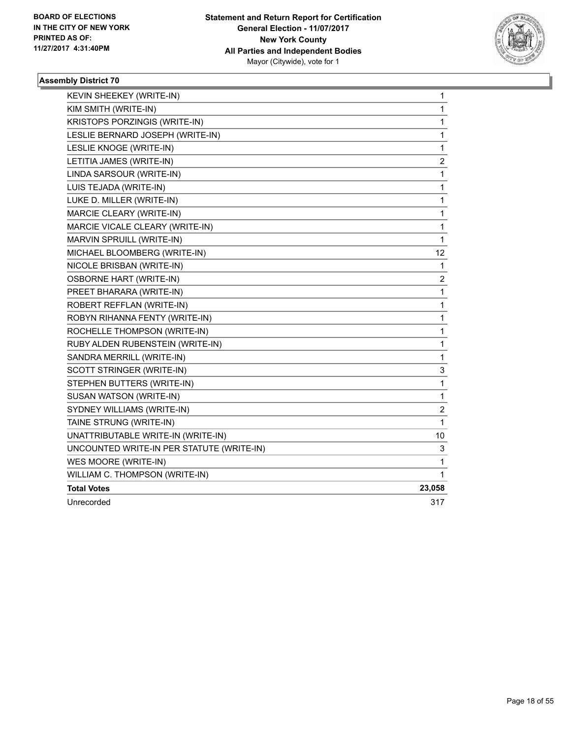**BOARD OF ELECTIONS IN THE CITY OF NEW YORK PRINTED AS OF: 11/27/2017 4:31:40PM**

**Statement and Return Report for Certification General Election - 11/07/2017 New York County All Parties and Independent Bodies** Mayor (Citywide), vote for 1

### Assembly District 70

| | |
|---|---|
| KEVIN SHEEKEY (WRITE-IN) | 1 |
| KIM SMITH (WRITE-IN) | 1 |
| KRISTOPS PORZINGIS (WRITE-IN) | 1 |
| LESLIE BERNARD JOSEPH (WRITE-IN) | 1 |
| LESLIE KNOGE (WRITE-IN) | 1 |
| LETITIA JAMES (WRITE-IN) | 2 |
| LINDA SARSOUR (WRITE-IN) | 1 |
| LUIS TEJADA (WRITE-IN) | 1 |
| LUKE D. MILLER (WRITE-IN) | 1 |
| MARCIE CLEARY (WRITE-IN) | 1 |
| MARCIE VICALE CLEARY (WRITE-IN) | 1 |
| MARVIN SPRUILL (WRITE-IN) | 1 |
| MICHAEL BLOOMBERG (WRITE-IN) | 12 |
| NICOLE BRISBAN (WRITE-IN) | 1 |
| OSBORNE HART (WRITE-IN) | 2 |
| PREET BHARARA (WRITE-IN) | 1 |
| ROBERT REFFLAN (WRITE-IN) | 1 |
| ROBYN RIHANNA FENTY (WRITE-IN) | 1 |
| ROCHELLE THOMPSON (WRITE-IN) | 1 |
| RUBY ALDEN RUBENSTEIN (WRITE-IN) | 1 |
| SANDRA MERRILL (WRITE-IN) | 1 |
| SCOTT STRINGER (WRITE-IN) | 3 |
| STEPHEN BUTTERS (WRITE-IN) | 1 |
| SUSAN WATSON (WRITE-IN) | 1 |
| SYDNEY WILLIAMS (WRITE-IN) | 2 |
| TAINE STRUNG (WRITE-IN) | 1 |
| UNATTRIBUTABLE WRITE-IN (WRITE-IN) | 10 |
| UNCOUNTED WRITE-IN PER STATUTE (WRITE-IN) | 3 |
| WES MOORE (WRITE-IN) | 1 |
| WILLIAM C. THOMPSON (WRITE-IN) | 1 |
| **Total Votes** | **23,058** |
| Unrecorded | 317 |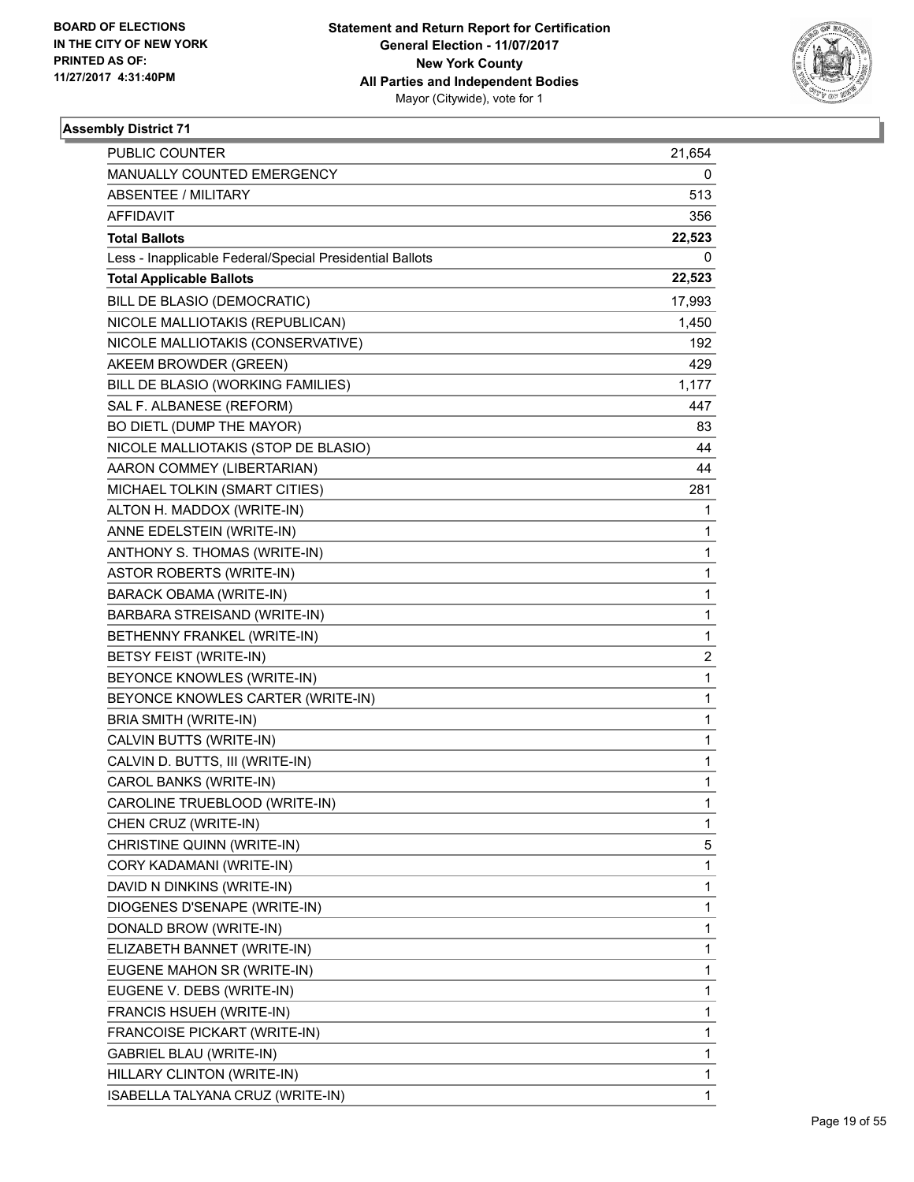BOARD OF ELECTIONS
IN THE CITY OF NEW YORK
PRINTED AS OF:
11/27/2017 4:31:40PM

**Statement and Return Report for Certification**
**General Election - 11/07/2017**
**New York County**
**All Parties and Independent Bodies**
Mayor (Citywide), vote for 1

### Assembly District 71

| | |
|---|---|
| PUBLIC COUNTER | 21,654 |
| MANUALLY COUNTED EMERGENCY | 0 |
| ABSENTEE / MILITARY | 513 |
| AFFIDAVIT | 356 |
| **Total Ballots** | **22,523** |
| Less - Inapplicable Federal/Special Presidential Ballots | 0 |
| **Total Applicable Ballots** | **22,523** |
| BILL DE BLASIO (DEMOCRATIC) | 17,993 |
| NICOLE MALLIOTAKIS (REPUBLICAN) | 1,450 |
| NICOLE MALLIOTAKIS (CONSERVATIVE) | 192 |
| AKEEM BROWDER (GREEN) | 429 |
| BILL DE BLASIO (WORKING FAMILIES) | 1,177 |
| SAL F. ALBANESE (REFORM) | 447 |
| BO DIETL (DUMP THE MAYOR) | 83 |
| NICOLE MALLIOTAKIS (STOP DE BLASIO) | 44 |
| AARON COMMEY (LIBERTARIAN) | 44 |
| MICHAEL TOLKIN (SMART CITIES) | 281 |
| ALTON H. MADDOX (WRITE-IN) | 1 |
| ANNE EDELSTEIN (WRITE-IN) | 1 |
| ANTHONY S. THOMAS (WRITE-IN) | 1 |
| ASTOR ROBERTS (WRITE-IN) | 1 |
| BARACK OBAMA (WRITE-IN) | 1 |
| BARBARA STREISAND (WRITE-IN) | 1 |
| BETHENNY FRANKEL (WRITE-IN) | 1 |
| BETSY FEIST (WRITE-IN) | 2 |
| BEYONCE KNOWLES (WRITE-IN) | 1 |
| BEYONCE KNOWLES CARTER (WRITE-IN) | 1 |
| BRIA SMITH (WRITE-IN) | 1 |
| CALVIN BUTTS (WRITE-IN) | 1 |
| CALVIN D. BUTTS, III (WRITE-IN) | 1 |
| CAROL BANKS (WRITE-IN) | 1 |
| CAROLINE TRUEBLOOD (WRITE-IN) | 1 |
| CHEN CRUZ (WRITE-IN) | 1 |
| CHRISTINE QUINN (WRITE-IN) | 5 |
| CORY KADAMANI (WRITE-IN) | 1 |
| DAVID N DINKINS (WRITE-IN) | 1 |
| DIOGENES D'SENAPE (WRITE-IN) | 1 |
| DONALD BROW (WRITE-IN) | 1 |
| ELIZABETH BANNET (WRITE-IN) | 1 |
| EUGENE MAHON SR (WRITE-IN) | 1 |
| EUGENE V. DEBS (WRITE-IN) | 1 |
| FRANCIS HSUEH (WRITE-IN) | 1 |
| FRANCOISE PICKART (WRITE-IN) | 1 |
| GABRIEL BLAU (WRITE-IN) | 1 |
| HILLARY CLINTON (WRITE-IN) | 1 |
| ISABELLA TALYANA CRUZ (WRITE-IN) | 1 |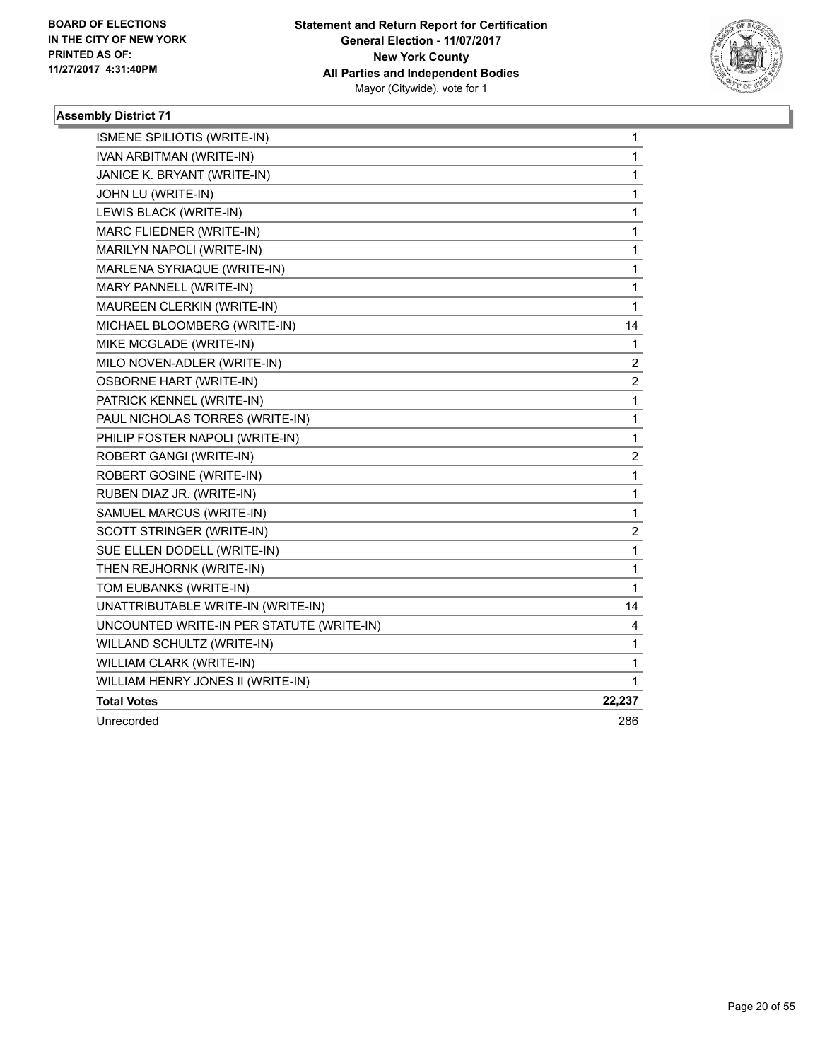BOARD OF ELECTIONS
IN THE CITY OF NEW YORK
PRINTED AS OF:
11/27/2017 4:31:40PM

**Statement and Return Report for Certification**
**General Election - 11/07/2017**
**New York County**
**All Parties and Independent Bodies**
Mayor (Citywide), vote for 1

### Assembly District 71

| | |
|---|---|
| ISMENE SPILIOTIS (WRITE-IN) | 1 |
| IVAN ARBITMAN (WRITE-IN) | 1 |
| JANICE K. BRYANT (WRITE-IN) | 1 |
| JOHN LU (WRITE-IN) | 1 |
| LEWIS BLACK (WRITE-IN) | 1 |
| MARC FLIEDNER (WRITE-IN) | 1 |
| MARILYN NAPOLI (WRITE-IN) | 1 |
| MARLENA SYRIAQUE (WRITE-IN) | 1 |
| MARY PANNELL (WRITE-IN) | 1 |
| MAUREEN CLERKIN (WRITE-IN) | 1 |
| MICHAEL BLOOMBERG (WRITE-IN) | 14 |
| MIKE MCGLADE (WRITE-IN) | 1 |
| MILO NOVEN-ADLER (WRITE-IN) | 2 |
| OSBORNE HART (WRITE-IN) | 2 |
| PATRICK KENNEL (WRITE-IN) | 1 |
| PAUL NICHOLAS TORRES (WRITE-IN) | 1 |
| PHILIP FOSTER NAPOLI (WRITE-IN) | 1 |
| ROBERT GANGI (WRITE-IN) | 2 |
| ROBERT GOSINE (WRITE-IN) | 1 |
| RUBEN DIAZ JR. (WRITE-IN) | 1 |
| SAMUEL MARCUS (WRITE-IN) | 1 |
| SCOTT STRINGER (WRITE-IN) | 2 |
| SUE ELLEN DODELL (WRITE-IN) | 1 |
| THEN REJHORNK (WRITE-IN) | 1 |
| TOM EUBANKS (WRITE-IN) | 1 |
| UNATTRIBUTABLE WRITE-IN (WRITE-IN) | 14 |
| UNCOUNTED WRITE-IN PER STATUTE (WRITE-IN) | 4 |
| WILLAND SCHULTZ (WRITE-IN) | 1 |
| WILLIAM CLARK (WRITE-IN) | 1 |
| WILLIAM HENRY JONES II (WRITE-IN) | 1 |
| **Total Votes** | **22,237** |
| Unrecorded | 286 |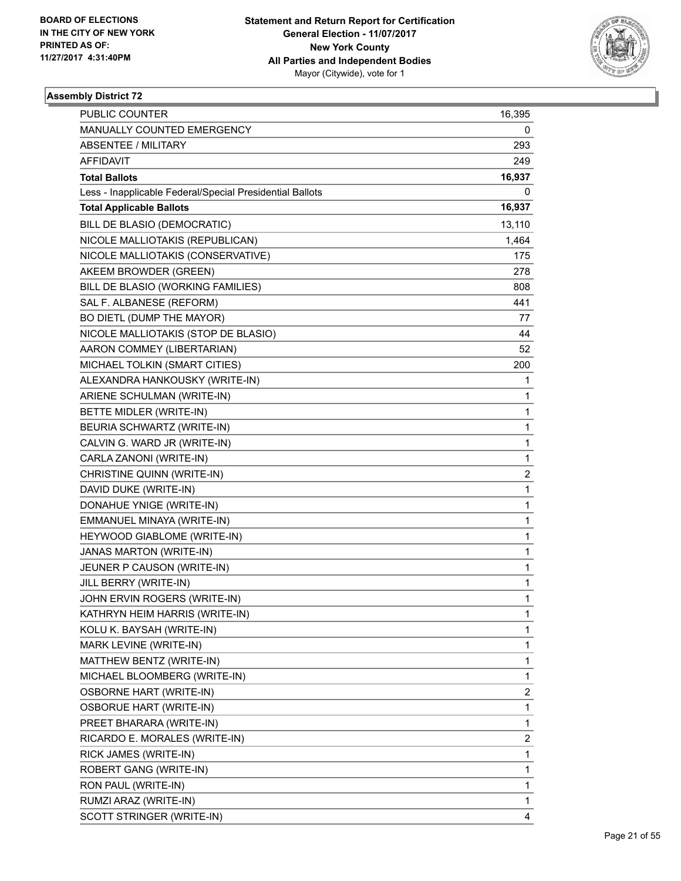BOARD OF ELECTIONS
IN THE CITY OF NEW YORK
PRINTED AS OF:
11/27/2017 4:31:40PM

**Statement and Return Report for Certification**
**General Election - 11/07/2017**
**New York County**
**All Parties and Independent Bodies**
Mayor (Citywide), vote for 1

## Assembly District 72

| | |
|---|---|
| PUBLIC COUNTER | 16,395 |
| MANUALLY COUNTED EMERGENCY | 0 |
| ABSENTEE / MILITARY | 293 |
| AFFIDAVIT | 249 |
| **Total Ballots** | **16,937** |
| Less - Inapplicable Federal/Special Presidential Ballots | 0 |
| **Total Applicable Ballots** | **16,937** |
| BILL DE BLASIO (DEMOCRATIC) | 13,110 |
| NICOLE MALLIOTAKIS (REPUBLICAN) | 1,464 |
| NICOLE MALLIOTAKIS (CONSERVATIVE) | 175 |
| AKEEM BROWDER (GREEN) | 278 |
| BILL DE BLASIO (WORKING FAMILIES) | 808 |
| SAL F. ALBANESE (REFORM) | 441 |
| BO DIETL (DUMP THE MAYOR) | 77 |
| NICOLE MALLIOTAKIS (STOP DE BLASIO) | 44 |
| AARON COMMEY (LIBERTARIAN) | 52 |
| MICHAEL TOLKIN (SMART CITIES) | 200 |
| ALEXANDRA HANKOUSKY (WRITE-IN) | 1 |
| ARIENE SCHULMAN (WRITE-IN) | 1 |
| BETTE MIDLER (WRITE-IN) | 1 |
| BEURIA SCHWARTZ (WRITE-IN) | 1 |
| CALVIN G. WARD JR (WRITE-IN) | 1 |
| CARLA ZANONI (WRITE-IN) | 1 |
| CHRISTINE QUINN (WRITE-IN) | 2 |
| DAVID DUKE (WRITE-IN) | 1 |
| DONAHUE YNIGE (WRITE-IN) | 1 |
| EMMANUEL MINAYA (WRITE-IN) | 1 |
| HEYWOOD GIABLOME (WRITE-IN) | 1 |
| JANAS MARTON (WRITE-IN) | 1 |
| JEUNER P CAUSON (WRITE-IN) | 1 |
| JILL BERRY (WRITE-IN) | 1 |
| JOHN ERVIN ROGERS (WRITE-IN) | 1 |
| KATHRYN HEIM HARRIS (WRITE-IN) | 1 |
| KOLU K. BAYSAH (WRITE-IN) | 1 |
| MARK LEVINE (WRITE-IN) | 1 |
| MATTHEW BENTZ (WRITE-IN) | 1 |
| MICHAEL BLOOMBERG (WRITE-IN) | 1 |
| OSBORNE HART (WRITE-IN) | 2 |
| OSBORUE HART (WRITE-IN) | 1 |
| PREET BHARARA (WRITE-IN) | 1 |
| RICARDO E. MORALES (WRITE-IN) | 2 |
| RICK JAMES (WRITE-IN) | 1 |
| ROBERT GANG (WRITE-IN) | 1 |
| RON PAUL (WRITE-IN) | 1 |
| RUMZI ARAZ (WRITE-IN) | 1 |
| SCOTT STRINGER (WRITE-IN) | 4 |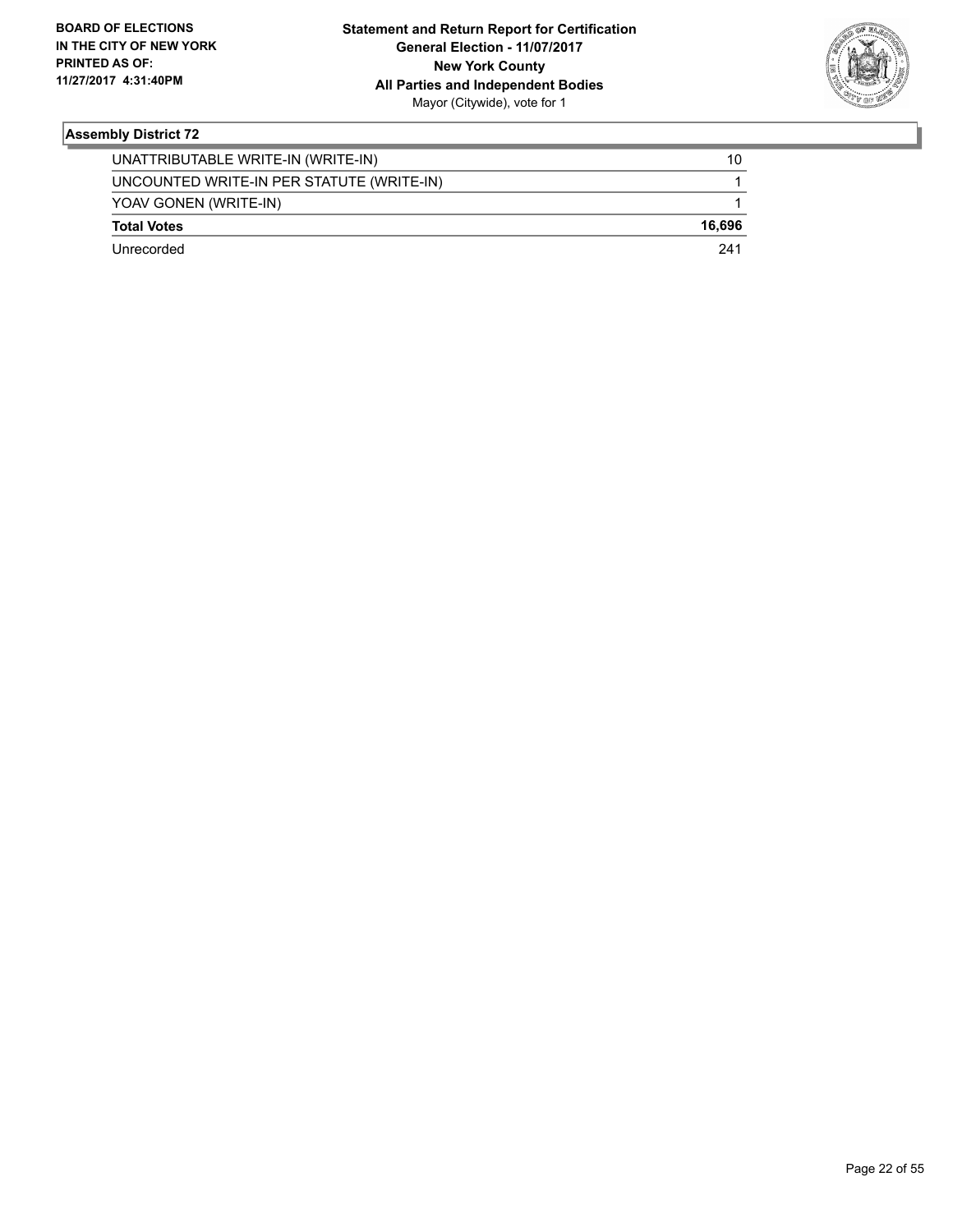## Assembly District 72

| | |
|---|---|
| UNATTRIBUTABLE WRITE-IN (WRITE-IN) | 10 |
| UNCOUNTED WRITE-IN PER STATUTE (WRITE-IN) | 1 |
| YOAV GONEN (WRITE-IN) | 1 |
| **Total Votes** | **16,696** |
| Unrecorded | 241 |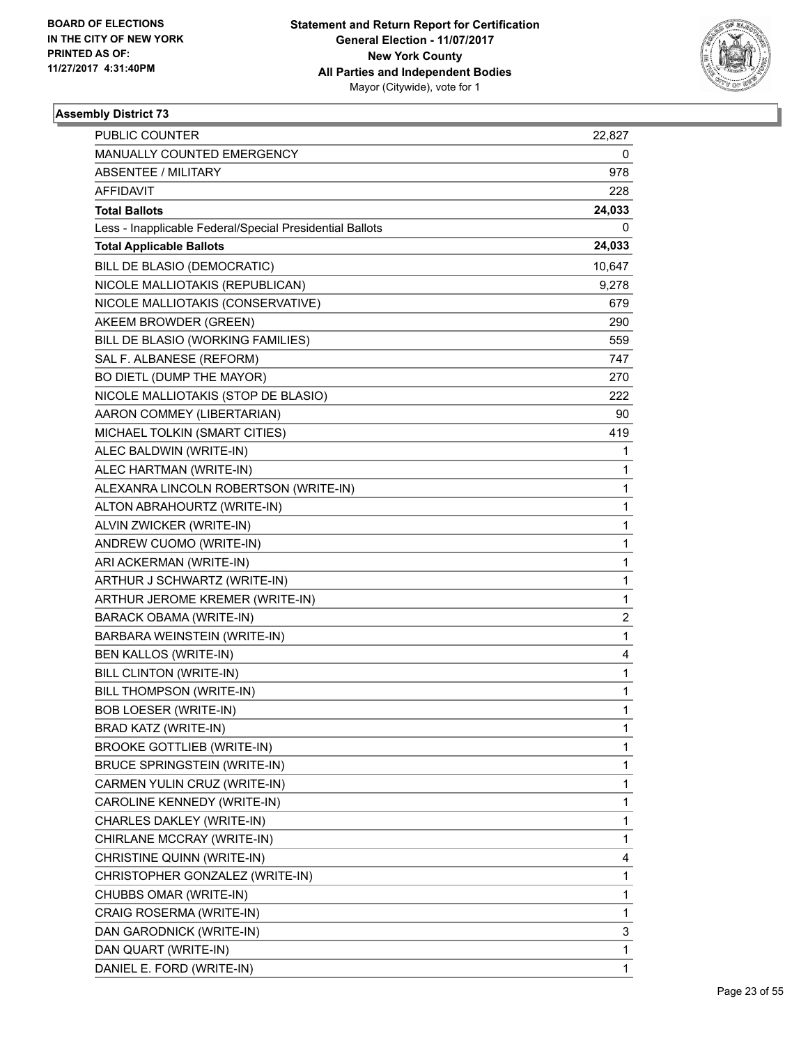BOARD OF ELECTIONS
IN THE CITY OF NEW YORK
PRINTED AS OF:
11/27/2017 4:31:40PM

**Statement and Return Report for Certification**
**General Election - 11/07/2017**
**New York County**
**All Parties and Independent Bodies**
Mayor (Citywide), vote for 1

### Assembly District 73

| | |
|---|---|
| PUBLIC COUNTER | 22,827 |
| MANUALLY COUNTED EMERGENCY | 0 |
| ABSENTEE / MILITARY | 978 |
| AFFIDAVIT | 228 |
| **Total Ballots** | **24,033** |
| Less - Inapplicable Federal/Special Presidential Ballots | 0 |
| **Total Applicable Ballots** | **24,033** |
| BILL DE BLASIO (DEMOCRATIC) | 10,647 |
| NICOLE MALLIOTAKIS (REPUBLICAN) | 9,278 |
| NICOLE MALLIOTAKIS (CONSERVATIVE) | 679 |
| AKEEM BROWDER (GREEN) | 290 |
| BILL DE BLASIO (WORKING FAMILIES) | 559 |
| SAL F. ALBANESE (REFORM) | 747 |
| BO DIETL (DUMP THE MAYOR) | 270 |
| NICOLE MALLIOTAKIS (STOP DE BLASIO) | 222 |
| AARON COMMEY (LIBERTARIAN) | 90 |
| MICHAEL TOLKIN (SMART CITIES) | 419 |
| ALEC BALDWIN (WRITE-IN) | 1 |
| ALEC HARTMAN (WRITE-IN) | 1 |
| ALEXANRA LINCOLN ROBERTSON (WRITE-IN) | 1 |
| ALTON ABRAHOURTZ (WRITE-IN) | 1 |
| ALVIN ZWICKER (WRITE-IN) | 1 |
| ANDREW CUOMO (WRITE-IN) | 1 |
| ARI ACKERMAN (WRITE-IN) | 1 |
| ARTHUR J SCHWARTZ (WRITE-IN) | 1 |
| ARTHUR JEROME KREMER (WRITE-IN) | 1 |
| BARACK OBAMA (WRITE-IN) | 2 |
| BARBARA WEINSTEIN (WRITE-IN) | 1 |
| BEN KALLOS (WRITE-IN) | 4 |
| BILL CLINTON (WRITE-IN) | 1 |
| BILL THOMPSON (WRITE-IN) | 1 |
| BOB LOESER (WRITE-IN) | 1 |
| BRAD KATZ (WRITE-IN) | 1 |
| BROOKE GOTTLIEB (WRITE-IN) | 1 |
| BRUCE SPRINGSTEIN (WRITE-IN) | 1 |
| CARMEN YULIN CRUZ (WRITE-IN) | 1 |
| CAROLINE KENNEDY (WRITE-IN) | 1 |
| CHARLES DAKLEY (WRITE-IN) | 1 |
| CHIRLANE MCCRAY (WRITE-IN) | 1 |
| CHRISTINE QUINN (WRITE-IN) | 4 |
| CHRISTOPHER GONZALEZ (WRITE-IN) | 1 |
| CHUBBS OMAR (WRITE-IN) | 1 |
| CRAIG ROSERMA (WRITE-IN) | 1 |
| DAN GARODNICK (WRITE-IN) | 3 |
| DAN QUART (WRITE-IN) | 1 |
| DANIEL E. FORD (WRITE-IN) | 1 |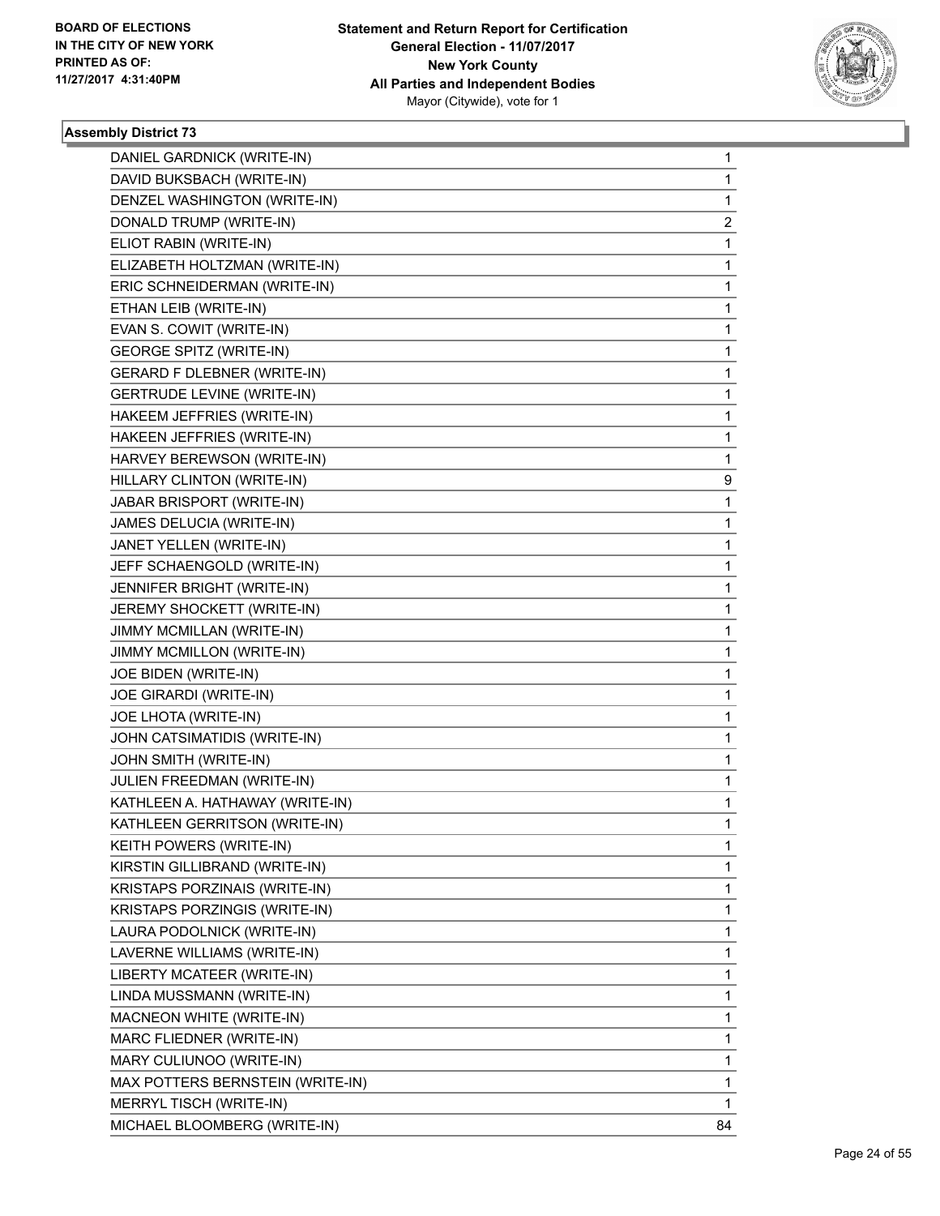**BOARD OF ELECTIONS IN THE CITY OF NEW YORK PRINTED AS OF: 11/27/2017 4:31:40PM**

**Statement and Return Report for Certification**
**General Election - 11/07/2017**
**New York County**
**All Parties and Independent Bodies**
Mayor (Citywide), vote for 1

### Assembly District 73

| | |
|---|---|
| DANIEL GARDNICK (WRITE-IN) | 1 |
| DAVID BUKSBACH (WRITE-IN) | 1 |
| DENZEL WASHINGTON (WRITE-IN) | 1 |
| DONALD TRUMP (WRITE-IN) | 2 |
| ELIOT RABIN (WRITE-IN) | 1 |
| ELIZABETH HOLTZMAN (WRITE-IN) | 1 |
| ERIC SCHNEIDERMAN (WRITE-IN) | 1 |
| ETHAN LEIB (WRITE-IN) | 1 |
| EVAN S. COWIT (WRITE-IN) | 1 |
| GEORGE SPITZ (WRITE-IN) | 1 |
| GERARD F DLEBNER (WRITE-IN) | 1 |
| GERTRUDE LEVINE (WRITE-IN) | 1 |
| HAKEEM JEFFRIES (WRITE-IN) | 1 |
| HAKEEN JEFFRIES (WRITE-IN) | 1 |
| HARVEY BEREWSON (WRITE-IN) | 1 |
| HILLARY CLINTON (WRITE-IN) | 9 |
| JABAR BRISPORT (WRITE-IN) | 1 |
| JAMES DELUCIA (WRITE-IN) | 1 |
| JANET YELLEN (WRITE-IN) | 1 |
| JEFF SCHAENGOLD (WRITE-IN) | 1 |
| JENNIFER BRIGHT (WRITE-IN) | 1 |
| JEREMY SHOCKETT (WRITE-IN) | 1 |
| JIMMY MCMILLAN (WRITE-IN) | 1 |
| JIMMY MCMILLON (WRITE-IN) | 1 |
| JOE BIDEN (WRITE-IN) | 1 |
| JOE GIRARDI (WRITE-IN) | 1 |
| JOE LHOTA (WRITE-IN) | 1 |
| JOHN CATSIMATIDIS (WRITE-IN) | 1 |
| JOHN SMITH (WRITE-IN) | 1 |
| JULIEN FREEDMAN (WRITE-IN) | 1 |
| KATHLEEN A. HATHAWAY (WRITE-IN) | 1 |
| KATHLEEN GERRITSON (WRITE-IN) | 1 |
| KEITH POWERS (WRITE-IN) | 1 |
| KIRSTIN GILLIBRAND (WRITE-IN) | 1 |
| KRISTAPS PORZINAIS (WRITE-IN) | 1 |
| KRISTAPS PORZINGIS (WRITE-IN) | 1 |
| LAURA PODOLNICK (WRITE-IN) | 1 |
| LAVERNE WILLIAMS (WRITE-IN) | 1 |
| LIBERTY MCATEER (WRITE-IN) | 1 |
| LINDA MUSSMANN (WRITE-IN) | 1 |
| MACNEON WHITE (WRITE-IN) | 1 |
| MARC FLIEDNER (WRITE-IN) | 1 |
| MARY CULIUNOO (WRITE-IN) | 1 |
| MAX POTTERS BERNSTEIN (WRITE-IN) | 1 |
| MERRYL TISCH (WRITE-IN) | 1 |
| MICHAEL BLOOMBERG (WRITE-IN) | 84 |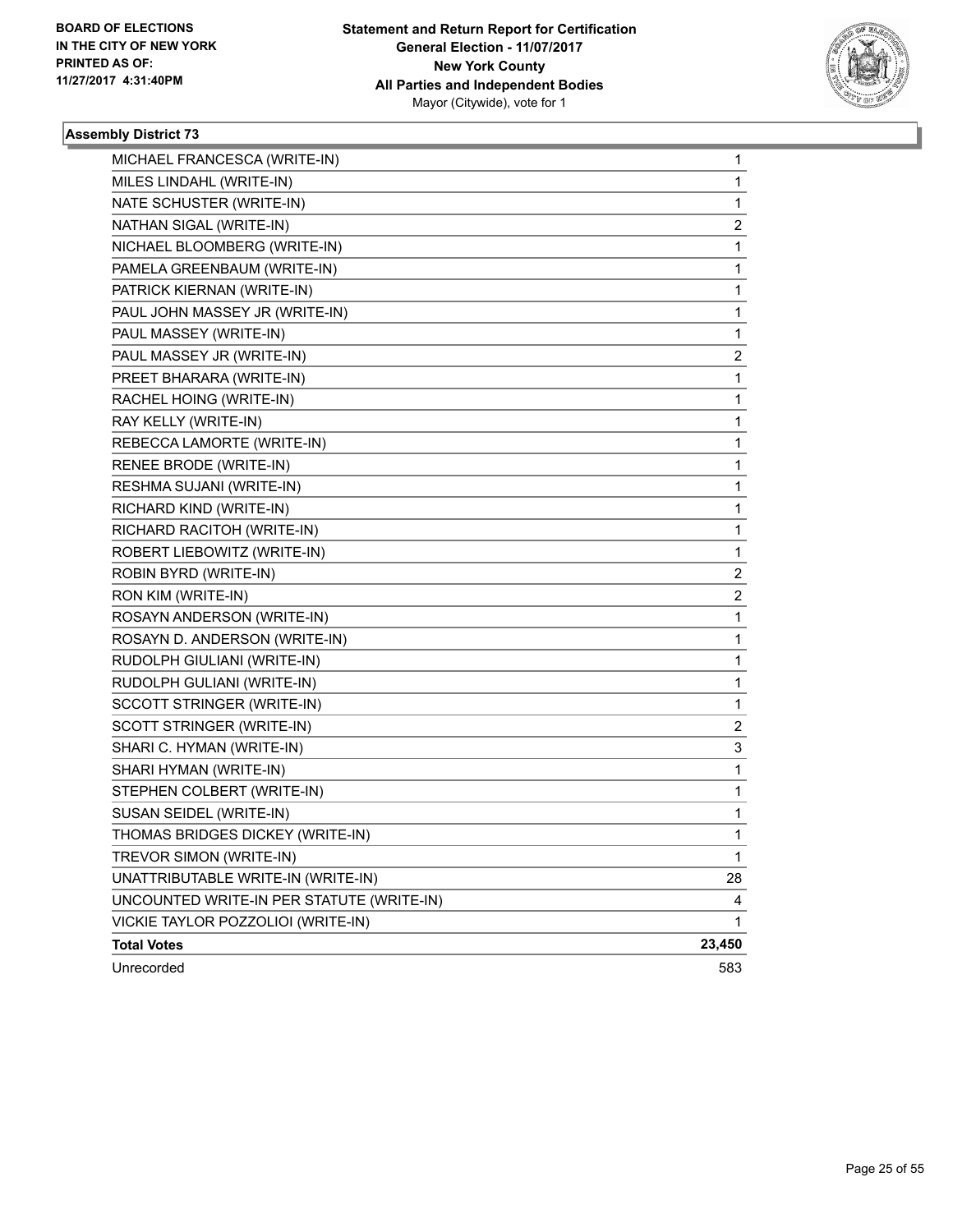BOARD OF ELECTIONS
IN THE CITY OF NEW YORK
PRINTED AS OF:
11/27/2017 4:31:40PM

**Statement and Return Report for Certification**
**General Election - 11/07/2017**
**New York County**
**All Parties and Independent Bodies**
Mayor (Citywide), vote for 1

### Assembly District 73

| | |
|---|---|
| MICHAEL FRANCESCA (WRITE-IN) | 1 |
| MILES LINDAHL (WRITE-IN) | 1 |
| NATE SCHUSTER (WRITE-IN) | 1 |
| NATHAN SIGAL (WRITE-IN) | 2 |
| NICHAEL BLOOMBERG (WRITE-IN) | 1 |
| PAMELA GREENBAUM (WRITE-IN) | 1 |
| PATRICK KIERNAN (WRITE-IN) | 1 |
| PAUL JOHN MASSEY JR (WRITE-IN) | 1 |
| PAUL MASSEY (WRITE-IN) | 1 |
| PAUL MASSEY JR (WRITE-IN) | 2 |
| PREET BHARARA (WRITE-IN) | 1 |
| RACHEL HOING (WRITE-IN) | 1 |
| RAY KELLY (WRITE-IN) | 1 |
| REBECCA LAMORTE (WRITE-IN) | 1 |
| RENEE BRODE (WRITE-IN) | 1 |
| RESHMA SUJANI (WRITE-IN) | 1 |
| RICHARD KIND (WRITE-IN) | 1 |
| RICHARD RACITOH (WRITE-IN) | 1 |
| ROBERT LIEBOWITZ (WRITE-IN) | 1 |
| ROBIN BYRD (WRITE-IN) | 2 |
| RON KIM (WRITE-IN) | 2 |
| ROSAYN ANDERSON (WRITE-IN) | 1 |
| ROSAYN D. ANDERSON (WRITE-IN) | 1 |
| RUDOLPH GIULIANI (WRITE-IN) | 1 |
| RUDOLPH GULIANI (WRITE-IN) | 1 |
| SCCOTT STRINGER (WRITE-IN) | 1 |
| SCOTT STRINGER (WRITE-IN) | 2 |
| SHARI C. HYMAN (WRITE-IN) | 3 |
| SHARI HYMAN (WRITE-IN) | 1 |
| STEPHEN COLBERT (WRITE-IN) | 1 |
| SUSAN SEIDEL (WRITE-IN) | 1 |
| THOMAS BRIDGES DICKEY (WRITE-IN) | 1 |
| TREVOR SIMON (WRITE-IN) | 1 |
| UNATTRIBUTABLE WRITE-IN (WRITE-IN) | 28 |
| UNCOUNTED WRITE-IN PER STATUTE (WRITE-IN) | 4 |
| VICKIE TAYLOR POZZOLIOI (WRITE-IN) | 1 |
| **Total Votes** | **23,450** |
| Unrecorded | 583 |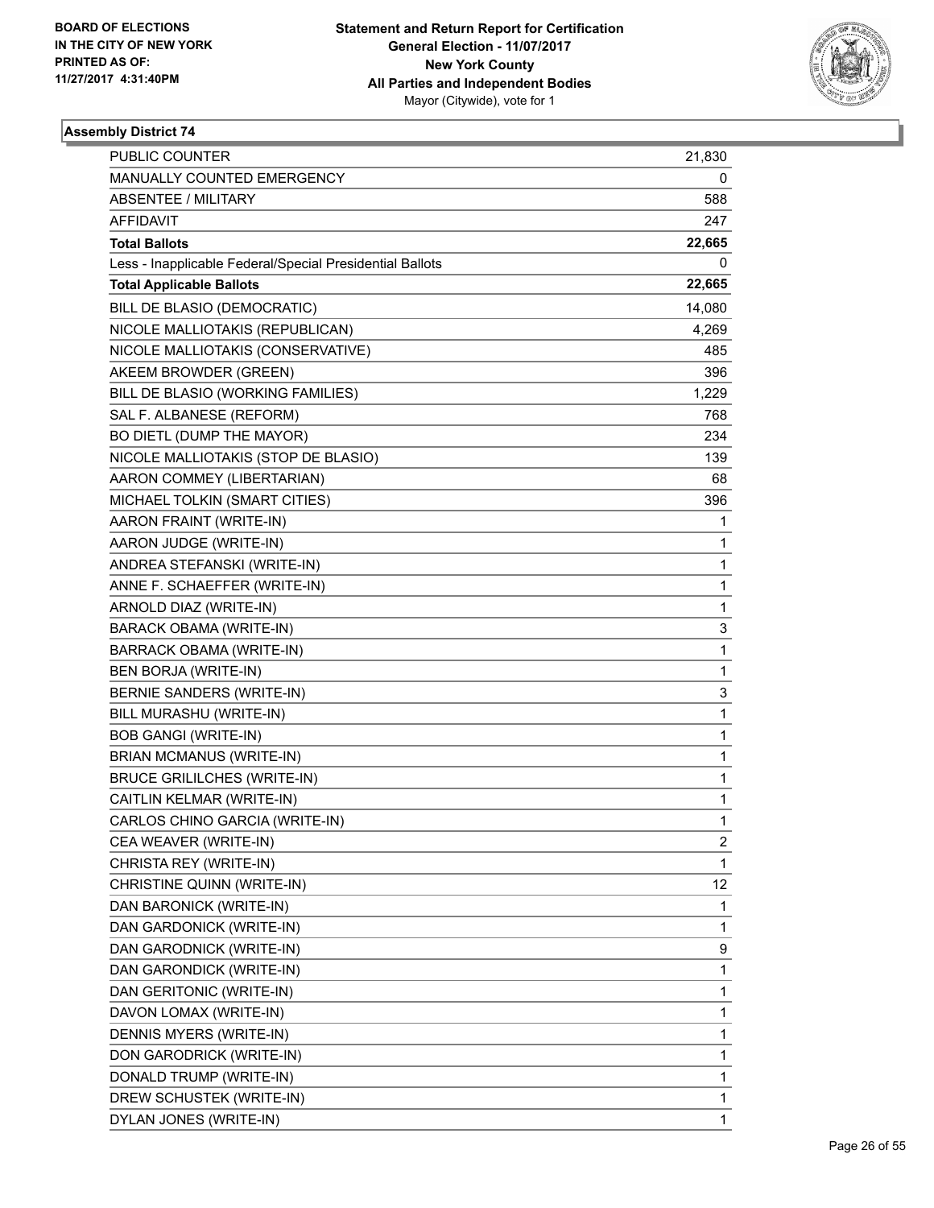BOARD OF ELECTIONS
IN THE CITY OF NEW YORK
PRINTED AS OF:
11/27/2017 4:31:40PM

**Statement and Return Report for Certification**
**General Election - 11/07/2017**
**New York County**
**All Parties and Independent Bodies**
Mayor (Citywide), vote for 1

### Assembly District 74

| | |
|---|---|
| PUBLIC COUNTER | 21,830 |
| MANUALLY COUNTED EMERGENCY | 0 |
| ABSENTEE / MILITARY | 588 |
| AFFIDAVIT | 247 |
| **Total Ballots** | **22,665** |
| Less - Inapplicable Federal/Special Presidential Ballots | 0 |
| **Total Applicable Ballots** | **22,665** |
| BILL DE BLASIO (DEMOCRATIC) | 14,080 |
| NICOLE MALLIOTAKIS (REPUBLICAN) | 4,269 |
| NICOLE MALLIOTAKIS (CONSERVATIVE) | 485 |
| AKEEM BROWDER (GREEN) | 396 |
| BILL DE BLASIO (WORKING FAMILIES) | 1,229 |
| SAL F. ALBANESE (REFORM) | 768 |
| BO DIETL (DUMP THE MAYOR) | 234 |
| NICOLE MALLIOTAKIS (STOP DE BLASIO) | 139 |
| AARON COMMEY (LIBERTARIAN) | 68 |
| MICHAEL TOLKIN (SMART CITIES) | 396 |
| AARON FRAINT (WRITE-IN) | 1 |
| AARON JUDGE (WRITE-IN) | 1 |
| ANDREA STEFANSKI (WRITE-IN) | 1 |
| ANNE F. SCHAEFFER (WRITE-IN) | 1 |
| ARNOLD DIAZ (WRITE-IN) | 1 |
| BARACK OBAMA (WRITE-IN) | 3 |
| BARRACK OBAMA (WRITE-IN) | 1 |
| BEN BORJA (WRITE-IN) | 1 |
| BERNIE SANDERS (WRITE-IN) | 3 |
| BILL MURASHU (WRITE-IN) | 1 |
| BOB GANGI (WRITE-IN) | 1 |
| BRIAN MCMANUS (WRITE-IN) | 1 |
| BRUCE GRILILCHES (WRITE-IN) | 1 |
| CAITLIN KELMAR (WRITE-IN) | 1 |
| CARLOS CHINO GARCIA (WRITE-IN) | 1 |
| CEA WEAVER (WRITE-IN) | 2 |
| CHRISTA REY (WRITE-IN) | 1 |
| CHRISTINE QUINN (WRITE-IN) | 12 |
| DAN BARONICK (WRITE-IN) | 1 |
| DAN GARDONICK (WRITE-IN) | 1 |
| DAN GARODNICK (WRITE-IN) | 9 |
| DAN GARONDICK (WRITE-IN) | 1 |
| DAN GERITONIC (WRITE-IN) | 1 |
| DAVON LOMAX (WRITE-IN) | 1 |
| DENNIS MYERS (WRITE-IN) | 1 |
| DON GARODRICK (WRITE-IN) | 1 |
| DONALD TRUMP (WRITE-IN) | 1 |
| DREW SCHUSTEK (WRITE-IN) | 1 |
| DYLAN JONES (WRITE-IN) | 1 |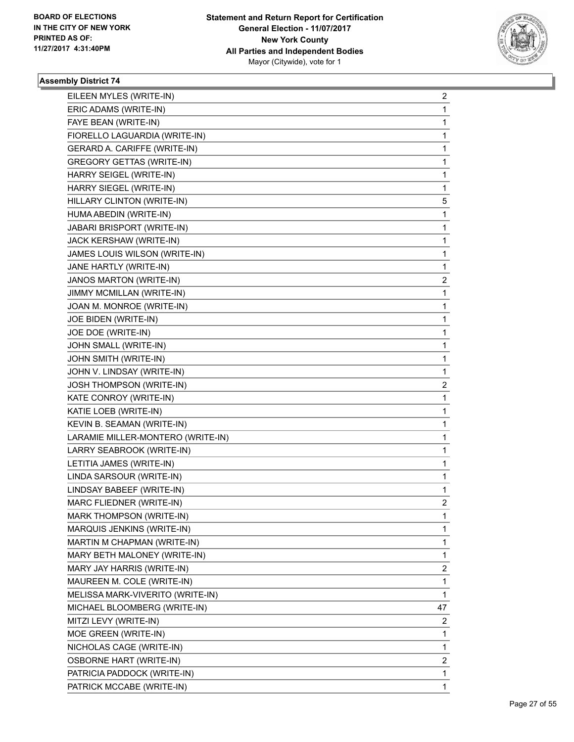**BOARD OF ELECTIONS IN THE CITY OF NEW YORK PRINTED AS OF: 11/27/2017 4:31:40PM**

**Statement and Return Report for Certification**
**General Election - 11/07/2017**
**New York County**
**All Parties and Independent Bodies**
Mayor (Citywide), vote for 1

### Assembly District 74

| | |
|---|---|
| EILEEN MYLES (WRITE-IN) | 2 |
| ERIC ADAMS (WRITE-IN) | 1 |
| FAYE BEAN (WRITE-IN) | 1 |
| FIORELLO LAGUARDIA (WRITE-IN) | 1 |
| GERARD A. CARIFFE (WRITE-IN) | 1 |
| GREGORY GETTAS (WRITE-IN) | 1 |
| HARRY SEIGEL (WRITE-IN) | 1 |
| HARRY SIEGEL (WRITE-IN) | 1 |
| HILLARY CLINTON (WRITE-IN) | 5 |
| HUMA ABEDIN (WRITE-IN) | 1 |
| JABARI BRISPORT (WRITE-IN) | 1 |
| JACK KERSHAW (WRITE-IN) | 1 |
| JAMES LOUIS WILSON (WRITE-IN) | 1 |
| JANE HARTLY (WRITE-IN) | 1 |
| JANOS MARTON (WRITE-IN) | 2 |
| JIMMY MCMILLAN (WRITE-IN) | 1 |
| JOAN M. MONROE (WRITE-IN) | 1 |
| JOE BIDEN (WRITE-IN) | 1 |
| JOE DOE (WRITE-IN) | 1 |
| JOHN SMALL (WRITE-IN) | 1 |
| JOHN SMITH (WRITE-IN) | 1 |
| JOHN V. LINDSAY (WRITE-IN) | 1 |
| JOSH THOMPSON (WRITE-IN) | 2 |
| KATE CONROY (WRITE-IN) | 1 |
| KATIE LOEB (WRITE-IN) | 1 |
| KEVIN B. SEAMAN (WRITE-IN) | 1 |
| LARAMIE MILLER-MONTERO (WRITE-IN) | 1 |
| LARRY SEABROOK (WRITE-IN) | 1 |
| LETITIA JAMES (WRITE-IN) | 1 |
| LINDA SARSOUR (WRITE-IN) | 1 |
| LINDSAY BABEEF (WRITE-IN) | 1 |
| MARC FLIEDNER (WRITE-IN) | 2 |
| MARK THOMPSON (WRITE-IN) | 1 |
| MARQUIS JENKINS (WRITE-IN) | 1 |
| MARTIN M CHAPMAN (WRITE-IN) | 1 |
| MARY BETH MALONEY (WRITE-IN) | 1 |
| MARY JAY HARRIS (WRITE-IN) | 2 |
| MAUREEN M. COLE (WRITE-IN) | 1 |
| MELISSA MARK-VIVERITO (WRITE-IN) | 1 |
| MICHAEL BLOOMBERG (WRITE-IN) | 47 |
| MITZI LEVY (WRITE-IN) | 2 |
| MOE GREEN (WRITE-IN) | 1 |
| NICHOLAS CAGE (WRITE-IN) | 1 |
| OSBORNE HART (WRITE-IN) | 2 |
| PATRICIA PADDOCK (WRITE-IN) | 1 |
| PATRICK MCCABE (WRITE-IN) | 1 |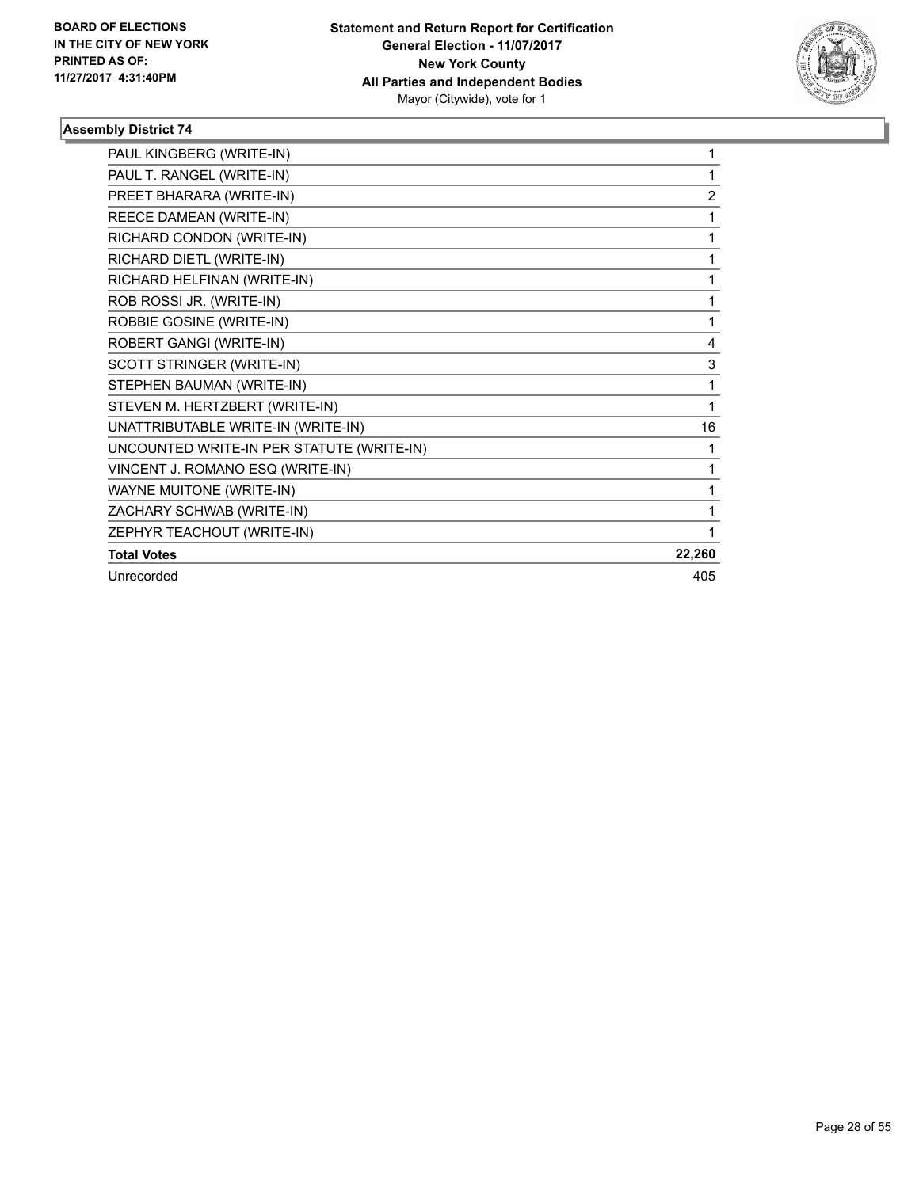BOARD OF ELECTIONS
IN THE CITY OF NEW YORK
PRINTED AS OF:
11/27/2017 4:31:40PM

**Statement and Return Report for Certification**
**General Election - 11/07/2017**
**New York County**
**All Parties and Independent Bodies**
Mayor (Citywide), vote for 1

## Assembly District 74

| | |
|---|---|
| PAUL KINGBERG (WRITE-IN) | 1 |
| PAUL T. RANGEL (WRITE-IN) | 1 |
| PREET BHARARA (WRITE-IN) | 2 |
| REECE DAMEAN (WRITE-IN) | 1 |
| RICHARD CONDON (WRITE-IN) | 1 |
| RICHARD DIETL (WRITE-IN) | 1 |
| RICHARD HELFINAN (WRITE-IN) | 1 |
| ROB ROSSI JR. (WRITE-IN) | 1 |
| ROBBIE GOSINE (WRITE-IN) | 1 |
| ROBERT GANGI (WRITE-IN) | 4 |
| SCOTT STRINGER (WRITE-IN) | 3 |
| STEPHEN BAUMAN (WRITE-IN) | 1 |
| STEVEN M. HERTZBERT (WRITE-IN) | 1 |
| UNATTRIBUTABLE WRITE-IN (WRITE-IN) | 16 |
| UNCOUNTED WRITE-IN PER STATUTE (WRITE-IN) | 1 |
| VINCENT J. ROMANO ESQ (WRITE-IN) | 1 |
| WAYNE MUITONE (WRITE-IN) | 1 |
| ZACHARY SCHWAB (WRITE-IN) | 1 |
| ZEPHYR TEACHOUT (WRITE-IN) | 1 |
| **Total Votes** | **22,260** |
| Unrecorded | 405 |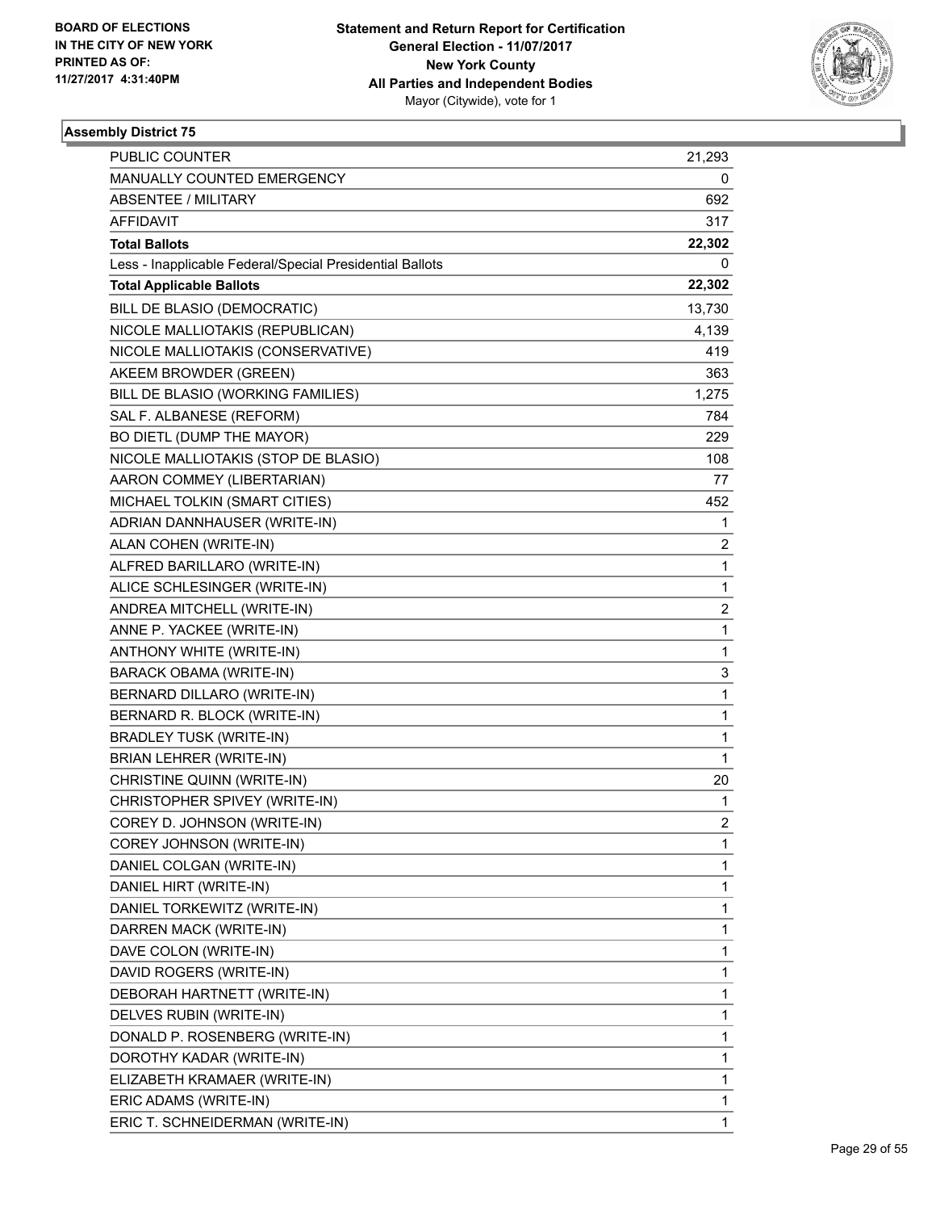BOARD OF ELECTIONS
IN THE CITY OF NEW YORK
PRINTED AS OF:
11/27/2017 4:31:40PM

**Statement and Return Report for Certification**
**General Election - 11/07/2017**
**New York County**
**All Parties and Independent Bodies**
Mayor (Citywide), vote for 1

### Assembly District 75

| | |
|---|---|
| PUBLIC COUNTER | 21,293 |
| MANUALLY COUNTED EMERGENCY | 0 |
| ABSENTEE / MILITARY | 692 |
| AFFIDAVIT | 317 |
| **Total Ballots** | **22,302** |
| Less - Inapplicable Federal/Special Presidential Ballots | 0 |
| **Total Applicable Ballots** | **22,302** |
| BILL DE BLASIO (DEMOCRATIC) | 13,730 |
| NICOLE MALLIOTAKIS (REPUBLICAN) | 4,139 |
| NICOLE MALLIOTAKIS (CONSERVATIVE) | 419 |
| AKEEM BROWDER (GREEN) | 363 |
| BILL DE BLASIO (WORKING FAMILIES) | 1,275 |
| SAL F. ALBANESE (REFORM) | 784 |
| BO DIETL (DUMP THE MAYOR) | 229 |
| NICOLE MALLIOTAKIS (STOP DE BLASIO) | 108 |
| AARON COMMEY (LIBERTARIAN) | 77 |
| MICHAEL TOLKIN (SMART CITIES) | 452 |
| ADRIAN DANNHAUSER (WRITE-IN) | 1 |
| ALAN COHEN (WRITE-IN) | 2 |
| ALFRED BARILLARO (WRITE-IN) | 1 |
| ALICE SCHLESINGER (WRITE-IN) | 1 |
| ANDREA MITCHELL (WRITE-IN) | 2 |
| ANNE P. YACKEE (WRITE-IN) | 1 |
| ANTHONY WHITE (WRITE-IN) | 1 |
| BARACK OBAMA (WRITE-IN) | 3 |
| BERNARD DILLARO (WRITE-IN) | 1 |
| BERNARD R. BLOCK (WRITE-IN) | 1 |
| BRADLEY TUSK (WRITE-IN) | 1 |
| BRIAN LEHRER (WRITE-IN) | 1 |
| CHRISTINE QUINN (WRITE-IN) | 20 |
| CHRISTOPHER SPIVEY (WRITE-IN) | 1 |
| COREY D. JOHNSON (WRITE-IN) | 2 |
| COREY JOHNSON (WRITE-IN) | 1 |
| DANIEL COLGAN (WRITE-IN) | 1 |
| DANIEL HIRT (WRITE-IN) | 1 |
| DANIEL TORKEWITZ (WRITE-IN) | 1 |
| DARREN MACK (WRITE-IN) | 1 |
| DAVE COLON (WRITE-IN) | 1 |
| DAVID ROGERS (WRITE-IN) | 1 |
| DEBORAH HARTNETT (WRITE-IN) | 1 |
| DELVES RUBIN (WRITE-IN) | 1 |
| DONALD P. ROSENBERG (WRITE-IN) | 1 |
| DOROTHY KADAR (WRITE-IN) | 1 |
| ELIZABETH KRAMAER (WRITE-IN) | 1 |
| ERIC ADAMS (WRITE-IN) | 1 |
| ERIC T. SCHNEIDERMAN (WRITE-IN) | 1 |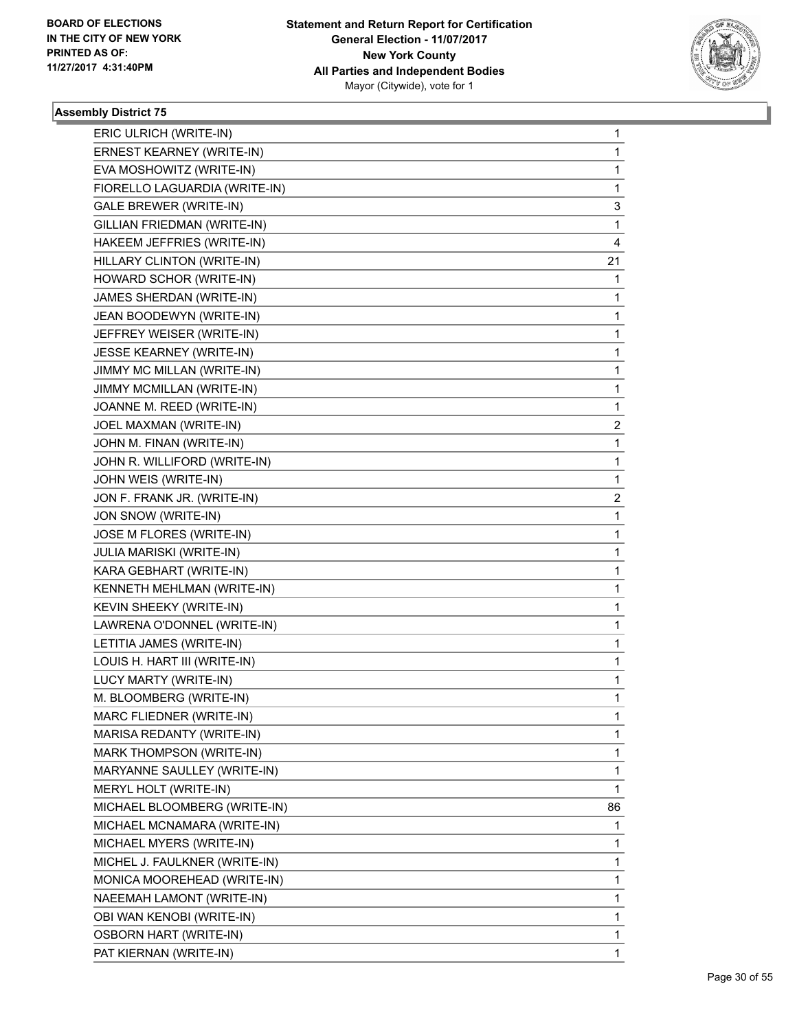### Assembly District 75

| | |
|---|---|
| ERIC ULRICH (WRITE-IN) | 1 |
| ERNEST KEARNEY (WRITE-IN) | 1 |
| EVA MOSHOWITZ (WRITE-IN) | 1 |
| FIORELLO LAGUARDIA (WRITE-IN) | 1 |
| GALE BREWER (WRITE-IN) | 3 |
| GILLIAN FRIEDMAN (WRITE-IN) | 1 |
| HAKEEM JEFFRIES (WRITE-IN) | 4 |
| HILLARY CLINTON (WRITE-IN) | 21 |
| HOWARD SCHOR (WRITE-IN) | 1 |
| JAMES SHERDAN (WRITE-IN) | 1 |
| JEAN BOODEWYN (WRITE-IN) | 1 |
| JEFFREY WEISER (WRITE-IN) | 1 |
| JESSE KEARNEY (WRITE-IN) | 1 |
| JIMMY MC MILLAN (WRITE-IN) | 1 |
| JIMMY MCMILLAN (WRITE-IN) | 1 |
| JOANNE M. REED (WRITE-IN) | 1 |
| JOEL MAXMAN (WRITE-IN) | 2 |
| JOHN M. FINAN (WRITE-IN) | 1 |
| JOHN R. WILLIFORD (WRITE-IN) | 1 |
| JOHN WEIS (WRITE-IN) | 1 |
| JON F. FRANK JR. (WRITE-IN) | 2 |
| JON SNOW (WRITE-IN) | 1 |
| JOSE M FLORES (WRITE-IN) | 1 |
| JULIA MARISKI (WRITE-IN) | 1 |
| KARA GEBHART (WRITE-IN) | 1 |
| KENNETH MEHLMAN (WRITE-IN) | 1 |
| KEVIN SHEEKY (WRITE-IN) | 1 |
| LAWRENA O'DONNEL (WRITE-IN) | 1 |
| LETITIA JAMES (WRITE-IN) | 1 |
| LOUIS H. HART III (WRITE-IN) | 1 |
| LUCY MARTY (WRITE-IN) | 1 |
| M. BLOOMBERG (WRITE-IN) | 1 |
| MARC FLIEDNER (WRITE-IN) | 1 |
| MARISA REDANTY (WRITE-IN) | 1 |
| MARK THOMPSON (WRITE-IN) | 1 |
| MARYANNE SAULLEY (WRITE-IN) | 1 |
| MERYL HOLT (WRITE-IN) | 1 |
| MICHAEL BLOOMBERG (WRITE-IN) | 86 |
| MICHAEL MCNAMARA (WRITE-IN) | 1 |
| MICHAEL MYERS (WRITE-IN) | 1 |
| MICHEL J. FAULKNER (WRITE-IN) | 1 |
| MONICA MOOREHEAD (WRITE-IN) | 1 |
| NAEEMAH LAMONT (WRITE-IN) | 1 |
| OBI WAN KENOBI (WRITE-IN) | 1 |
| OSBORN HART (WRITE-IN) | 1 |
| PAT KIERNAN (WRITE-IN) | 1 |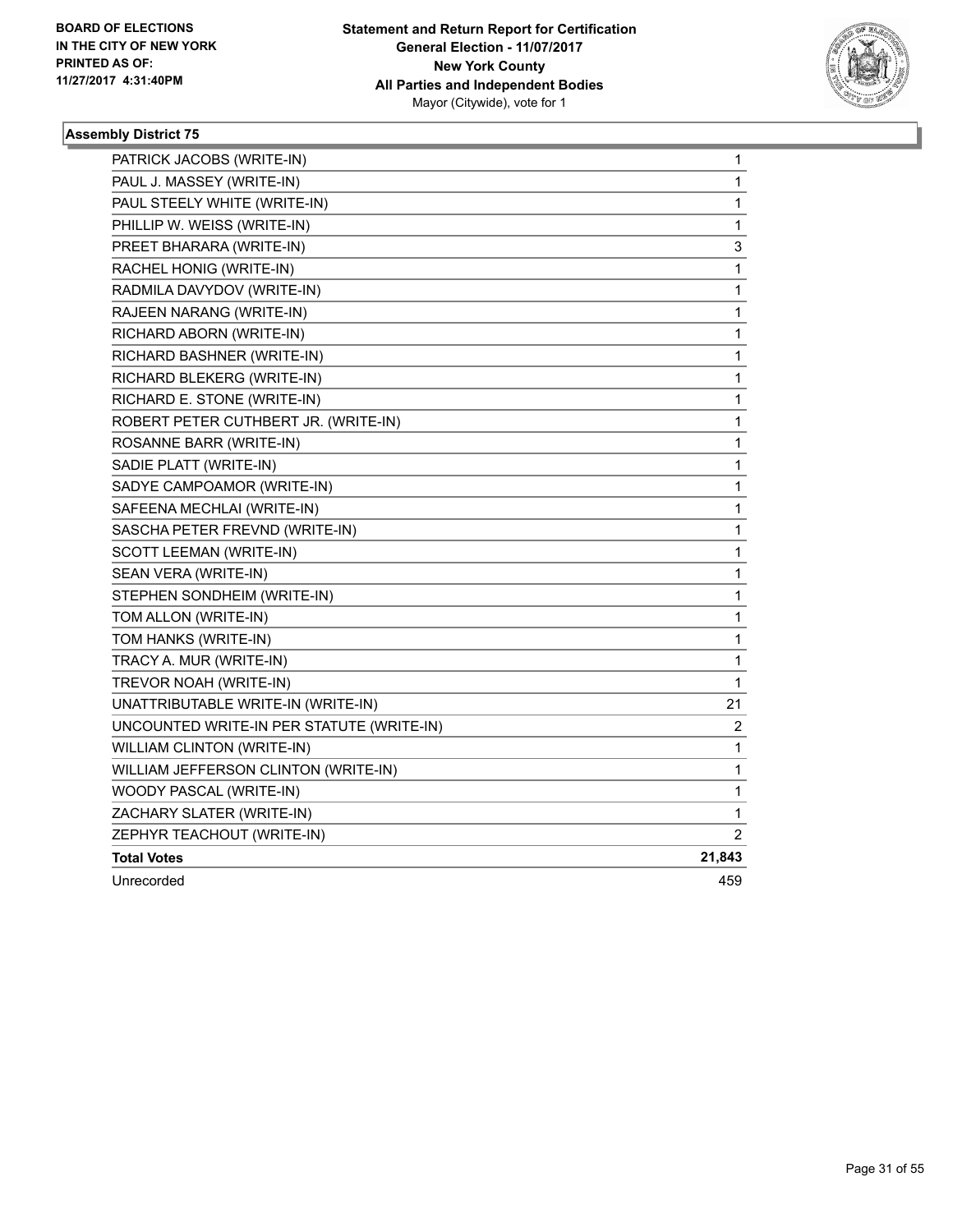BOARD OF ELECTIONS
IN THE CITY OF NEW YORK
PRINTED AS OF:
11/27/2017 4:31:40PM

**Statement and Return Report for Certification**
**General Election - 11/07/2017**
**New York County**
**All Parties and Independent Bodies**
Mayor (Citywide), vote for 1

### Assembly District 75

| Candidate | Votes |
|---|---|
| PATRICK JACOBS (WRITE-IN) | 1 |
| PAUL J. MASSEY (WRITE-IN) | 1 |
| PAUL STEELY WHITE (WRITE-IN) | 1 |
| PHILLIP W. WEISS (WRITE-IN) | 1 |
| PREET BHARARA (WRITE-IN) | 3 |
| RACHEL HONIG (WRITE-IN) | 1 |
| RADMILA DAVYDOV (WRITE-IN) | 1 |
| RAJEEN NARANG (WRITE-IN) | 1 |
| RICHARD ABORN (WRITE-IN) | 1 |
| RICHARD BASHNER (WRITE-IN) | 1 |
| RICHARD BLEKERG (WRITE-IN) | 1 |
| RICHARD E. STONE (WRITE-IN) | 1 |
| ROBERT PETER CUTHBERT JR. (WRITE-IN) | 1 |
| ROSANNE BARR (WRITE-IN) | 1 |
| SADIE PLATT (WRITE-IN) | 1 |
| SADYE CAMPOAMOR (WRITE-IN) | 1 |
| SAFEENA MECHLAI (WRITE-IN) | 1 |
| SASCHA PETER FREVND (WRITE-IN) | 1 |
| SCOTT LEEMAN (WRITE-IN) | 1 |
| SEAN VERA (WRITE-IN) | 1 |
| STEPHEN SONDHEIM (WRITE-IN) | 1 |
| TOM ALLON (WRITE-IN) | 1 |
| TOM HANKS (WRITE-IN) | 1 |
| TRACY A. MUR (WRITE-IN) | 1 |
| TREVOR NOAH (WRITE-IN) | 1 |
| UNATTRIBUTABLE WRITE-IN (WRITE-IN) | 21 |
| UNCOUNTED WRITE-IN PER STATUTE (WRITE-IN) | 2 |
| WILLIAM CLINTON (WRITE-IN) | 1 |
| WILLIAM JEFFERSON CLINTON (WRITE-IN) | 1 |
| WOODY PASCAL (WRITE-IN) | 1 |
| ZACHARY SLATER (WRITE-IN) | 1 |
| ZEPHYR TEACHOUT (WRITE-IN) | 2 |
| **Total Votes** | **21,843** |
| Unrecorded | 459 |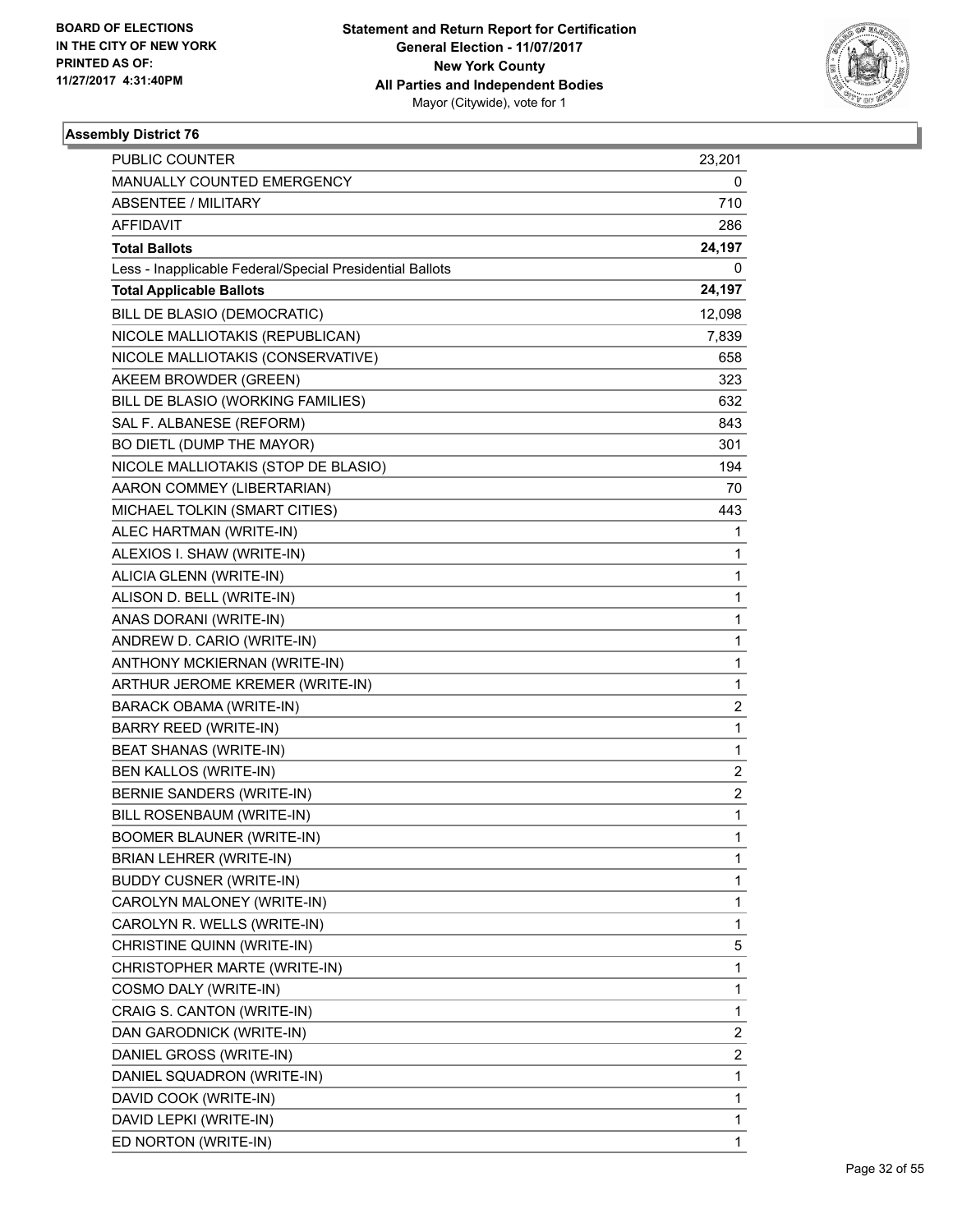**Statement and Return Report for Certification**
**General Election - 11/07/2017**
**New York County**
**All Parties and Independent Bodies**
Mayor (Citywide), vote for 1

BOARD OF ELECTIONS
IN THE CITY OF NEW YORK
PRINTED AS OF:
11/27/2017 4:31:40PM

### Assembly District 76

| | |
|---|---|
| PUBLIC COUNTER | 23,201 |
| MANUALLY COUNTED EMERGENCY | 0 |
| ABSENTEE / MILITARY | 710 |
| AFFIDAVIT | 286 |
| **Total Ballots** | **24,197** |
| Less - Inapplicable Federal/Special Presidential Ballots | 0 |
| **Total Applicable Ballots** | **24,197** |
| BILL DE BLASIO (DEMOCRATIC) | 12,098 |
| NICOLE MALLIOTAKIS (REPUBLICAN) | 7,839 |
| NICOLE MALLIOTAKIS (CONSERVATIVE) | 658 |
| AKEEM BROWDER (GREEN) | 323 |
| BILL DE BLASIO (WORKING FAMILIES) | 632 |
| SAL F. ALBANESE (REFORM) | 843 |
| BO DIETL (DUMP THE MAYOR) | 301 |
| NICOLE MALLIOTAKIS (STOP DE BLASIO) | 194 |
| AARON COMMEY (LIBERTARIAN) | 70 |
| MICHAEL TOLKIN (SMART CITIES) | 443 |
| ALEC HARTMAN (WRITE-IN) | 1 |
| ALEXIOS I. SHAW (WRITE-IN) | 1 |
| ALICIA GLENN (WRITE-IN) | 1 |
| ALISON D. BELL (WRITE-IN) | 1 |
| ANAS DORANI (WRITE-IN) | 1 |
| ANDREW D. CARIO (WRITE-IN) | 1 |
| ANTHONY MCKIERNAN (WRITE-IN) | 1 |
| ARTHUR JEROME KREMER (WRITE-IN) | 1 |
| BARACK OBAMA (WRITE-IN) | 2 |
| BARRY REED (WRITE-IN) | 1 |
| BEAT SHANAS (WRITE-IN) | 1 |
| BEN KALLOS (WRITE-IN) | 2 |
| BERNIE SANDERS (WRITE-IN) | 2 |
| BILL ROSENBAUM (WRITE-IN) | 1 |
| BOOMER BLAUNER (WRITE-IN) | 1 |
| BRIAN LEHRER (WRITE-IN) | 1 |
| BUDDY CUSNER (WRITE-IN) | 1 |
| CAROLYN MALONEY (WRITE-IN) | 1 |
| CAROLYN R. WELLS (WRITE-IN) | 1 |
| CHRISTINE QUINN (WRITE-IN) | 5 |
| CHRISTOPHER MARTE (WRITE-IN) | 1 |
| COSMO DALY (WRITE-IN) | 1 |
| CRAIG S. CANTON (WRITE-IN) | 1 |
| DAN GARODNICK (WRITE-IN) | 2 |
| DANIEL GROSS (WRITE-IN) | 2 |
| DANIEL SQUADRON (WRITE-IN) | 1 |
| DAVID COOK (WRITE-IN) | 1 |
| DAVID LEPKI (WRITE-IN) | 1 |
| ED NORTON (WRITE-IN) | 1 |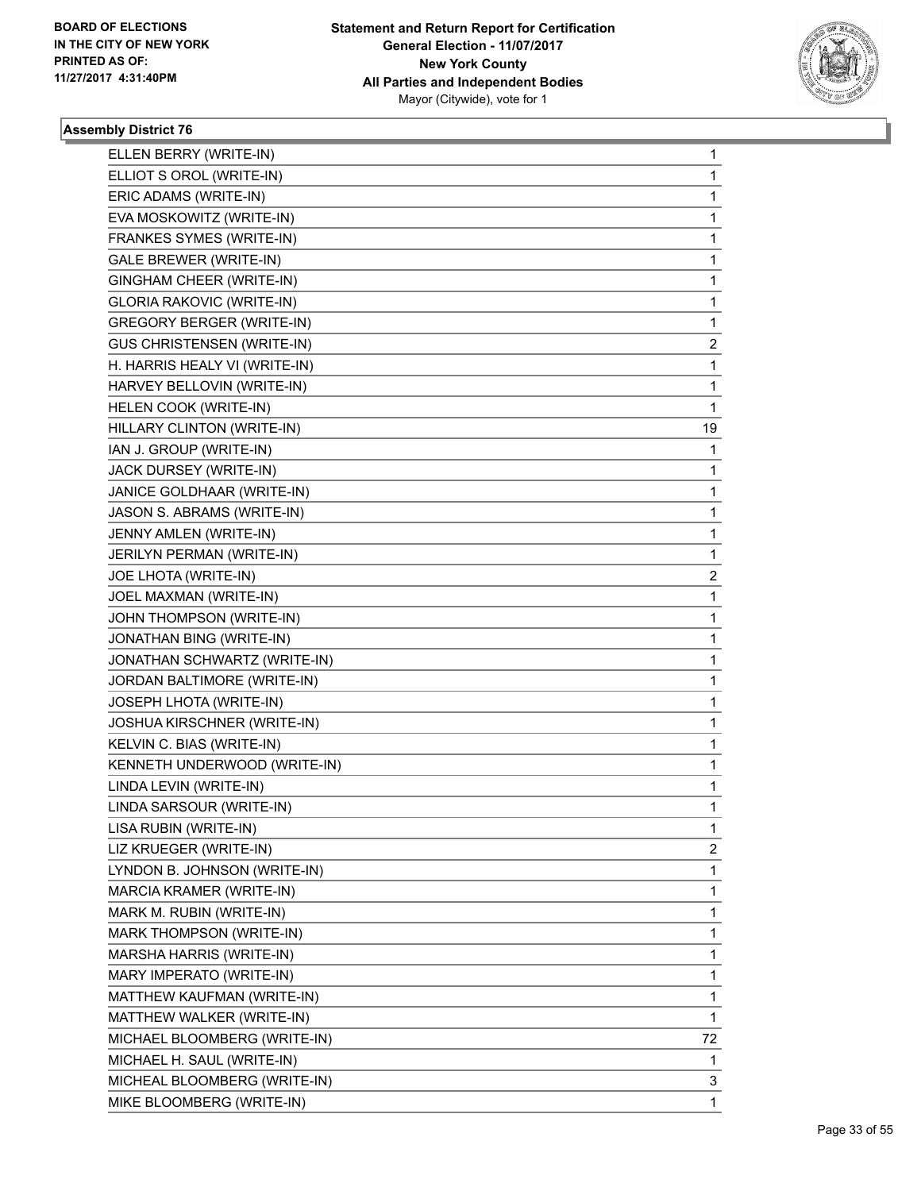BOARD OF ELECTIONS
IN THE CITY OF NEW YORK
PRINTED AS OF:
11/27/2017 4:31:40PM

**Statement and Return Report for Certification**
**General Election - 11/07/2017**
**New York County**
**All Parties and Independent Bodies**
Mayor (Citywide), vote for 1

### Assembly District 76

| | |
|---|---|
| ELLEN BERRY (WRITE-IN) | 1 |
| ELLIOT S OROL (WRITE-IN) | 1 |
| ERIC ADAMS (WRITE-IN) | 1 |
| EVA MOSKOWITZ (WRITE-IN) | 1 |
| FRANKES SYMES (WRITE-IN) | 1 |
| GALE BREWER (WRITE-IN) | 1 |
| GINGHAM CHEER (WRITE-IN) | 1 |
| GLORIA RAKOVIC (WRITE-IN) | 1 |
| GREGORY BERGER (WRITE-IN) | 1 |
| GUS CHRISTENSEN (WRITE-IN) | 2 |
| H. HARRIS HEALY VI (WRITE-IN) | 1 |
| HARVEY BELLOVIN (WRITE-IN) | 1 |
| HELEN COOK (WRITE-IN) | 1 |
| HILLARY CLINTON (WRITE-IN) | 19 |
| IAN J. GROUP (WRITE-IN) | 1 |
| JACK DURSEY (WRITE-IN) | 1 |
| JANICE GOLDHAAR (WRITE-IN) | 1 |
| JASON S. ABRAMS (WRITE-IN) | 1 |
| JENNY AMLEN (WRITE-IN) | 1 |
| JERILYN PERMAN (WRITE-IN) | 1 |
| JOE LHOTA (WRITE-IN) | 2 |
| JOEL MAXMAN (WRITE-IN) | 1 |
| JOHN THOMPSON (WRITE-IN) | 1 |
| JONATHAN BING (WRITE-IN) | 1 |
| JONATHAN SCHWARTZ (WRITE-IN) | 1 |
| JORDAN BALTIMORE (WRITE-IN) | 1 |
| JOSEPH LHOTA (WRITE-IN) | 1 |
| JOSHUA KIRSCHNER (WRITE-IN) | 1 |
| KELVIN C. BIAS (WRITE-IN) | 1 |
| KENNETH UNDERWOOD (WRITE-IN) | 1 |
| LINDA LEVIN (WRITE-IN) | 1 |
| LINDA SARSOUR (WRITE-IN) | 1 |
| LISA RUBIN (WRITE-IN) | 1 |
| LIZ KRUEGER (WRITE-IN) | 2 |
| LYNDON B. JOHNSON (WRITE-IN) | 1 |
| MARCIA KRAMER (WRITE-IN) | 1 |
| MARK M. RUBIN (WRITE-IN) | 1 |
| MARK THOMPSON (WRITE-IN) | 1 |
| MARSHA HARRIS (WRITE-IN) | 1 |
| MARY IMPERATO (WRITE-IN) | 1 |
| MATTHEW KAUFMAN (WRITE-IN) | 1 |
| MATTHEW WALKER (WRITE-IN) | 1 |
| MICHAEL BLOOMBERG (WRITE-IN) | 72 |
| MICHAEL H. SAUL (WRITE-IN) | 1 |
| MICHEAL BLOOMBERG (WRITE-IN) | 3 |
| MIKE BLOOMBERG (WRITE-IN) | 1 |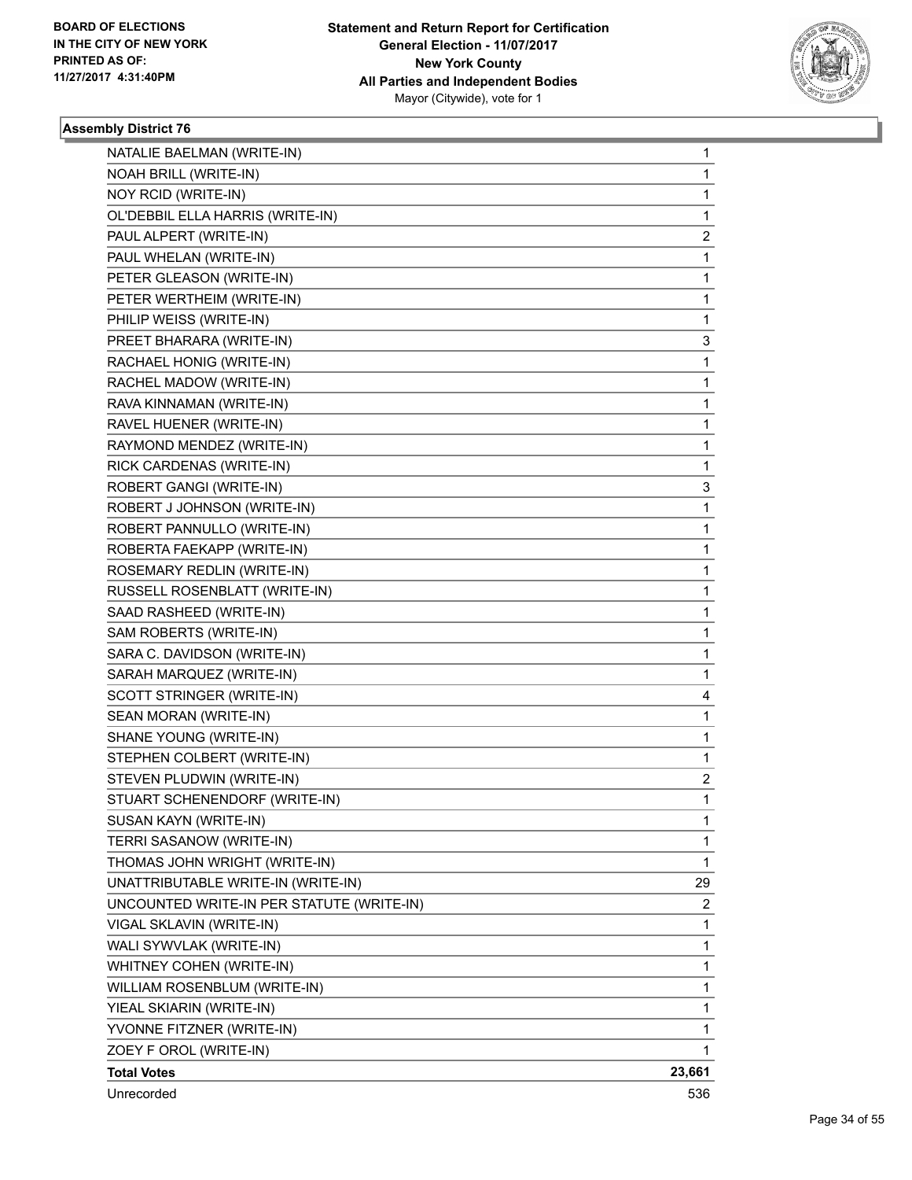**Statement and Return Report for Certification**
**General Election - 11/07/2017**
**New York County**
**All Parties and Independent Bodies**
Mayor (Citywide), vote for 1

BOARD OF ELECTIONS
IN THE CITY OF NEW YORK
PRINTED AS OF:
11/27/2017 4:31:40PM

### Assembly District 76

| | |
|---|---|
| NATALIE BAELMAN (WRITE-IN) | 1 |
| NOAH BRILL (WRITE-IN) | 1 |
| NOY RCID (WRITE-IN) | 1 |
| OL'DEBBIL ELLA HARRIS (WRITE-IN) | 1 |
| PAUL ALPERT (WRITE-IN) | 2 |
| PAUL WHELAN (WRITE-IN) | 1 |
| PETER GLEASON (WRITE-IN) | 1 |
| PETER WERTHEIM (WRITE-IN) | 1 |
| PHILIP WEISS (WRITE-IN) | 1 |
| PREET BHARARA (WRITE-IN) | 3 |
| RACHAEL HONIG (WRITE-IN) | 1 |
| RACHEL MADOW (WRITE-IN) | 1 |
| RAVA KINNAMAN (WRITE-IN) | 1 |
| RAVEL HUENER (WRITE-IN) | 1 |
| RAYMOND MENDEZ (WRITE-IN) | 1 |
| RICK CARDENAS (WRITE-IN) | 1 |
| ROBERT GANGI (WRITE-IN) | 3 |
| ROBERT J JOHNSON (WRITE-IN) | 1 |
| ROBERT PANNULLO (WRITE-IN) | 1 |
| ROBERTA FAEKAPP (WRITE-IN) | 1 |
| ROSEMARY REDLIN (WRITE-IN) | 1 |
| RUSSELL ROSENBLATT (WRITE-IN) | 1 |
| SAAD RASHEED (WRITE-IN) | 1 |
| SAM ROBERTS (WRITE-IN) | 1 |
| SARA C. DAVIDSON (WRITE-IN) | 1 |
| SARAH MARQUEZ (WRITE-IN) | 1 |
| SCOTT STRINGER (WRITE-IN) | 4 |
| SEAN MORAN (WRITE-IN) | 1 |
| SHANE YOUNG (WRITE-IN) | 1 |
| STEPHEN COLBERT (WRITE-IN) | 1 |
| STEVEN PLUDWIN (WRITE-IN) | 2 |
| STUART SCHENENDORF (WRITE-IN) | 1 |
| SUSAN KAYN (WRITE-IN) | 1 |
| TERRI SASANOW (WRITE-IN) | 1 |
| THOMAS JOHN WRIGHT (WRITE-IN) | 1 |
| UNATTRIBUTABLE WRITE-IN (WRITE-IN) | 29 |
| UNCOUNTED WRITE-IN PER STATUTE (WRITE-IN) | 2 |
| VIGAL SKLAVIN (WRITE-IN) | 1 |
| WALI SYWVLAK (WRITE-IN) | 1 |
| WHITNEY COHEN (WRITE-IN) | 1 |
| WILLIAM ROSENBLUM (WRITE-IN) | 1 |
| YIEAL SKIARIN (WRITE-IN) | 1 |
| YVONNE FITZNER (WRITE-IN) | 1 |
| ZOEY F OROL (WRITE-IN) | 1 |
| **Total Votes** | **23,661** |
| Unrecorded | 536 |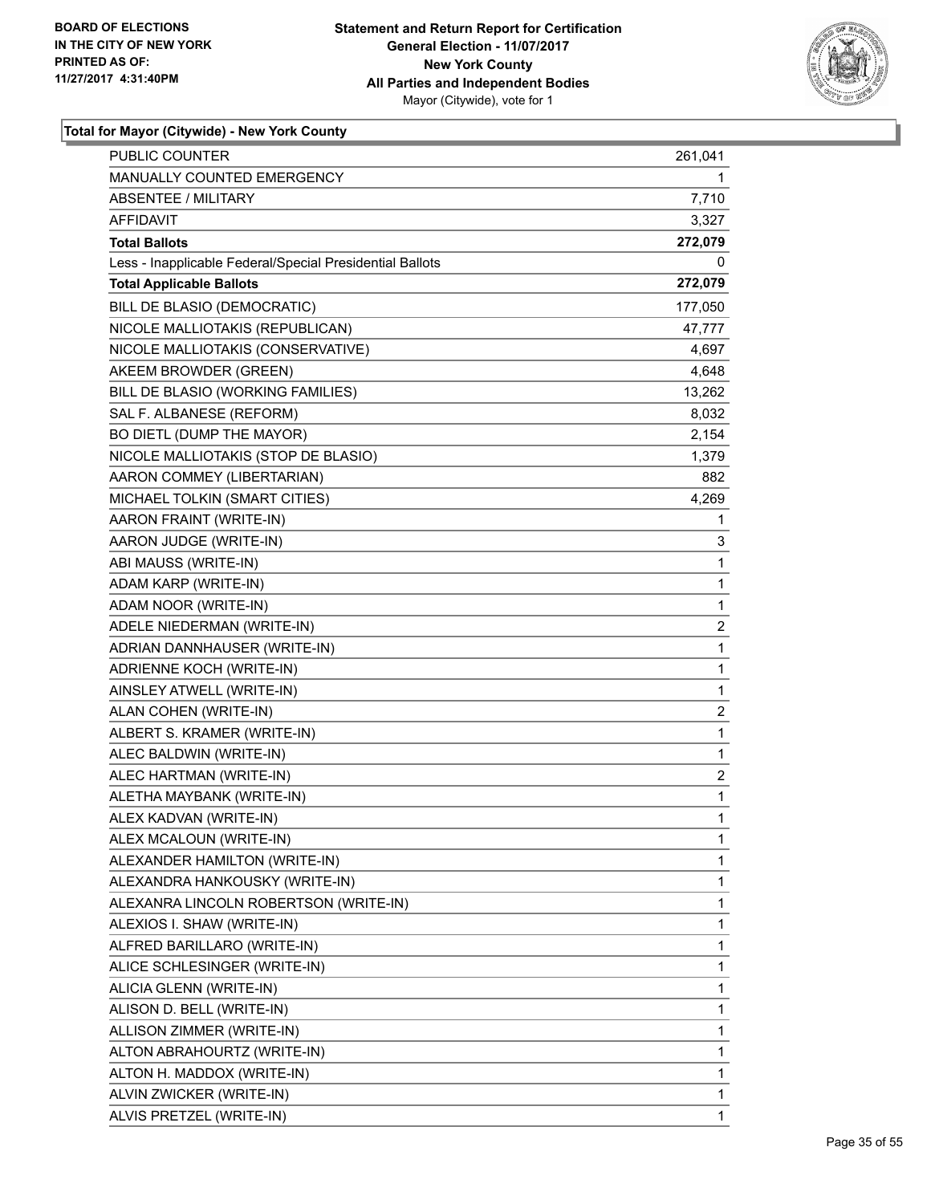**Total for Mayor (Citywide) - New York County**

| | |
|---|---|
| PUBLIC COUNTER | 261,041 |
| MANUALLY COUNTED EMERGENCY | 1 |
| ABSENTEE / MILITARY | 7,710 |
| AFFIDAVIT | 3,327 |
| **Total Ballots** | **272,079** |
| Less - Inapplicable Federal/Special Presidential Ballots | 0 |
| **Total Applicable Ballots** | **272,079** |
| BILL DE BLASIO (DEMOCRATIC) | 177,050 |
| NICOLE MALLIOTAKIS (REPUBLICAN) | 47,777 |
| NICOLE MALLIOTAKIS (CONSERVATIVE) | 4,697 |
| AKEEM BROWDER (GREEN) | 4,648 |
| BILL DE BLASIO (WORKING FAMILIES) | 13,262 |
| SAL F. ALBANESE (REFORM) | 8,032 |
| BO DIETL (DUMP THE MAYOR) | 2,154 |
| NICOLE MALLIOTAKIS (STOP DE BLASIO) | 1,379 |
| AARON COMMEY (LIBERTARIAN) | 882 |
| MICHAEL TOLKIN (SMART CITIES) | 4,269 |
| AARON FRAINT (WRITE-IN) | 1 |
| AARON JUDGE (WRITE-IN) | 3 |
| ABI MAUSS (WRITE-IN) | 1 |
| ADAM KARP (WRITE-IN) | 1 |
| ADAM NOOR (WRITE-IN) | 1 |
| ADELE NIEDERMAN (WRITE-IN) | 2 |
| ADRIAN DANNHAUSER (WRITE-IN) | 1 |
| ADRIENNE KOCH (WRITE-IN) | 1 |
| AINSLEY ATWELL (WRITE-IN) | 1 |
| ALAN COHEN (WRITE-IN) | 2 |
| ALBERT S. KRAMER (WRITE-IN) | 1 |
| ALEC BALDWIN (WRITE-IN) | 1 |
| ALEC HARTMAN (WRITE-IN) | 2 |
| ALETHA MAYBANK (WRITE-IN) | 1 |
| ALEX KADVAN (WRITE-IN) | 1 |
| ALEX MCALOUN (WRITE-IN) | 1 |
| ALEXANDER HAMILTON (WRITE-IN) | 1 |
| ALEXANDRA HANKOUSKY (WRITE-IN) | 1 |
| ALEXANRA LINCOLN ROBERTSON (WRITE-IN) | 1 |
| ALEXIOS I. SHAW (WRITE-IN) | 1 |
| ALFRED BARILLARO (WRITE-IN) | 1 |
| ALICE SCHLESINGER (WRITE-IN) | 1 |
| ALICIA GLENN (WRITE-IN) | 1 |
| ALISON D. BELL (WRITE-IN) | 1 |
| ALLISON ZIMMER (WRITE-IN) | 1 |
| ALTON ABRAHOURTZ (WRITE-IN) | 1 |
| ALTON H. MADDOX (WRITE-IN) | 1 |
| ALVIN ZWICKER (WRITE-IN) | 1 |
| ALVIS PRETZEL (WRITE-IN) | 1 |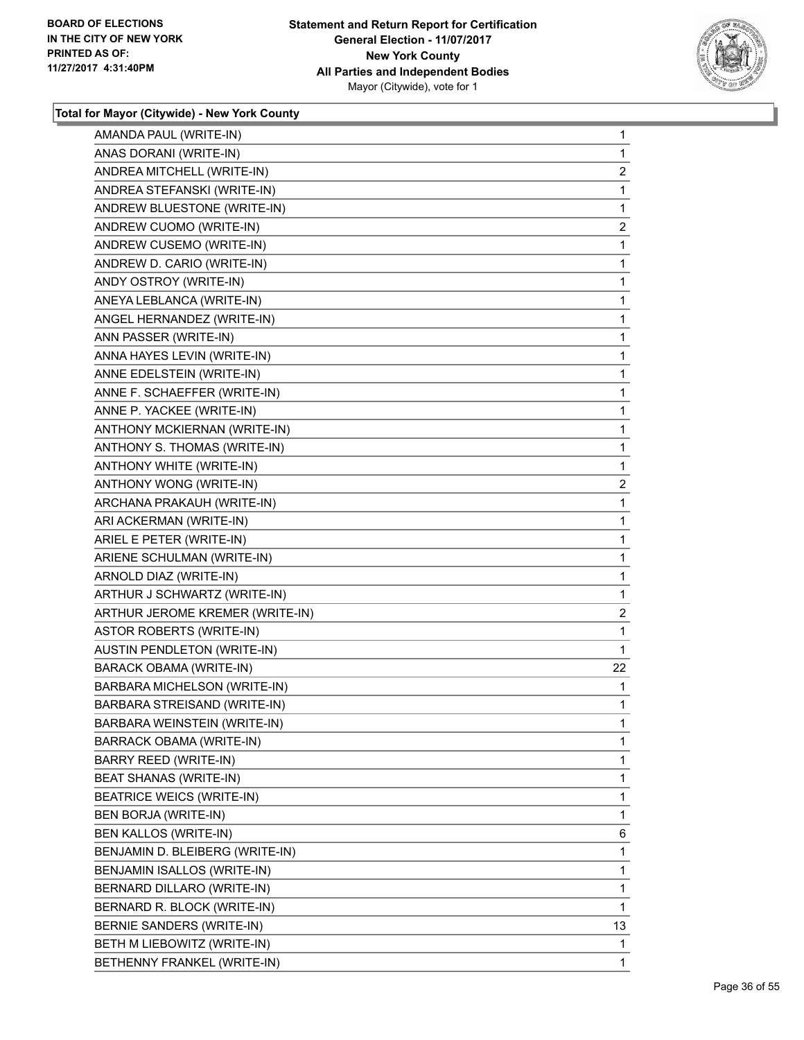**Total for Mayor (Citywide) - New York County**

| | |
|---|---|
| AMANDA PAUL (WRITE-IN) | 1 |
| ANAS DORANI (WRITE-IN) | 1 |
| ANDREA MITCHELL (WRITE-IN) | 2 |
| ANDREA STEFANSKI (WRITE-IN) | 1 |
| ANDREW BLUESTONE (WRITE-IN) | 1 |
| ANDREW CUOMO (WRITE-IN) | 2 |
| ANDREW CUSEMO (WRITE-IN) | 1 |
| ANDREW D. CARIO (WRITE-IN) | 1 |
| ANDY OSTROY (WRITE-IN) | 1 |
| ANEYA LEBLANCA (WRITE-IN) | 1 |
| ANGEL HERNANDEZ (WRITE-IN) | 1 |
| ANN PASSER (WRITE-IN) | 1 |
| ANNA HAYES LEVIN (WRITE-IN) | 1 |
| ANNE EDELSTEIN (WRITE-IN) | 1 |
| ANNE F. SCHAEFFER (WRITE-IN) | 1 |
| ANNE P. YACKEE (WRITE-IN) | 1 |
| ANTHONY MCKIERNAN (WRITE-IN) | 1 |
| ANTHONY S. THOMAS (WRITE-IN) | 1 |
| ANTHONY WHITE (WRITE-IN) | 1 |
| ANTHONY WONG (WRITE-IN) | 2 |
| ARCHANA PRAKAUH (WRITE-IN) | 1 |
| ARI ACKERMAN (WRITE-IN) | 1 |
| ARIEL E PETER (WRITE-IN) | 1 |
| ARIENE SCHULMAN (WRITE-IN) | 1 |
| ARNOLD DIAZ (WRITE-IN) | 1 |
| ARTHUR J SCHWARTZ (WRITE-IN) | 1 |
| ARTHUR JEROME KREMER (WRITE-IN) | 2 |
| ASTOR ROBERTS (WRITE-IN) | 1 |
| AUSTIN PENDLETON (WRITE-IN) | 1 |
| BARACK OBAMA (WRITE-IN) | 22 |
| BARBARA MICHELSON (WRITE-IN) | 1 |
| BARBARA STREISAND (WRITE-IN) | 1 |
| BARBARA WEINSTEIN (WRITE-IN) | 1 |
| BARRACK OBAMA (WRITE-IN) | 1 |
| BARRY REED (WRITE-IN) | 1 |
| BEAT SHANAS (WRITE-IN) | 1 |
| BEATRICE WEICS (WRITE-IN) | 1 |
| BEN BORJA (WRITE-IN) | 1 |
| BEN KALLOS (WRITE-IN) | 6 |
| BENJAMIN D. BLEIBERG (WRITE-IN) | 1 |
| BENJAMIN ISALLOS (WRITE-IN) | 1 |
| BERNARD DILLARO (WRITE-IN) | 1 |
| BERNARD R. BLOCK (WRITE-IN) | 1 |
| BERNIE SANDERS (WRITE-IN) | 13 |
| BETH M LIEBOWITZ (WRITE-IN) | 1 |
| BETHENNY FRANKEL (WRITE-IN) | 1 |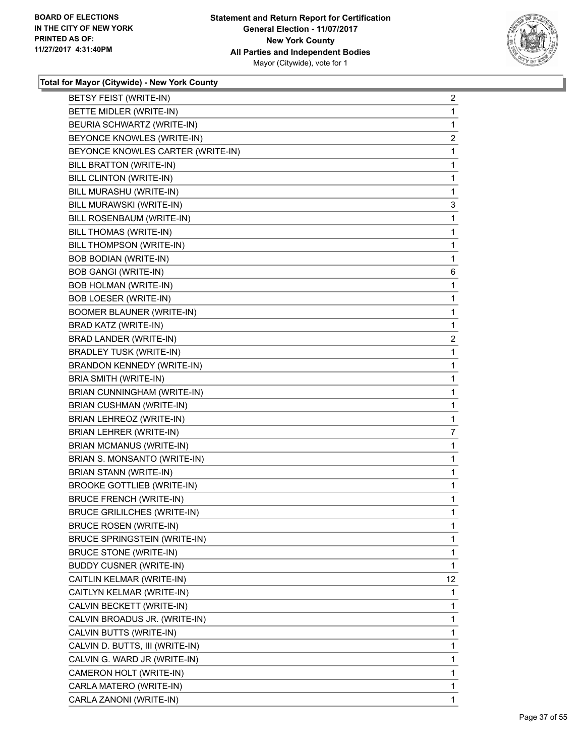**BOARD OF ELECTIONS IN THE CITY OF NEW YORK PRINTED AS OF: 11/27/2017 4:31:40PM**

**Statement and Return Report for Certification**
**General Election - 11/07/2017**
**New York County**
**All Parties and Independent Bodies**
Mayor (Citywide), vote for 1

### Total for Mayor (Citywide) - New York County

| | |
|---|---|
| BETSY FEIST (WRITE-IN) | 2 |
| BETTE MIDLER (WRITE-IN) | 1 |
| BEURIA SCHWARTZ (WRITE-IN) | 1 |
| BEYONCE KNOWLES (WRITE-IN) | 2 |
| BEYONCE KNOWLES CARTER (WRITE-IN) | 1 |
| BILL BRATTON (WRITE-IN) | 1 |
| BILL CLINTON (WRITE-IN) | 1 |
| BILL MURASHU (WRITE-IN) | 1 |
| BILL MURAWSKI (WRITE-IN) | 3 |
| BILL ROSENBAUM (WRITE-IN) | 1 |
| BILL THOMAS (WRITE-IN) | 1 |
| BILL THOMPSON (WRITE-IN) | 1 |
| BOB BODIAN (WRITE-IN) | 1 |
| BOB GANGI (WRITE-IN) | 6 |
| BOB HOLMAN (WRITE-IN) | 1 |
| BOB LOESER (WRITE-IN) | 1 |
| BOOMER BLAUNER (WRITE-IN) | 1 |
| BRAD KATZ (WRITE-IN) | 1 |
| BRAD LANDER (WRITE-IN) | 2 |
| BRADLEY TUSK (WRITE-IN) | 1 |
| BRANDON KENNEDY (WRITE-IN) | 1 |
| BRIA SMITH (WRITE-IN) | 1 |
| BRIAN CUNNINGHAM (WRITE-IN) | 1 |
| BRIAN CUSHMAN (WRITE-IN) | 1 |
| BRIAN LEHREOZ (WRITE-IN) | 1 |
| BRIAN LEHRER (WRITE-IN) | 7 |
| BRIAN MCMANUS (WRITE-IN) | 1 |
| BRIAN S. MONSANTO (WRITE-IN) | 1 |
| BRIAN STANN (WRITE-IN) | 1 |
| BROOKE GOTTLIEB (WRITE-IN) | 1 |
| BRUCE FRENCH (WRITE-IN) | 1 |
| BRUCE GRILILCHES (WRITE-IN) | 1 |
| BRUCE ROSEN (WRITE-IN) | 1 |
| BRUCE SPRINGSTEIN (WRITE-IN) | 1 |
| BRUCE STONE (WRITE-IN) | 1 |
| BUDDY CUSNER (WRITE-IN) | 1 |
| CAITLIN KELMAR (WRITE-IN) | 12 |
| CAITLYN KELMAR (WRITE-IN) | 1 |
| CALVIN BECKETT (WRITE-IN) | 1 |
| CALVIN BROADUS JR. (WRITE-IN) | 1 |
| CALVIN BUTTS (WRITE-IN) | 1 |
| CALVIN D. BUTTS, III (WRITE-IN) | 1 |
| CALVIN G. WARD JR (WRITE-IN) | 1 |
| CAMERON HOLT (WRITE-IN) | 1 |
| CARLA MATERO (WRITE-IN) | 1 |
| CARLA ZANONI (WRITE-IN) | 1 |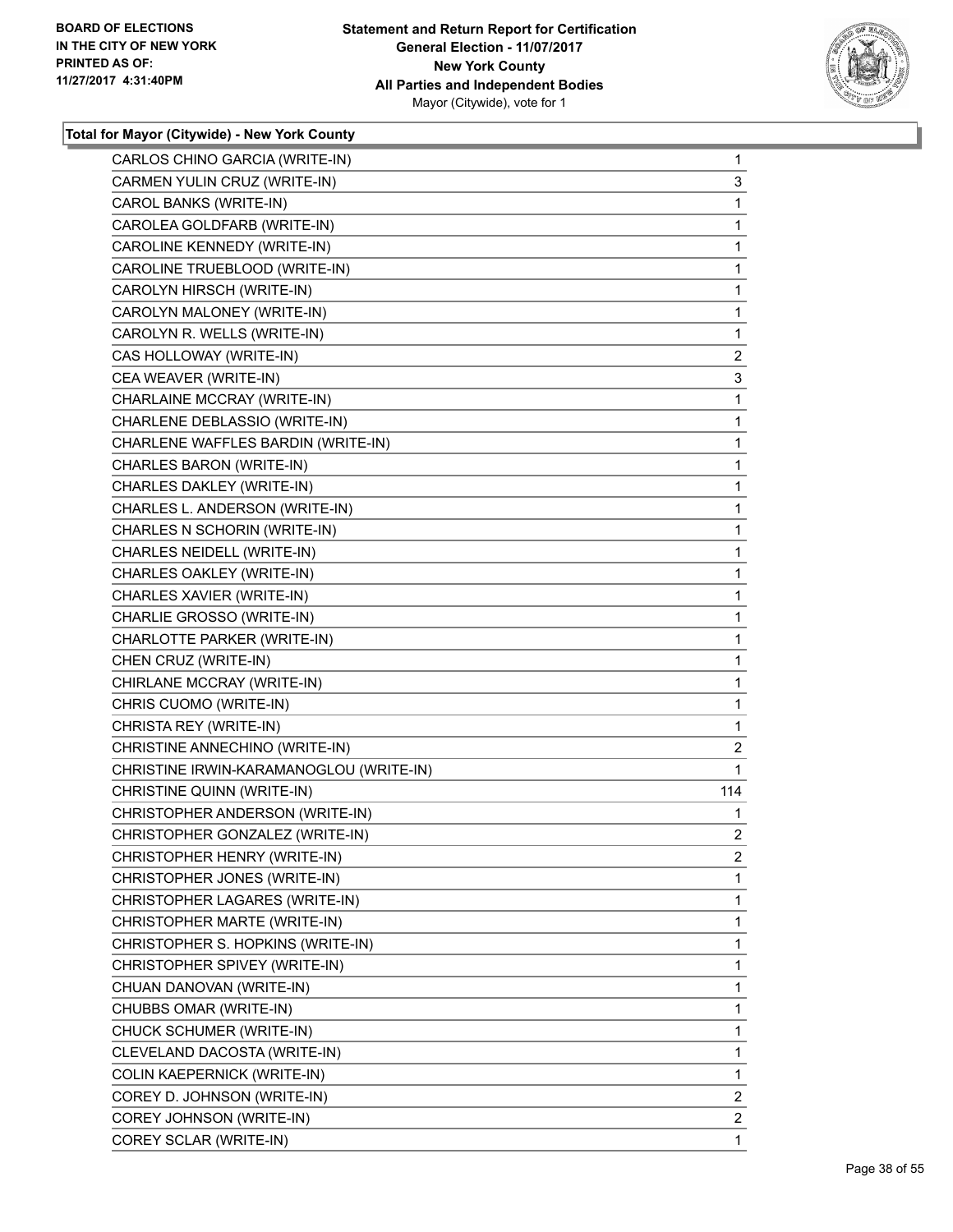**Total for Mayor (Citywide) - New York County**

| | |
|---|---|
| CARLOS CHINO GARCIA (WRITE-IN) | 1 |
| CARMEN YULIN CRUZ (WRITE-IN) | 3 |
| CAROL BANKS (WRITE-IN) | 1 |
| CAROLEA GOLDFARB (WRITE-IN) | 1 |
| CAROLINE KENNEDY (WRITE-IN) | 1 |
| CAROLINE TRUEBLOOD (WRITE-IN) | 1 |
| CAROLYN HIRSCH (WRITE-IN) | 1 |
| CAROLYN MALONEY (WRITE-IN) | 1 |
| CAROLYN R. WELLS (WRITE-IN) | 1 |
| CAS HOLLOWAY (WRITE-IN) | 2 |
| CEA WEAVER (WRITE-IN) | 3 |
| CHARLAINE MCCRAY (WRITE-IN) | 1 |
| CHARLENE DEBLASSIO (WRITE-IN) | 1 |
| CHARLENE WAFFLES BARDIN (WRITE-IN) | 1 |
| CHARLES BARON (WRITE-IN) | 1 |
| CHARLES DAKLEY (WRITE-IN) | 1 |
| CHARLES L. ANDERSON (WRITE-IN) | 1 |
| CHARLES N SCHORIN (WRITE-IN) | 1 |
| CHARLES NEIDELL (WRITE-IN) | 1 |
| CHARLES OAKLEY (WRITE-IN) | 1 |
| CHARLES XAVIER (WRITE-IN) | 1 |
| CHARLIE GROSSO (WRITE-IN) | 1 |
| CHARLOTTE PARKER (WRITE-IN) | 1 |
| CHEN CRUZ (WRITE-IN) | 1 |
| CHIRLANE MCCRAY (WRITE-IN) | 1 |
| CHRIS CUOMO (WRITE-IN) | 1 |
| CHRISTA REY (WRITE-IN) | 1 |
| CHRISTINE ANNECHINO (WRITE-IN) | 2 |
| CHRISTINE IRWIN-KARAMANOGLOU (WRITE-IN) | 1 |
| CHRISTINE QUINN (WRITE-IN) | 114 |
| CHRISTOPHER ANDERSON (WRITE-IN) | 1 |
| CHRISTOPHER GONZALEZ (WRITE-IN) | 2 |
| CHRISTOPHER HENRY (WRITE-IN) | 2 |
| CHRISTOPHER JONES (WRITE-IN) | 1 |
| CHRISTOPHER LAGARES (WRITE-IN) | 1 |
| CHRISTOPHER MARTE (WRITE-IN) | 1 |
| CHRISTOPHER S. HOPKINS (WRITE-IN) | 1 |
| CHRISTOPHER SPIVEY (WRITE-IN) | 1 |
| CHUAN DANOVAN (WRITE-IN) | 1 |
| CHUBBS OMAR (WRITE-IN) | 1 |
| CHUCK SCHUMER (WRITE-IN) | 1 |
| CLEVELAND DACOSTA (WRITE-IN) | 1 |
| COLIN KAEPERNICK (WRITE-IN) | 1 |
| COREY D. JOHNSON (WRITE-IN) | 2 |
| COREY JOHNSON (WRITE-IN) | 2 |
| COREY SCLAR (WRITE-IN) | 1 |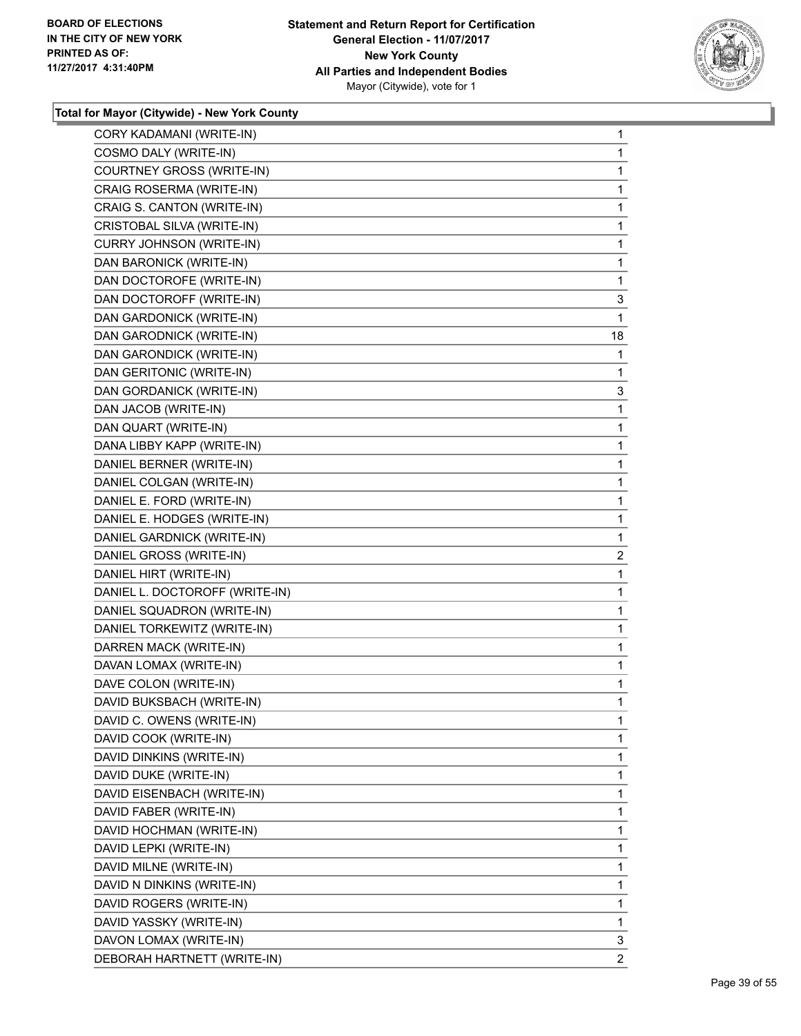**BOARD OF ELECTIONS IN THE CITY OF NEW YORK PRINTED AS OF: 11/27/2017 4:31:40PM**

**Statement and Return Report for Certification**
**General Election - 11/07/2017**
**New York County**
**All Parties and Independent Bodies**
Mayor (Citywide), vote for 1

### Total for Mayor (Citywide) - New York County

| Candidate | Votes |
|---|---|
| CORY KADAMANI (WRITE-IN) | 1 |
| COSMO DALY (WRITE-IN) | 1 |
| COURTNEY GROSS (WRITE-IN) | 1 |
| CRAIG ROSERMA (WRITE-IN) | 1 |
| CRAIG S. CANTON (WRITE-IN) | 1 |
| CRISTOBAL SILVA (WRITE-IN) | 1 |
| CURRY JOHNSON (WRITE-IN) | 1 |
| DAN BARONICK (WRITE-IN) | 1 |
| DAN DOCTOROFE (WRITE-IN) | 1 |
| DAN DOCTOROFF (WRITE-IN) | 3 |
| DAN GARDONICK (WRITE-IN) | 1 |
| DAN GARODNICK (WRITE-IN) | 18 |
| DAN GARONDICK (WRITE-IN) | 1 |
| DAN GERITONIC (WRITE-IN) | 1 |
| DAN GORDANICK (WRITE-IN) | 3 |
| DAN JACOB (WRITE-IN) | 1 |
| DAN QUART (WRITE-IN) | 1 |
| DANA LIBBY KAPP (WRITE-IN) | 1 |
| DANIEL BERNER (WRITE-IN) | 1 |
| DANIEL COLGAN (WRITE-IN) | 1 |
| DANIEL E. FORD (WRITE-IN) | 1 |
| DANIEL E. HODGES (WRITE-IN) | 1 |
| DANIEL GARDNICK (WRITE-IN) | 1 |
| DANIEL GROSS (WRITE-IN) | 2 |
| DANIEL HIRT (WRITE-IN) | 1 |
| DANIEL L. DOCTOROFF (WRITE-IN) | 1 |
| DANIEL SQUADRON (WRITE-IN) | 1 |
| DANIEL TORKEWITZ (WRITE-IN) | 1 |
| DARREN MACK (WRITE-IN) | 1 |
| DAVAN LOMAX (WRITE-IN) | 1 |
| DAVE COLON (WRITE-IN) | 1 |
| DAVID BUKSBACH (WRITE-IN) | 1 |
| DAVID C. OWENS (WRITE-IN) | 1 |
| DAVID COOK (WRITE-IN) | 1 |
| DAVID DINKINS (WRITE-IN) | 1 |
| DAVID DUKE (WRITE-IN) | 1 |
| DAVID EISENBACH (WRITE-IN) | 1 |
| DAVID FABER (WRITE-IN) | 1 |
| DAVID HOCHMAN (WRITE-IN) | 1 |
| DAVID LEPKI (WRITE-IN) | 1 |
| DAVID MILNE (WRITE-IN) | 1 |
| DAVID N DINKINS (WRITE-IN) | 1 |
| DAVID ROGERS (WRITE-IN) | 1 |
| DAVID YASSKY (WRITE-IN) | 1 |
| DAVON LOMAX (WRITE-IN) | 3 |
| DEBORAH HARTNETT (WRITE-IN) | 2 |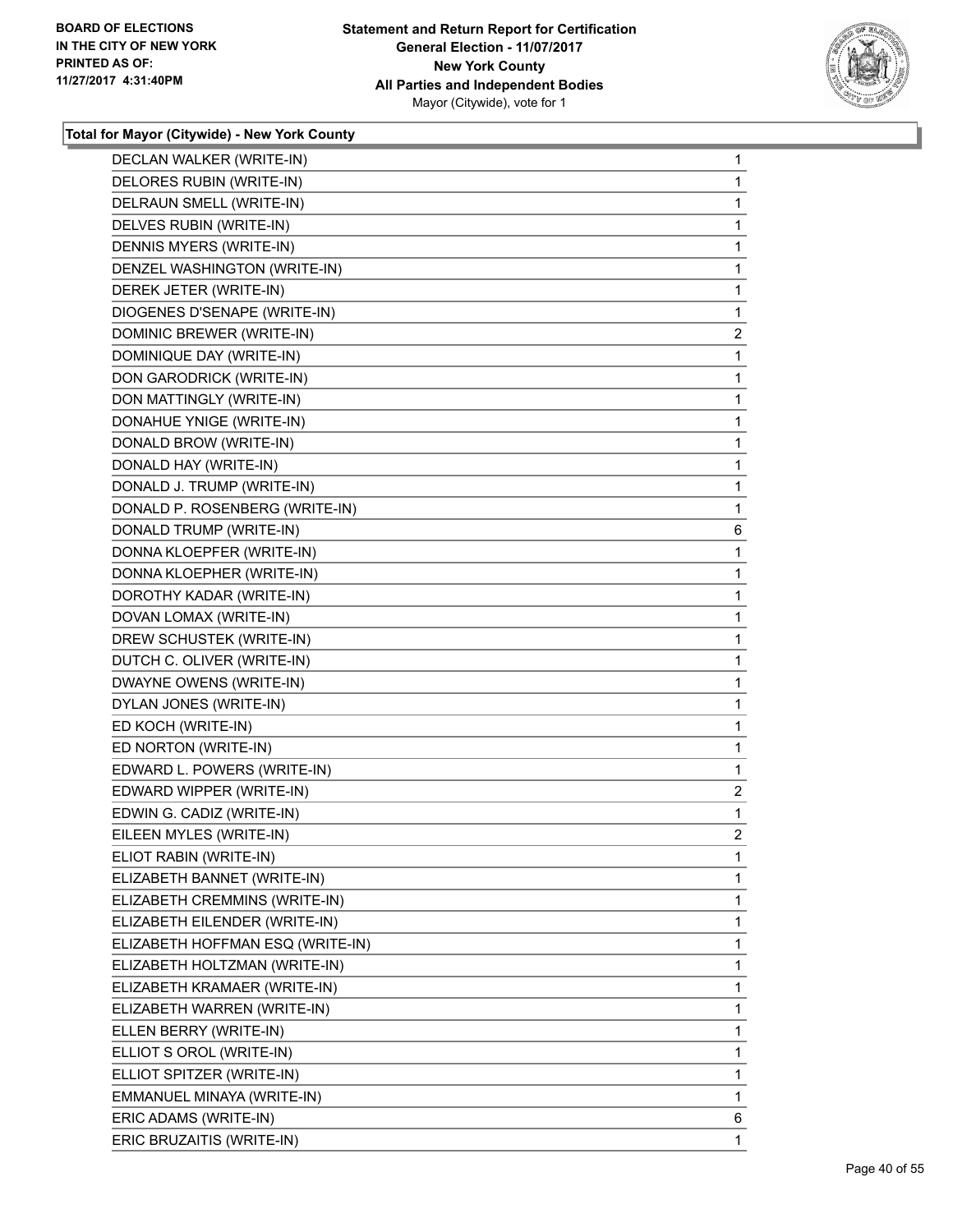BOARD OF ELECTIONS
IN THE CITY OF NEW YORK
PRINTED AS OF:
11/27/2017 4:31:40PM

**Statement and Return Report for Certification**
**General Election - 11/07/2017**
**New York County**
**All Parties and Independent Bodies**
Mayor (Citywide), vote for 1

### Total for Mayor (Citywide) - New York County

| | |
|---|---|
| DECLAN WALKER (WRITE-IN) | 1 |
| DELORES RUBIN (WRITE-IN) | 1 |
| DELRAUN SMELL (WRITE-IN) | 1 |
| DELVES RUBIN (WRITE-IN) | 1 |
| DENNIS MYERS (WRITE-IN) | 1 |
| DENZEL WASHINGTON (WRITE-IN) | 1 |
| DEREK JETER (WRITE-IN) | 1 |
| DIOGENES D'SENAPE (WRITE-IN) | 1 |
| DOMINIC BREWER (WRITE-IN) | 2 |
| DOMINIQUE DAY (WRITE-IN) | 1 |
| DON GARODRICK (WRITE-IN) | 1 |
| DON MATTINGLY (WRITE-IN) | 1 |
| DONAHUE YNIGE (WRITE-IN) | 1 |
| DONALD BROW (WRITE-IN) | 1 |
| DONALD HAY (WRITE-IN) | 1 |
| DONALD J. TRUMP (WRITE-IN) | 1 |
| DONALD P. ROSENBERG (WRITE-IN) | 1 |
| DONALD TRUMP (WRITE-IN) | 6 |
| DONNA KLOEPFER (WRITE-IN) | 1 |
| DONNA KLOEPHER (WRITE-IN) | 1 |
| DOROTHY KADAR (WRITE-IN) | 1 |
| DOVAN LOMAX (WRITE-IN) | 1 |
| DREW SCHUSTEK (WRITE-IN) | 1 |
| DUTCH C. OLIVER (WRITE-IN) | 1 |
| DWAYNE OWENS (WRITE-IN) | 1 |
| DYLAN JONES (WRITE-IN) | 1 |
| ED KOCH (WRITE-IN) | 1 |
| ED NORTON (WRITE-IN) | 1 |
| EDWARD L. POWERS (WRITE-IN) | 1 |
| EDWARD WIPPER (WRITE-IN) | 2 |
| EDWIN G. CADIZ (WRITE-IN) | 1 |
| EILEEN MYLES (WRITE-IN) | 2 |
| ELIOT RABIN (WRITE-IN) | 1 |
| ELIZABETH BANNET (WRITE-IN) | 1 |
| ELIZABETH CREMMINS (WRITE-IN) | 1 |
| ELIZABETH EILENDER (WRITE-IN) | 1 |
| ELIZABETH HOFFMAN ESQ (WRITE-IN) | 1 |
| ELIZABETH HOLTZMAN (WRITE-IN) | 1 |
| ELIZABETH KRAMAER (WRITE-IN) | 1 |
| ELIZABETH WARREN (WRITE-IN) | 1 |
| ELLEN BERRY (WRITE-IN) | 1 |
| ELLIOT S OROL (WRITE-IN) | 1 |
| ELLIOT SPITZER (WRITE-IN) | 1 |
| EMMANUEL MINAYA (WRITE-IN) | 1 |
| ERIC ADAMS (WRITE-IN) | 6 |
| ERIC BRUZAITIS (WRITE-IN) | 1 |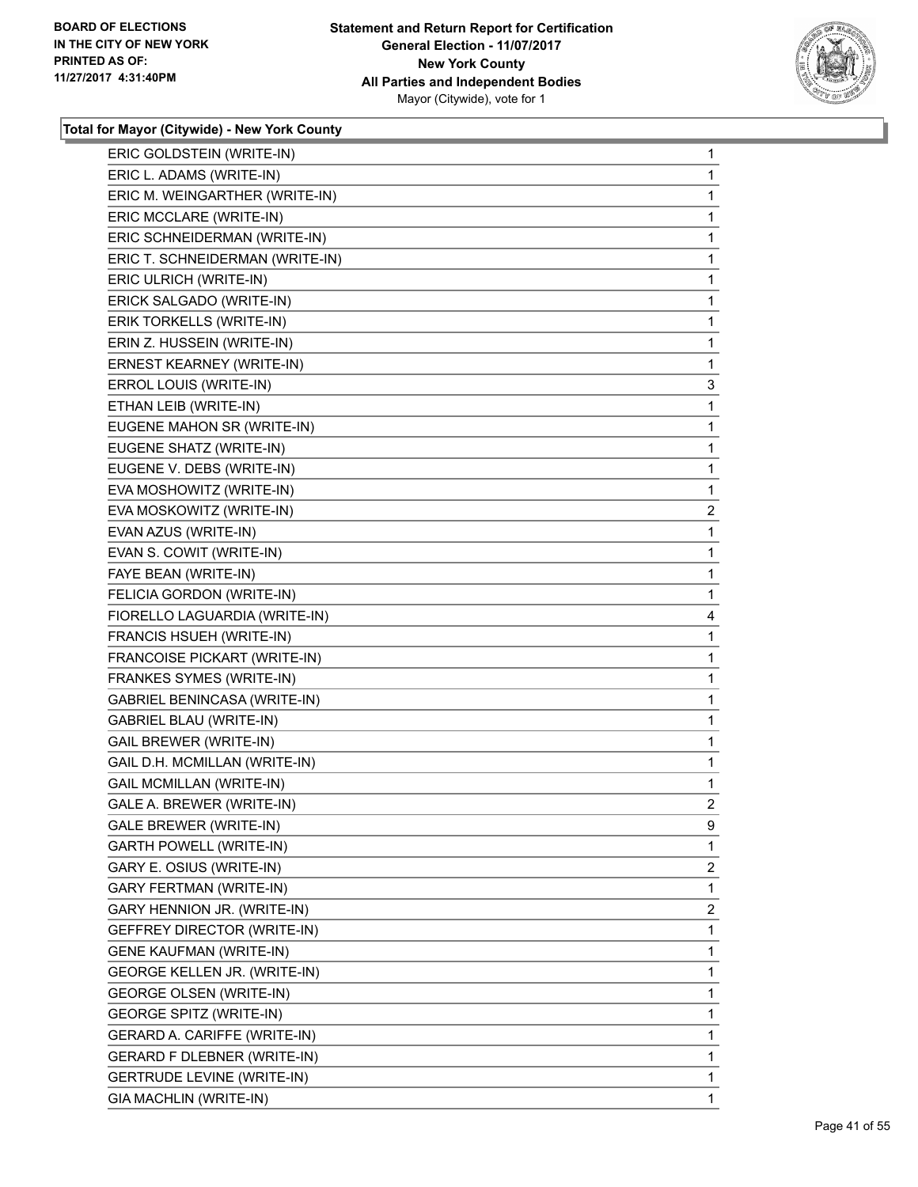**BOARD OF ELECTIONS IN THE CITY OF NEW YORK PRINTED AS OF: 11/27/2017 4:31:40PM**

**Statement and Return Report for Certification General Election - 11/07/2017 New York County All Parties and Independent Bodies Mayor (Citywide), vote for 1**

### Total for Mayor (Citywide) - New York County

| | |
|---|---|
| ERIC GOLDSTEIN (WRITE-IN) | 1 |
| ERIC L. ADAMS (WRITE-IN) | 1 |
| ERIC M. WEINGARTHER (WRITE-IN) | 1 |
| ERIC MCCLARE (WRITE-IN) | 1 |
| ERIC SCHNEIDERMAN (WRITE-IN) | 1 |
| ERIC T. SCHNEIDERMAN (WRITE-IN) | 1 |
| ERIC ULRICH (WRITE-IN) | 1 |
| ERICK SALGADO (WRITE-IN) | 1 |
| ERIK TORKELLS (WRITE-IN) | 1 |
| ERIN Z. HUSSEIN (WRITE-IN) | 1 |
| ERNEST KEARNEY (WRITE-IN) | 1 |
| ERROL LOUIS (WRITE-IN) | 3 |
| ETHAN LEIB (WRITE-IN) | 1 |
| EUGENE MAHON SR (WRITE-IN) | 1 |
| EUGENE SHATZ (WRITE-IN) | 1 |
| EUGENE V. DEBS (WRITE-IN) | 1 |
| EVA MOSHOWITZ (WRITE-IN) | 1 |
| EVA MOSKOWITZ (WRITE-IN) | 2 |
| EVAN AZUS (WRITE-IN) | 1 |
| EVAN S. COWIT (WRITE-IN) | 1 |
| FAYE BEAN (WRITE-IN) | 1 |
| FELICIA GORDON (WRITE-IN) | 1 |
| FIORELLO LAGUARDIA (WRITE-IN) | 4 |
| FRANCIS HSUEH (WRITE-IN) | 1 |
| FRANCOISE PICKART (WRITE-IN) | 1 |
| FRANKES SYMES (WRITE-IN) | 1 |
| GABRIEL BENINCASA (WRITE-IN) | 1 |
| GABRIEL BLAU (WRITE-IN) | 1 |
| GAIL BREWER (WRITE-IN) | 1 |
| GAIL D.H. MCMILLAN (WRITE-IN) | 1 |
| GAIL MCMILLAN (WRITE-IN) | 1 |
| GALE A. BREWER (WRITE-IN) | 2 |
| GALE BREWER (WRITE-IN) | 9 |
| GARTH POWELL (WRITE-IN) | 1 |
| GARY E. OSIUS (WRITE-IN) | 2 |
| GARY FERTMAN (WRITE-IN) | 1 |
| GARY HENNION JR. (WRITE-IN) | 2 |
| GEFFREY DIRECTOR (WRITE-IN) | 1 |
| GENE KAUFMAN (WRITE-IN) | 1 |
| GEORGE KELLEN JR. (WRITE-IN) | 1 |
| GEORGE OLSEN (WRITE-IN) | 1 |
| GEORGE SPITZ (WRITE-IN) | 1 |
| GERARD A. CARIFFE (WRITE-IN) | 1 |
| GERARD F DLEBNER (WRITE-IN) | 1 |
| GERTRUDE LEVINE (WRITE-IN) | 1 |
| GIA MACHLIN (WRITE-IN) | 1 |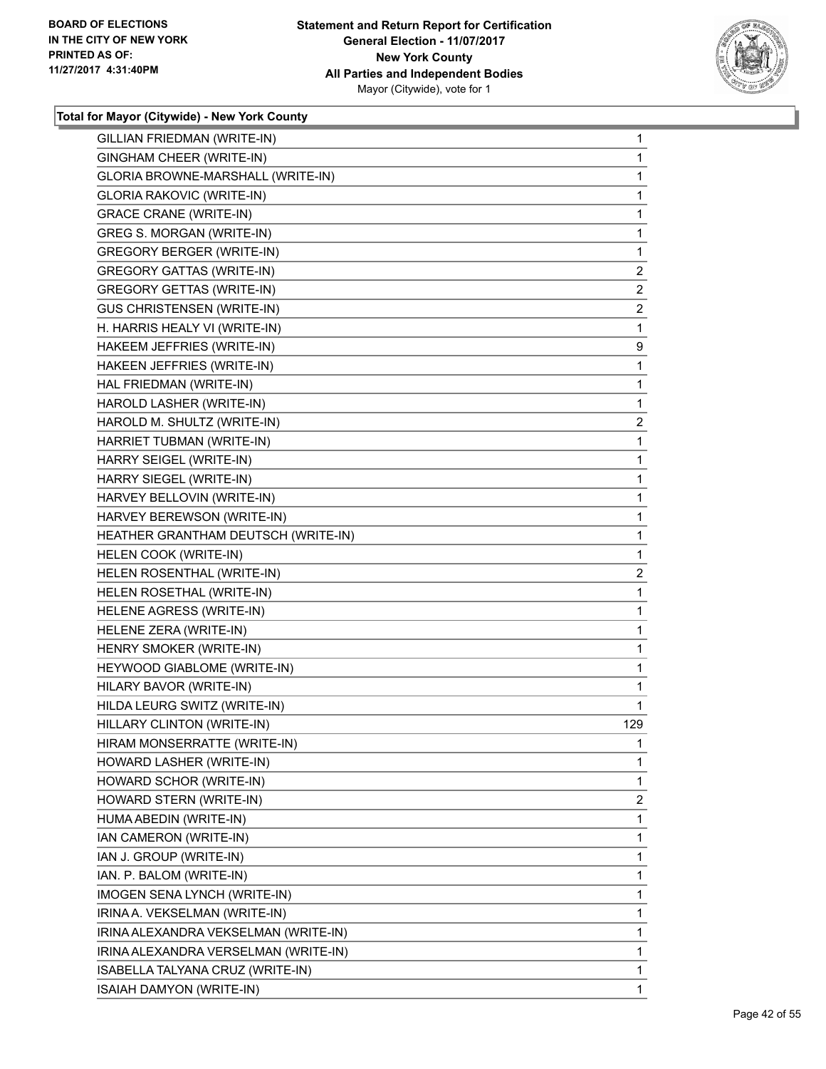**BOARD OF ELECTIONS IN THE CITY OF NEW YORK PRINTED AS OF: 11/27/2017 4:31:40PM**

**Statement and Return Report for Certification General Election - 11/07/2017 New York County All Parties and Independent Bodies** Mayor (Citywide), vote for 1

### Total for Mayor (Citywide) - New York County

| Candidate | Votes |
|---|---|
| GILLIAN FRIEDMAN (WRITE-IN) | 1 |
| GINGHAM CHEER (WRITE-IN) | 1 |
| GLORIA BROWNE-MARSHALL (WRITE-IN) | 1 |
| GLORIA RAKOVIC (WRITE-IN) | 1 |
| GRACE CRANE (WRITE-IN) | 1 |
| GREG S. MORGAN (WRITE-IN) | 1 |
| GREGORY BERGER (WRITE-IN) | 1 |
| GREGORY GATTAS (WRITE-IN) | 2 |
| GREGORY GETTAS (WRITE-IN) | 2 |
| GUS CHRISTENSEN (WRITE-IN) | 2 |
| H. HARRIS HEALY VI (WRITE-IN) | 1 |
| HAKEEM JEFFRIES (WRITE-IN) | 9 |
| HAKEEN JEFFRIES (WRITE-IN) | 1 |
| HAL FRIEDMAN (WRITE-IN) | 1 |
| HAROLD LASHER (WRITE-IN) | 1 |
| HAROLD M. SHULTZ (WRITE-IN) | 2 |
| HARRIET TUBMAN (WRITE-IN) | 1 |
| HARRY SEIGEL (WRITE-IN) | 1 |
| HARRY SIEGEL (WRITE-IN) | 1 |
| HARVEY BELLOVIN (WRITE-IN) | 1 |
| HARVEY BEREWSON (WRITE-IN) | 1 |
| HEATHER GRANTHAM DEUTSCH (WRITE-IN) | 1 |
| HELEN COOK (WRITE-IN) | 1 |
| HELEN ROSENTHAL (WRITE-IN) | 2 |
| HELEN ROSETHAL (WRITE-IN) | 1 |
| HELENE AGRESS (WRITE-IN) | 1 |
| HELENE ZERA (WRITE-IN) | 1 |
| HENRY SMOKER (WRITE-IN) | 1 |
| HEYWOOD GIABLOME (WRITE-IN) | 1 |
| HILARY BAVOR (WRITE-IN) | 1 |
| HILDA LEURG SWITZ (WRITE-IN) | 1 |
| HILLARY CLINTON (WRITE-IN) | 129 |
| HIRAM MONSERRATTE (WRITE-IN) | 1 |
| HOWARD LASHER (WRITE-IN) | 1 |
| HOWARD SCHOR (WRITE-IN) | 1 |
| HOWARD STERN (WRITE-IN) | 2 |
| HUMA ABEDIN (WRITE-IN) | 1 |
| IAN CAMERON (WRITE-IN) | 1 |
| IAN J. GROUP (WRITE-IN) | 1 |
| IAN. P. BALOM (WRITE-IN) | 1 |
| IMOGEN SENA LYNCH (WRITE-IN) | 1 |
| IRINA A. VEKSELMAN (WRITE-IN) | 1 |
| IRINA ALEXANDRA VEKSELMAN (WRITE-IN) | 1 |
| IRINA ALEXANDRA VERSELMAN (WRITE-IN) | 1 |
| ISABELLA TALYANA CRUZ (WRITE-IN) | 1 |
| ISAIAH DAMYON (WRITE-IN) | 1 |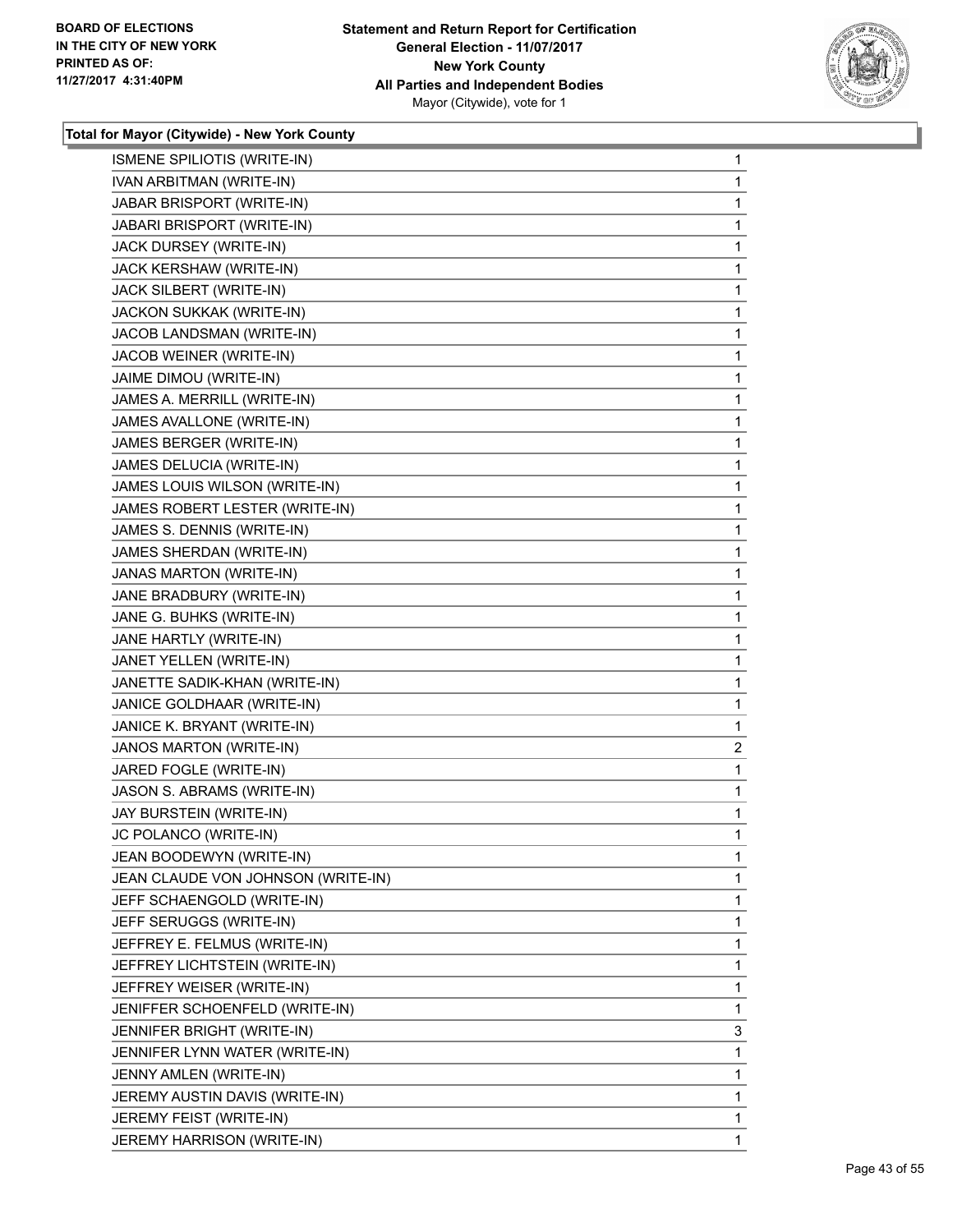BOARD OF ELECTIONS
IN THE CITY OF NEW YORK
PRINTED AS OF:
11/27/2017 4:31:40PM

**Statement and Return Report for Certification**
**General Election - 11/07/2017**
**New York County**
**All Parties and Independent Bodies**
Mayor (Citywide), vote for 1

**Total for Mayor (Citywide) - New York County**

| | |
|---|---|
| ISMENE SPILIOTIS (WRITE-IN) | 1 |
| IVAN ARBITMAN (WRITE-IN) | 1 |
| JABAR BRISPORT (WRITE-IN) | 1 |
| JABARI BRISPORT (WRITE-IN) | 1 |
| JACK DURSEY (WRITE-IN) | 1 |
| JACK KERSHAW (WRITE-IN) | 1 |
| JACK SILBERT (WRITE-IN) | 1 |
| JACKON SUKKAK (WRITE-IN) | 1 |
| JACOB LANDSMAN (WRITE-IN) | 1 |
| JACOB WEINER (WRITE-IN) | 1 |
| JAIME DIMOU (WRITE-IN) | 1 |
| JAMES A. MERRILL (WRITE-IN) | 1 |
| JAMES AVALLONE (WRITE-IN) | 1 |
| JAMES BERGER (WRITE-IN) | 1 |
| JAMES DELUCIA (WRITE-IN) | 1 |
| JAMES LOUIS WILSON (WRITE-IN) | 1 |
| JAMES ROBERT LESTER (WRITE-IN) | 1 |
| JAMES S. DENNIS (WRITE-IN) | 1 |
| JAMES SHERDAN (WRITE-IN) | 1 |
| JANAS MARTON (WRITE-IN) | 1 |
| JANE BRADBURY (WRITE-IN) | 1 |
| JANE G. BUHKS (WRITE-IN) | 1 |
| JANE HARTLY (WRITE-IN) | 1 |
| JANET YELLEN (WRITE-IN) | 1 |
| JANETTE SADIK-KHAN (WRITE-IN) | 1 |
| JANICE GOLDHAAR (WRITE-IN) | 1 |
| JANICE K. BRYANT (WRITE-IN) | 1 |
| JANOS MARTON (WRITE-IN) | 2 |
| JARED FOGLE (WRITE-IN) | 1 |
| JASON S. ABRAMS (WRITE-IN) | 1 |
| JAY BURSTEIN (WRITE-IN) | 1 |
| JC POLANCO (WRITE-IN) | 1 |
| JEAN BOODEWYN (WRITE-IN) | 1 |
| JEAN CLAUDE VON JOHNSON (WRITE-IN) | 1 |
| JEFF SCHAENGOLD (WRITE-IN) | 1 |
| JEFF SERUGGS (WRITE-IN) | 1 |
| JEFFREY E. FELMUS (WRITE-IN) | 1 |
| JEFFREY LICHTSTEIN (WRITE-IN) | 1 |
| JEFFREY WEISER (WRITE-IN) | 1 |
| JENIFFER SCHOENFELD (WRITE-IN) | 1 |
| JENNIFER BRIGHT (WRITE-IN) | 3 |
| JENNIFER LYNN WATER (WRITE-IN) | 1 |
| JENNY AMLEN (WRITE-IN) | 1 |
| JEREMY AUSTIN DAVIS (WRITE-IN) | 1 |
| JEREMY FEIST (WRITE-IN) | 1 |
| JEREMY HARRISON (WRITE-IN) | 1 |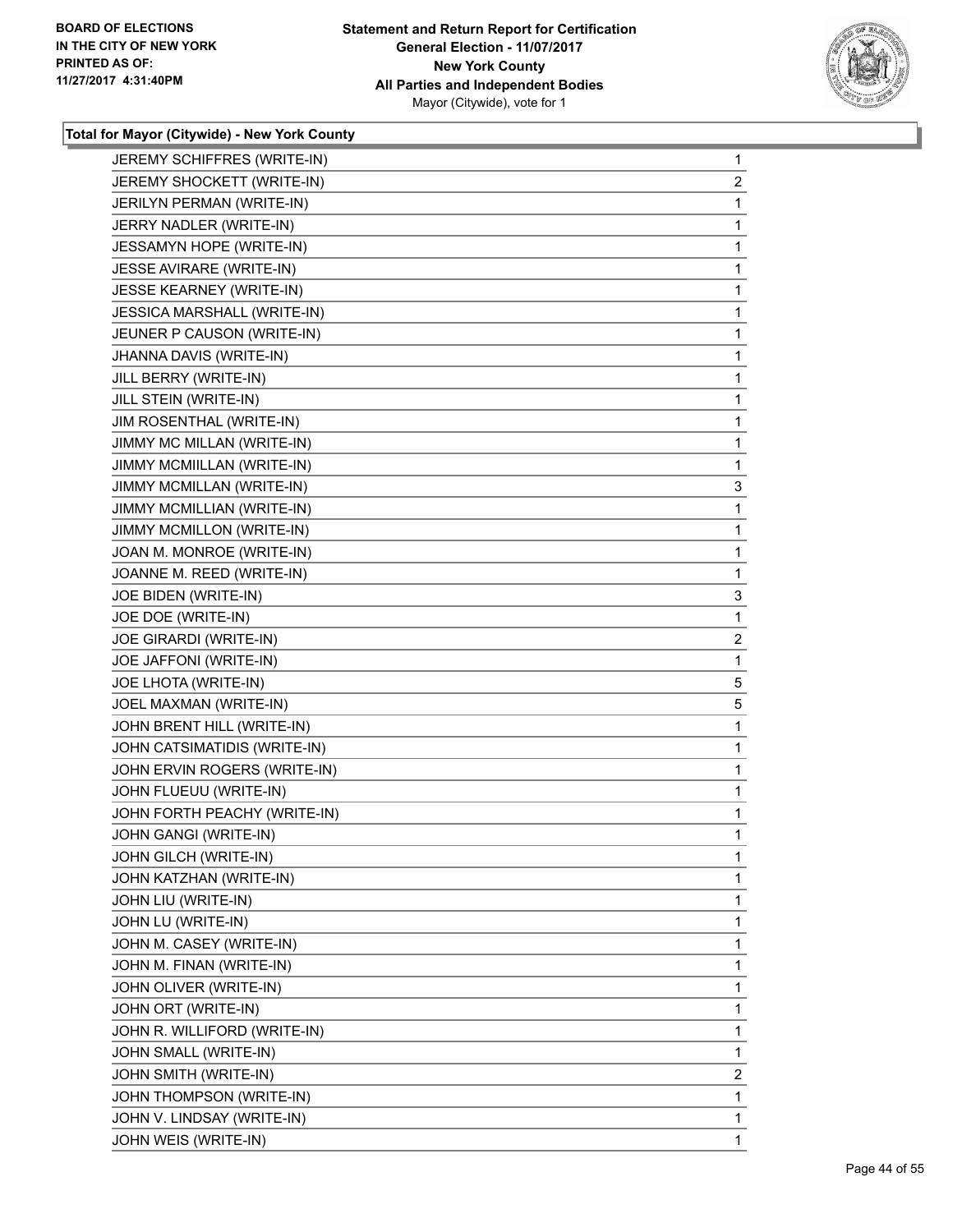**Total for Mayor (Citywide) - New York County**

| Candidate | Votes |
|---|---|
| JEREMY SCHIFFRES (WRITE-IN) | 1 |
| JEREMY SHOCKETT (WRITE-IN) | 2 |
| JERILYN PERMAN (WRITE-IN) | 1 |
| JERRY NADLER (WRITE-IN) | 1 |
| JESSAMYN HOPE (WRITE-IN) | 1 |
| JESSE AVIRARE (WRITE-IN) | 1 |
| JESSE KEARNEY (WRITE-IN) | 1 |
| JESSICA MARSHALL (WRITE-IN) | 1 |
| JEUNER P CAUSON (WRITE-IN) | 1 |
| JHANNA DAVIS (WRITE-IN) | 1 |
| JILL BERRY (WRITE-IN) | 1 |
| JILL STEIN (WRITE-IN) | 1 |
| JIM ROSENTHAL (WRITE-IN) | 1 |
| JIMMY MC MILLAN (WRITE-IN) | 1 |
| JIMMY MCMIILLAN (WRITE-IN) | 1 |
| JIMMY MCMILLAN (WRITE-IN) | 3 |
| JIMMY MCMILLIAN (WRITE-IN) | 1 |
| JIMMY MCMILLON (WRITE-IN) | 1 |
| JOAN M. MONROE (WRITE-IN) | 1 |
| JOANNE M. REED (WRITE-IN) | 1 |
| JOE BIDEN (WRITE-IN) | 3 |
| JOE DOE (WRITE-IN) | 1 |
| JOE GIRARDI (WRITE-IN) | 2 |
| JOE JAFFONI (WRITE-IN) | 1 |
| JOE LHOTA (WRITE-IN) | 5 |
| JOEL MAXMAN (WRITE-IN) | 5 |
| JOHN BRENT HILL (WRITE-IN) | 1 |
| JOHN CATSIMATIDIS (WRITE-IN) | 1 |
| JOHN ERVIN ROGERS (WRITE-IN) | 1 |
| JOHN FLUEUU (WRITE-IN) | 1 |
| JOHN FORTH PEACHY (WRITE-IN) | 1 |
| JOHN GANGI (WRITE-IN) | 1 |
| JOHN GILCH (WRITE-IN) | 1 |
| JOHN KATZHAN (WRITE-IN) | 1 |
| JOHN LIU (WRITE-IN) | 1 |
| JOHN LU (WRITE-IN) | 1 |
| JOHN M. CASEY (WRITE-IN) | 1 |
| JOHN M. FINAN (WRITE-IN) | 1 |
| JOHN OLIVER (WRITE-IN) | 1 |
| JOHN ORT (WRITE-IN) | 1 |
| JOHN R. WILLIFORD (WRITE-IN) | 1 |
| JOHN SMALL (WRITE-IN) | 1 |
| JOHN SMITH (WRITE-IN) | 2 |
| JOHN THOMPSON (WRITE-IN) | 1 |
| JOHN V. LINDSAY (WRITE-IN) | 1 |
| JOHN WEIS (WRITE-IN) | 1 |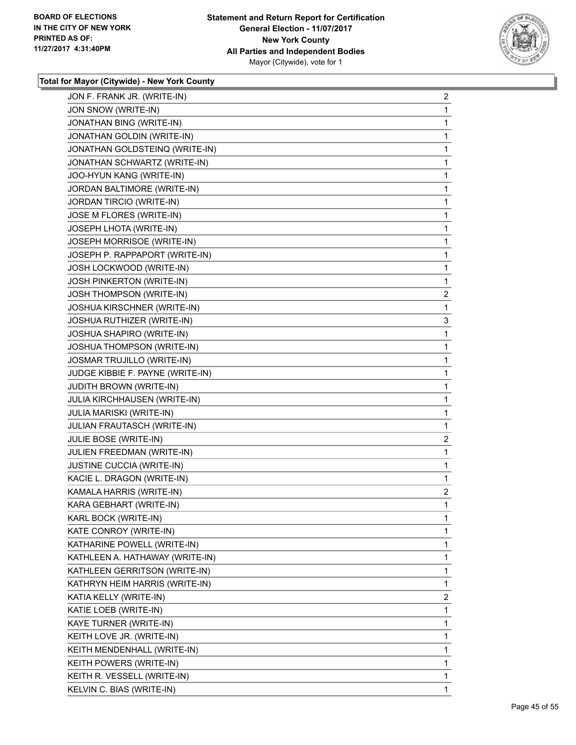**BOARD OF ELECTIONS IN THE CITY OF NEW YORK PRINTED AS OF: 11/27/2017 4:31:40PM**

**Statement and Return Report for Certification**
**General Election - 11/07/2017**
**New York County**
**All Parties and Independent Bodies**
Mayor (Citywide), vote for 1

### Total for Mayor (Citywide) - New York County

| | |
|---|---|
| JON F. FRANK JR. (WRITE-IN) | 2 |
| JON SNOW (WRITE-IN) | 1 |
| JONATHAN BING (WRITE-IN) | 1 |
| JONATHAN GOLDIN (WRITE-IN) | 1 |
| JONATHAN GOLDSTEINQ (WRITE-IN) | 1 |
| JONATHAN SCHWARTZ (WRITE-IN) | 1 |
| JOO-HYUN KANG (WRITE-IN) | 1 |
| JORDAN BALTIMORE (WRITE-IN) | 1 |
| JORDAN TIRCIO (WRITE-IN) | 1 |
| JOSE M FLORES (WRITE-IN) | 1 |
| JOSEPH LHOTA (WRITE-IN) | 1 |
| JOSEPH MORRISOE (WRITE-IN) | 1 |
| JOSEPH P. RAPPAPORT (WRITE-IN) | 1 |
| JOSH LOCKWOOD (WRITE-IN) | 1 |
| JOSH PINKERTON (WRITE-IN) | 1 |
| JOSH THOMPSON (WRITE-IN) | 2 |
| JOSHUA KIRSCHNER (WRITE-IN) | 1 |
| JOSHUA RUTHIZER (WRITE-IN) | 3 |
| JOSHUA SHAPIRO (WRITE-IN) | 1 |
| JOSHUA THOMPSON (WRITE-IN) | 1 |
| JOSMAR TRUJILLO (WRITE-IN) | 1 |
| JUDGE KIBBIE F. PAYNE (WRITE-IN) | 1 |
| JUDITH BROWN (WRITE-IN) | 1 |
| JULIA KIRCHHAUSEN (WRITE-IN) | 1 |
| JULIA MARISKI (WRITE-IN) | 1 |
| JULIAN FRAUTASCH (WRITE-IN) | 1 |
| JULIE BOSE (WRITE-IN) | 2 |
| JULIEN FREEDMAN (WRITE-IN) | 1 |
| JUSTINE CUCCIA (WRITE-IN) | 1 |
| KACIE L. DRAGON (WRITE-IN) | 1 |
| KAMALA HARRIS (WRITE-IN) | 2 |
| KARA GEBHART (WRITE-IN) | 1 |
| KARL BOCK (WRITE-IN) | 1 |
| KATE CONROY (WRITE-IN) | 1 |
| KATHARINE POWELL (WRITE-IN) | 1 |
| KATHLEEN A. HATHAWAY (WRITE-IN) | 1 |
| KATHLEEN GERRITSON (WRITE-IN) | 1 |
| KATHRYN HEIM HARRIS (WRITE-IN) | 1 |
| KATIA KELLY (WRITE-IN) | 2 |
| KATIE LOEB (WRITE-IN) | 1 |
| KAYE TURNER (WRITE-IN) | 1 |
| KEITH LOVE JR. (WRITE-IN) | 1 |
| KEITH MENDENHALL (WRITE-IN) | 1 |
| KEITH POWERS (WRITE-IN) | 1 |
| KEITH R. VESSELL (WRITE-IN) | 1 |
| KELVIN C. BIAS (WRITE-IN) | 1 |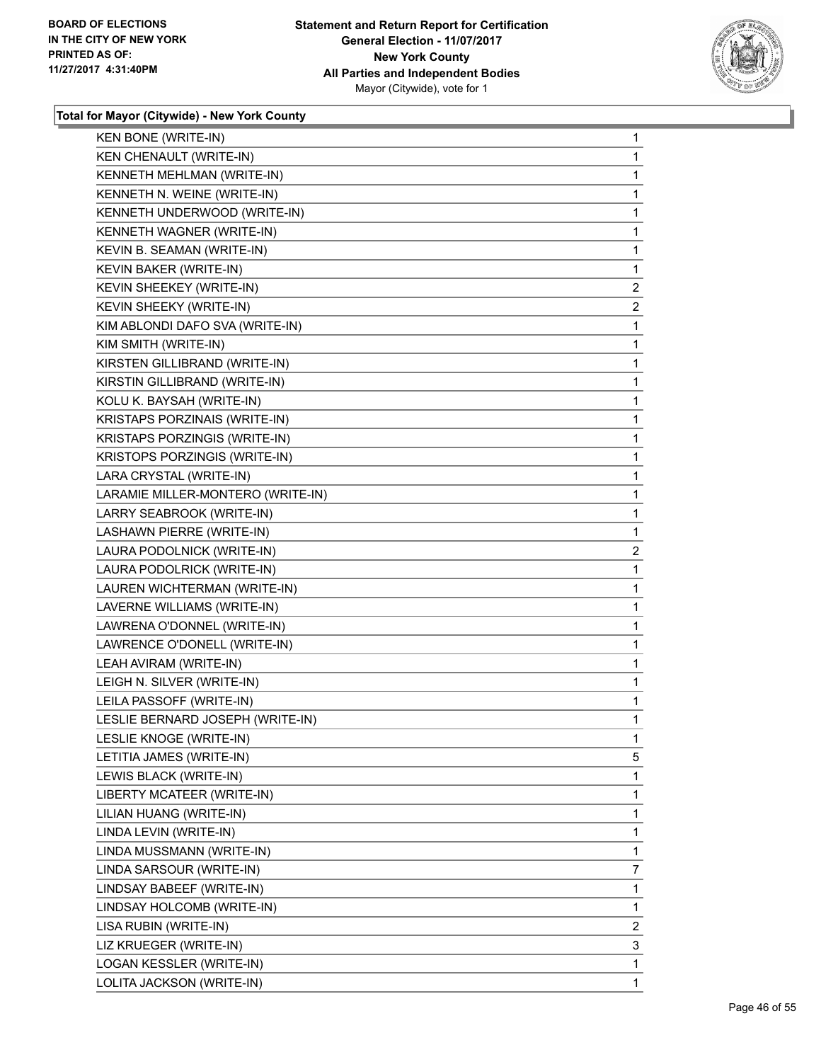BOARD OF ELECTIONS
IN THE CITY OF NEW YORK
PRINTED AS OF:
11/27/2017 4:31:40PM

**Statement and Return Report for Certification**
**General Election - 11/07/2017**
**New York County**
**All Parties and Independent Bodies**
Mayor (Citywide), vote for 1

**Total for Mayor (Citywide) - New York County**

| | |
|---|---|
| KEN BONE (WRITE-IN) | 1 |
| KEN CHENAULT (WRITE-IN) | 1 |
| KENNETH MEHLMAN (WRITE-IN) | 1 |
| KENNETH N. WEINE (WRITE-IN) | 1 |
| KENNETH UNDERWOOD (WRITE-IN) | 1 |
| KENNETH WAGNER (WRITE-IN) | 1 |
| KEVIN B. SEAMAN (WRITE-IN) | 1 |
| KEVIN BAKER (WRITE-IN) | 1 |
| KEVIN SHEEKEY (WRITE-IN) | 2 |
| KEVIN SHEEKY (WRITE-IN) | 2 |
| KIM ABLONDI DAFO SVA (WRITE-IN) | 1 |
| KIM SMITH (WRITE-IN) | 1 |
| KIRSTEN GILLIBRAND (WRITE-IN) | 1 |
| KIRSTIN GILLIBRAND (WRITE-IN) | 1 |
| KOLU K. BAYSAH (WRITE-IN) | 1 |
| KRISTAPS PORZINAIS (WRITE-IN) | 1 |
| KRISTAPS PORZINGIS (WRITE-IN) | 1 |
| KRISTOPS PORZINGIS (WRITE-IN) | 1 |
| LARA CRYSTAL (WRITE-IN) | 1 |
| LARAMIE MILLER-MONTERO (WRITE-IN) | 1 |
| LARRY SEABROOK (WRITE-IN) | 1 |
| LASHAWN PIERRE (WRITE-IN) | 1 |
| LAURA PODOLNICK (WRITE-IN) | 2 |
| LAURA PODOLRICK (WRITE-IN) | 1 |
| LAUREN WICHTERMAN (WRITE-IN) | 1 |
| LAVERNE WILLIAMS (WRITE-IN) | 1 |
| LAWRENA O'DONNEL (WRITE-IN) | 1 |
| LAWRENCE O'DONELL (WRITE-IN) | 1 |
| LEAH AVIRAM (WRITE-IN) | 1 |
| LEIGH N. SILVER (WRITE-IN) | 1 |
| LEILA PASSOFF (WRITE-IN) | 1 |
| LESLIE BERNARD JOSEPH (WRITE-IN) | 1 |
| LESLIE KNOGE (WRITE-IN) | 1 |
| LETITIA JAMES (WRITE-IN) | 5 |
| LEWIS BLACK (WRITE-IN) | 1 |
| LIBERTY MCATEER (WRITE-IN) | 1 |
| LILIAN HUANG (WRITE-IN) | 1 |
| LINDA LEVIN (WRITE-IN) | 1 |
| LINDA MUSSMANN (WRITE-IN) | 1 |
| LINDA SARSOUR (WRITE-IN) | 7 |
| LINDSAY BABEEF (WRITE-IN) | 1 |
| LINDSAY HOLCOMB (WRITE-IN) | 1 |
| LISA RUBIN (WRITE-IN) | 2 |
| LIZ KRUEGER (WRITE-IN) | 3 |
| LOGAN KESSLER (WRITE-IN) | 1 |
| LOLITA JACKSON (WRITE-IN) | 1 |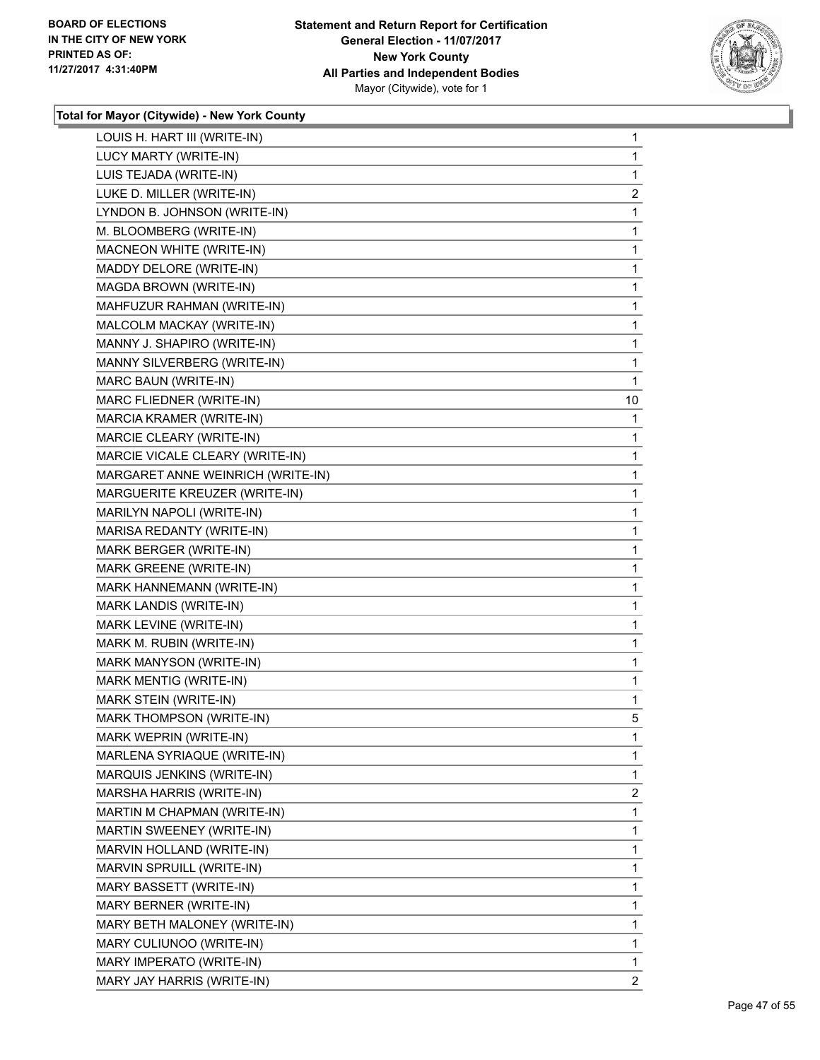**Total for Mayor (Citywide) - New York County**

| | |
|---|---|
| LOUIS H. HART III (WRITE-IN) | 1 |
| LUCY MARTY (WRITE-IN) | 1 |
| LUIS TEJADA (WRITE-IN) | 1 |
| LUKE D. MILLER (WRITE-IN) | 2 |
| LYNDON B. JOHNSON (WRITE-IN) | 1 |
| M. BLOOMBERG (WRITE-IN) | 1 |
| MACNEON WHITE (WRITE-IN) | 1 |
| MADDY DELORE (WRITE-IN) | 1 |
| MAGDA BROWN (WRITE-IN) | 1 |
| MAHFUZUR RAHMAN (WRITE-IN) | 1 |
| MALCOLM MACKAY (WRITE-IN) | 1 |
| MANNY J. SHAPIRO (WRITE-IN) | 1 |
| MANNY SILVERBERG (WRITE-IN) | 1 |
| MARC BAUN (WRITE-IN) | 1 |
| MARC FLIEDNER (WRITE-IN) | 10 |
| MARCIA KRAMER (WRITE-IN) | 1 |
| MARCIE CLEARY (WRITE-IN) | 1 |
| MARCIE VICALE CLEARY (WRITE-IN) | 1 |
| MARGARET ANNE WEINRICH (WRITE-IN) | 1 |
| MARGUERITE KREUZER (WRITE-IN) | 1 |
| MARILYN NAPOLI (WRITE-IN) | 1 |
| MARISA REDANTY (WRITE-IN) | 1 |
| MARK BERGER (WRITE-IN) | 1 |
| MARK GREENE (WRITE-IN) | 1 |
| MARK HANNEMANN (WRITE-IN) | 1 |
| MARK LANDIS (WRITE-IN) | 1 |
| MARK LEVINE (WRITE-IN) | 1 |
| MARK M. RUBIN (WRITE-IN) | 1 |
| MARK MANYSON (WRITE-IN) | 1 |
| MARK MENTIG (WRITE-IN) | 1 |
| MARK STEIN (WRITE-IN) | 1 |
| MARK THOMPSON (WRITE-IN) | 5 |
| MARK WEPRIN (WRITE-IN) | 1 |
| MARLENA SYRIAQUE (WRITE-IN) | 1 |
| MARQUIS JENKINS (WRITE-IN) | 1 |
| MARSHA HARRIS (WRITE-IN) | 2 |
| MARTIN M CHAPMAN (WRITE-IN) | 1 |
| MARTIN SWEENEY (WRITE-IN) | 1 |
| MARVIN HOLLAND (WRITE-IN) | 1 |
| MARVIN SPRUILL (WRITE-IN) | 1 |
| MARY BASSETT (WRITE-IN) | 1 |
| MARY BERNER (WRITE-IN) | 1 |
| MARY BETH MALONEY (WRITE-IN) | 1 |
| MARY CULIUNOO (WRITE-IN) | 1 |
| MARY IMPERATO (WRITE-IN) | 1 |
| MARY JAY HARRIS (WRITE-IN) | 2 |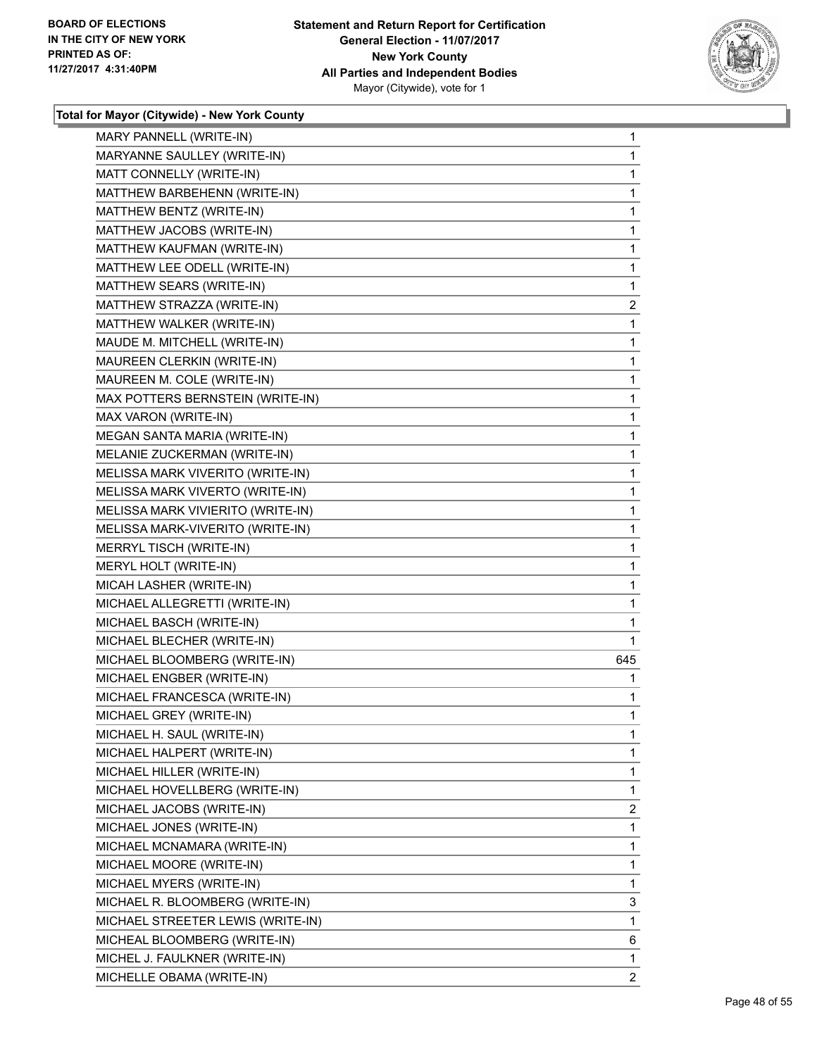**Statement and Return Report for Certification**
**General Election - 11/07/2017**
**New York County**
**All Parties and Independent Bodies**
Mayor (Citywide), vote for 1

BOARD OF ELECTIONS IN THE CITY OF NEW YORK PRINTED AS OF: 11/27/2017 4:31:40PM

**Total for Mayor (Citywide) - New York County**

| | |
|---|---|
| MARY PANNELL (WRITE-IN) | 1 |
| MARYANNE SAULLEY (WRITE-IN) | 1 |
| MATT CONNELLY (WRITE-IN) | 1 |
| MATTHEW BARBEHENN (WRITE-IN) | 1 |
| MATTHEW BENTZ (WRITE-IN) | 1 |
| MATTHEW JACOBS (WRITE-IN) | 1 |
| MATTHEW KAUFMAN (WRITE-IN) | 1 |
| MATTHEW LEE ODELL (WRITE-IN) | 1 |
| MATTHEW SEARS (WRITE-IN) | 1 |
| MATTHEW STRAZZA (WRITE-IN) | 2 |
| MATTHEW WALKER (WRITE-IN) | 1 |
| MAUDE M. MITCHELL (WRITE-IN) | 1 |
| MAUREEN CLERKIN (WRITE-IN) | 1 |
| MAUREEN M. COLE (WRITE-IN) | 1 |
| MAX POTTERS BERNSTEIN (WRITE-IN) | 1 |
| MAX VARON (WRITE-IN) | 1 |
| MEGAN SANTA MARIA (WRITE-IN) | 1 |
| MELANIE ZUCKERMAN (WRITE-IN) | 1 |
| MELISSA MARK VIVERITO (WRITE-IN) | 1 |
| MELISSA MARK VIVERTO (WRITE-IN) | 1 |
| MELISSA MARK VIVIERITO (WRITE-IN) | 1 |
| MELISSA MARK-VIVERITO (WRITE-IN) | 1 |
| MERRYL TISCH (WRITE-IN) | 1 |
| MERYL HOLT (WRITE-IN) | 1 |
| MICAH LASHER (WRITE-IN) | 1 |
| MICHAEL ALLEGRETTI (WRITE-IN) | 1 |
| MICHAEL BASCH (WRITE-IN) | 1 |
| MICHAEL BLECHER (WRITE-IN) | 1 |
| MICHAEL BLOOMBERG (WRITE-IN) | 645 |
| MICHAEL ENGBER (WRITE-IN) | 1 |
| MICHAEL FRANCESCA (WRITE-IN) | 1 |
| MICHAEL GREY (WRITE-IN) | 1 |
| MICHAEL H. SAUL (WRITE-IN) | 1 |
| MICHAEL HALPERT (WRITE-IN) | 1 |
| MICHAEL HILLER (WRITE-IN) | 1 |
| MICHAEL HOVELLBERG (WRITE-IN) | 1 |
| MICHAEL JACOBS (WRITE-IN) | 2 |
| MICHAEL JONES (WRITE-IN) | 1 |
| MICHAEL MCNAMARA (WRITE-IN) | 1 |
| MICHAEL MOORE (WRITE-IN) | 1 |
| MICHAEL MYERS (WRITE-IN) | 1 |
| MICHAEL R. BLOOMBERG (WRITE-IN) | 3 |
| MICHAEL STREETER LEWIS (WRITE-IN) | 1 |
| MICHEAL BLOOMBERG (WRITE-IN) | 6 |
| MICHEL J. FAULKNER (WRITE-IN) | 1 |
| MICHELLE OBAMA (WRITE-IN) | 2 |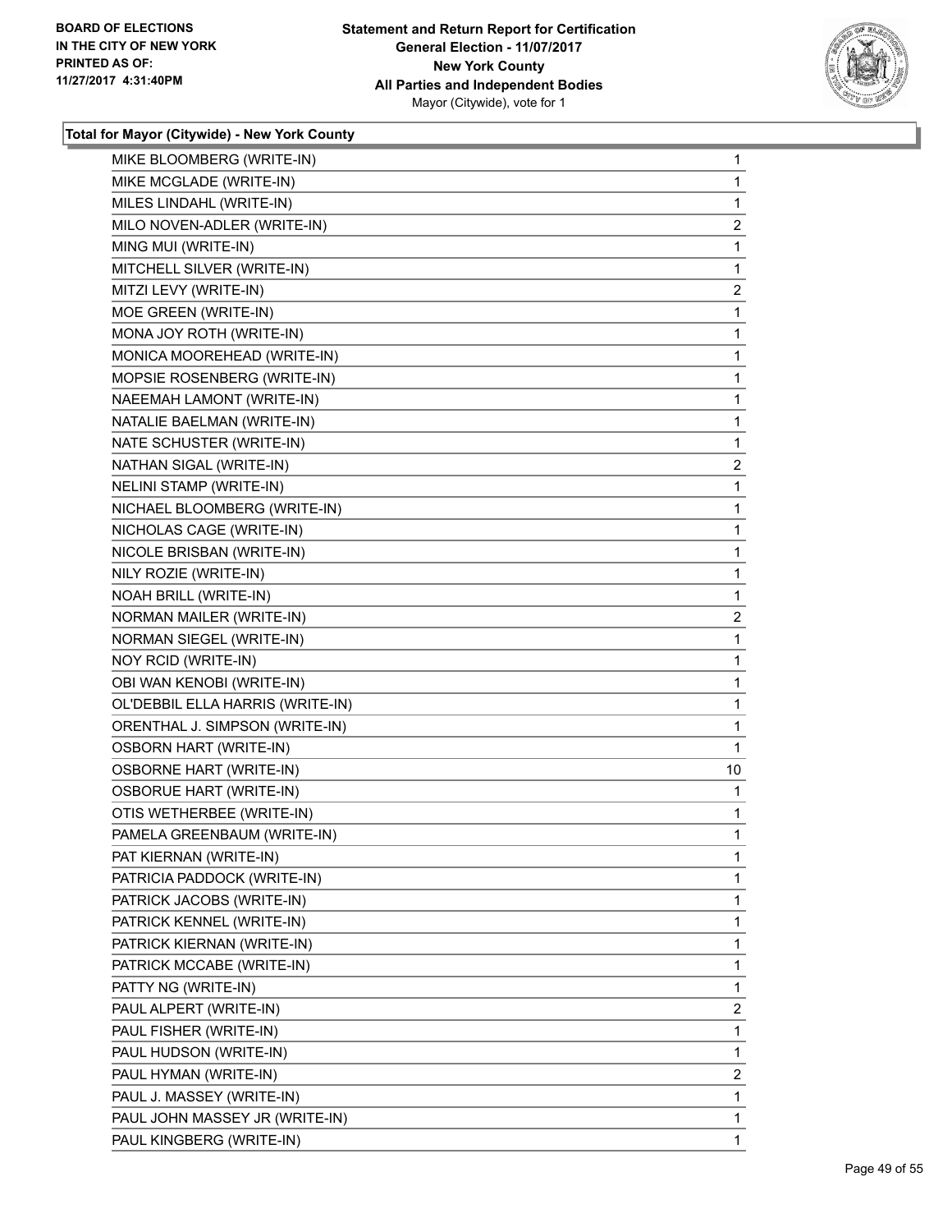**BOARD OF ELECTIONS IN THE CITY OF NEW YORK PRINTED AS OF: 11/27/2017 4:31:40PM**

**Statement and Return Report for Certification**
**General Election - 11/07/2017**
**New York County**
**All Parties and Independent Bodies**
Mayor (Citywide), vote for 1

### Total for Mayor (Citywide) - New York County

| | |
|---|---|
| MIKE BLOOMBERG (WRITE-IN) | 1 |
| MIKE MCGLADE (WRITE-IN) | 1 |
| MILES LINDAHL (WRITE-IN) | 1 |
| MILO NOVEN-ADLER (WRITE-IN) | 2 |
| MING MUI (WRITE-IN) | 1 |
| MITCHELL SILVER (WRITE-IN) | 1 |
| MITZI LEVY (WRITE-IN) | 2 |
| MOE GREEN (WRITE-IN) | 1 |
| MONA JOY ROTH (WRITE-IN) | 1 |
| MONICA MOOREHEAD (WRITE-IN) | 1 |
| MOPSIE ROSENBERG (WRITE-IN) | 1 |
| NAEEMAH LAMONT (WRITE-IN) | 1 |
| NATALIE BAELMAN (WRITE-IN) | 1 |
| NATE SCHUSTER (WRITE-IN) | 1 |
| NATHAN SIGAL (WRITE-IN) | 2 |
| NELINI STAMP (WRITE-IN) | 1 |
| NICHAEL BLOOMBERG (WRITE-IN) | 1 |
| NICHOLAS CAGE (WRITE-IN) | 1 |
| NICOLE BRISBAN (WRITE-IN) | 1 |
| NILY ROZIE (WRITE-IN) | 1 |
| NOAH BRILL (WRITE-IN) | 1 |
| NORMAN MAILER (WRITE-IN) | 2 |
| NORMAN SIEGEL (WRITE-IN) | 1 |
| NOY RCID (WRITE-IN) | 1 |
| OBI WAN KENOBI (WRITE-IN) | 1 |
| OL'DEBBIL ELLA HARRIS (WRITE-IN) | 1 |
| ORENTHAL J. SIMPSON (WRITE-IN) | 1 |
| OSBORN HART (WRITE-IN) | 1 |
| OSBORNE HART (WRITE-IN) | 10 |
| OSBORUE HART (WRITE-IN) | 1 |
| OTIS WETHERBEE (WRITE-IN) | 1 |
| PAMELA GREENBAUM (WRITE-IN) | 1 |
| PAT KIERNAN (WRITE-IN) | 1 |
| PATRICIA PADDOCK (WRITE-IN) | 1 |
| PATRICK JACOBS (WRITE-IN) | 1 |
| PATRICK KENNEL (WRITE-IN) | 1 |
| PATRICK KIERNAN (WRITE-IN) | 1 |
| PATRICK MCCABE (WRITE-IN) | 1 |
| PATTY NG (WRITE-IN) | 1 |
| PAUL ALPERT (WRITE-IN) | 2 |
| PAUL FISHER (WRITE-IN) | 1 |
| PAUL HUDSON (WRITE-IN) | 1 |
| PAUL HYMAN (WRITE-IN) | 2 |
| PAUL J. MASSEY (WRITE-IN) | 1 |
| PAUL JOHN MASSEY JR (WRITE-IN) | 1 |
| PAUL KINGBERG (WRITE-IN) | 1 |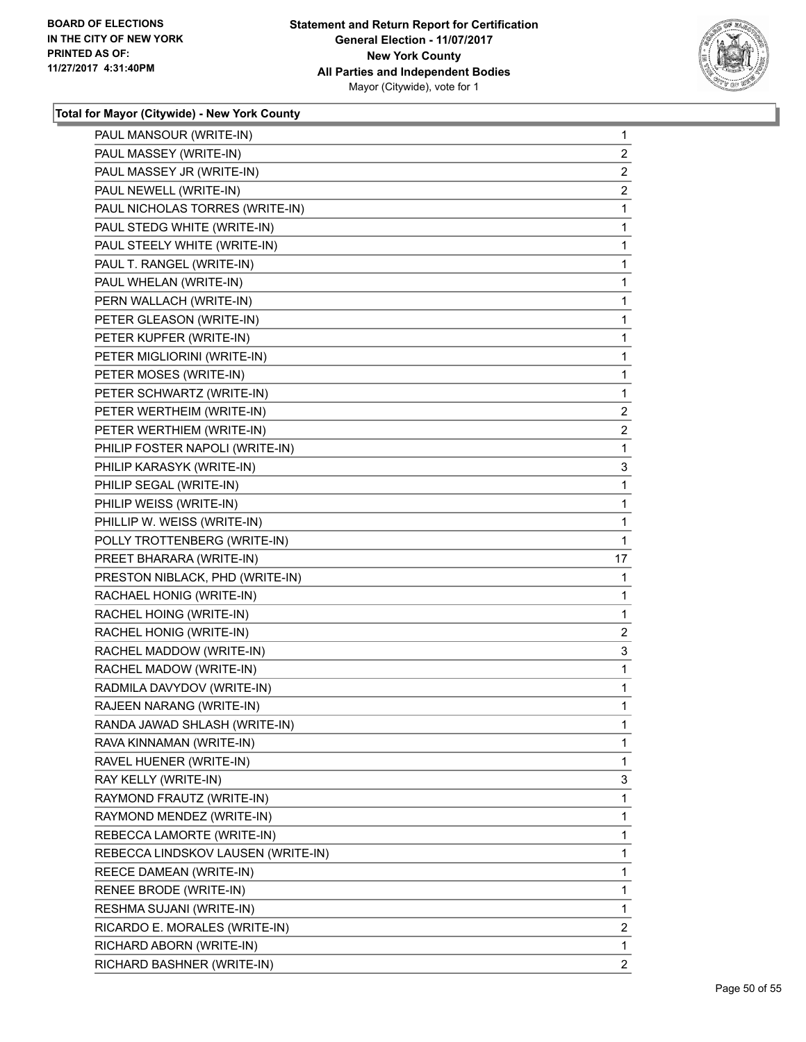**Total for Mayor (Citywide) - New York County**

| | |
|---|---|
| PAUL MANSOUR (WRITE-IN) | 1 |
| PAUL MASSEY (WRITE-IN) | 2 |
| PAUL MASSEY JR (WRITE-IN) | 2 |
| PAUL NEWELL (WRITE-IN) | 2 |
| PAUL NICHOLAS TORRES (WRITE-IN) | 1 |
| PAUL STEDG WHITE (WRITE-IN) | 1 |
| PAUL STEELY WHITE (WRITE-IN) | 1 |
| PAUL T. RANGEL (WRITE-IN) | 1 |
| PAUL WHELAN (WRITE-IN) | 1 |
| PERN WALLACH (WRITE-IN) | 1 |
| PETER GLEASON (WRITE-IN) | 1 |
| PETER KUPFER (WRITE-IN) | 1 |
| PETER MIGLIORINI (WRITE-IN) | 1 |
| PETER MOSES (WRITE-IN) | 1 |
| PETER SCHWARTZ (WRITE-IN) | 1 |
| PETER WERTHEIM (WRITE-IN) | 2 |
| PETER WERTHIEM (WRITE-IN) | 2 |
| PHILIP FOSTER NAPOLI (WRITE-IN) | 1 |
| PHILIP KARASYK (WRITE-IN) | 3 |
| PHILIP SEGAL (WRITE-IN) | 1 |
| PHILIP WEISS (WRITE-IN) | 1 |
| PHILLIP W. WEISS (WRITE-IN) | 1 |
| POLLY TROTTENBERG (WRITE-IN) | 1 |
| PREET BHARARA (WRITE-IN) | 17 |
| PRESTON NIBLACK, PHD (WRITE-IN) | 1 |
| RACHAEL HONIG (WRITE-IN) | 1 |
| RACHEL HOING (WRITE-IN) | 1 |
| RACHEL HONIG (WRITE-IN) | 2 |
| RACHEL MADDOW (WRITE-IN) | 3 |
| RACHEL MADOW (WRITE-IN) | 1 |
| RADMILA DAVYDOV (WRITE-IN) | 1 |
| RAJEEN NARANG (WRITE-IN) | 1 |
| RANDA JAWAD SHLASH (WRITE-IN) | 1 |
| RAVA KINNAMAN (WRITE-IN) | 1 |
| RAVEL HUENER (WRITE-IN) | 1 |
| RAY KELLY (WRITE-IN) | 3 |
| RAYMOND FRAUTZ (WRITE-IN) | 1 |
| RAYMOND MENDEZ (WRITE-IN) | 1 |
| REBECCA LAMORTE (WRITE-IN) | 1 |
| REBECCA LINDSKOV LAUSEN (WRITE-IN) | 1 |
| REECE DAMEAN (WRITE-IN) | 1 |
| RENEE BRODE (WRITE-IN) | 1 |
| RESHMA SUJANI (WRITE-IN) | 1 |
| RICARDO E. MORALES (WRITE-IN) | 2 |
| RICHARD ABORN (WRITE-IN) | 1 |
| RICHARD BASHNER (WRITE-IN) | 2 |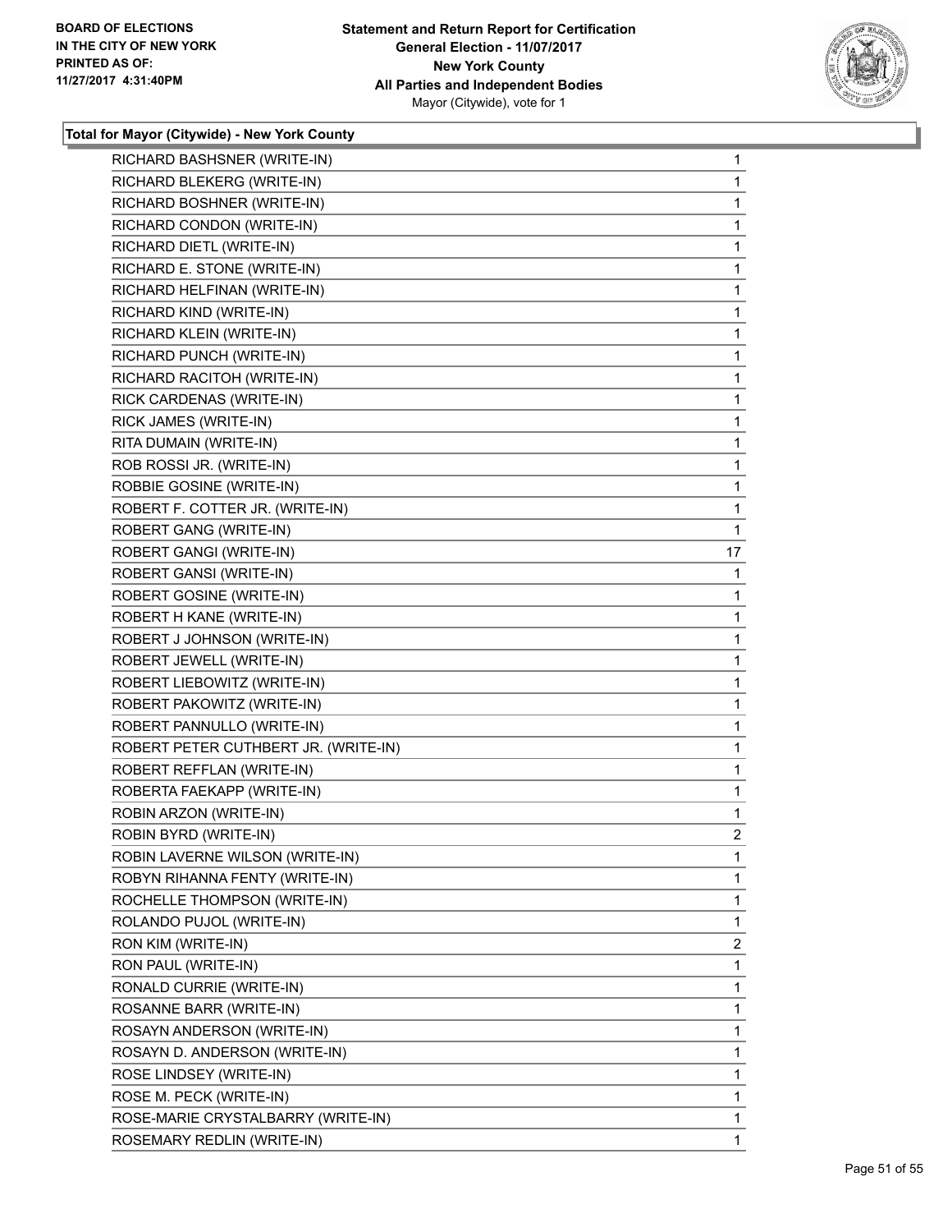**Total for Mayor (Citywide) - New York County**

| | |
|---|---|
| RICHARD BASHSNER (WRITE-IN) | 1 |
| RICHARD BLEKERG (WRITE-IN) | 1 |
| RICHARD BOSHNER (WRITE-IN) | 1 |
| RICHARD CONDON (WRITE-IN) | 1 |
| RICHARD DIETL (WRITE-IN) | 1 |
| RICHARD E. STONE (WRITE-IN) | 1 |
| RICHARD HELFINAN (WRITE-IN) | 1 |
| RICHARD KIND (WRITE-IN) | 1 |
| RICHARD KLEIN (WRITE-IN) | 1 |
| RICHARD PUNCH (WRITE-IN) | 1 |
| RICHARD RACITOH (WRITE-IN) | 1 |
| RICK CARDENAS (WRITE-IN) | 1 |
| RICK JAMES (WRITE-IN) | 1 |
| RITA DUMAIN (WRITE-IN) | 1 |
| ROB ROSSI JR. (WRITE-IN) | 1 |
| ROBBIE GOSINE (WRITE-IN) | 1 |
| ROBERT F. COTTER JR. (WRITE-IN) | 1 |
| ROBERT GANG (WRITE-IN) | 1 |
| ROBERT GANGI (WRITE-IN) | 17 |
| ROBERT GANSI (WRITE-IN) | 1 |
| ROBERT GOSINE (WRITE-IN) | 1 |
| ROBERT H KANE (WRITE-IN) | 1 |
| ROBERT J JOHNSON (WRITE-IN) | 1 |
| ROBERT JEWELL (WRITE-IN) | 1 |
| ROBERT LIEBOWITZ (WRITE-IN) | 1 |
| ROBERT PAKOWITZ (WRITE-IN) | 1 |
| ROBERT PANNULLO (WRITE-IN) | 1 |
| ROBERT PETER CUTHBERT JR. (WRITE-IN) | 1 |
| ROBERT REFFLAN (WRITE-IN) | 1 |
| ROBERTA FAEKAPP (WRITE-IN) | 1 |
| ROBIN ARZON (WRITE-IN) | 1 |
| ROBIN BYRD (WRITE-IN) | 2 |
| ROBIN LAVERNE WILSON (WRITE-IN) | 1 |
| ROBYN RIHANNA FENTY (WRITE-IN) | 1 |
| ROCHELLE THOMPSON (WRITE-IN) | 1 |
| ROLANDO PUJOL (WRITE-IN) | 1 |
| RON KIM (WRITE-IN) | 2 |
| RON PAUL (WRITE-IN) | 1 |
| RONALD CURRIE (WRITE-IN) | 1 |
| ROSANNE BARR (WRITE-IN) | 1 |
| ROSAYN ANDERSON (WRITE-IN) | 1 |
| ROSAYN D. ANDERSON (WRITE-IN) | 1 |
| ROSE LINDSEY (WRITE-IN) | 1 |
| ROSE M. PECK (WRITE-IN) | 1 |
| ROSE-MARIE CRYSTALBARRY (WRITE-IN) | 1 |
| ROSEMARY REDLIN (WRITE-IN) | 1 |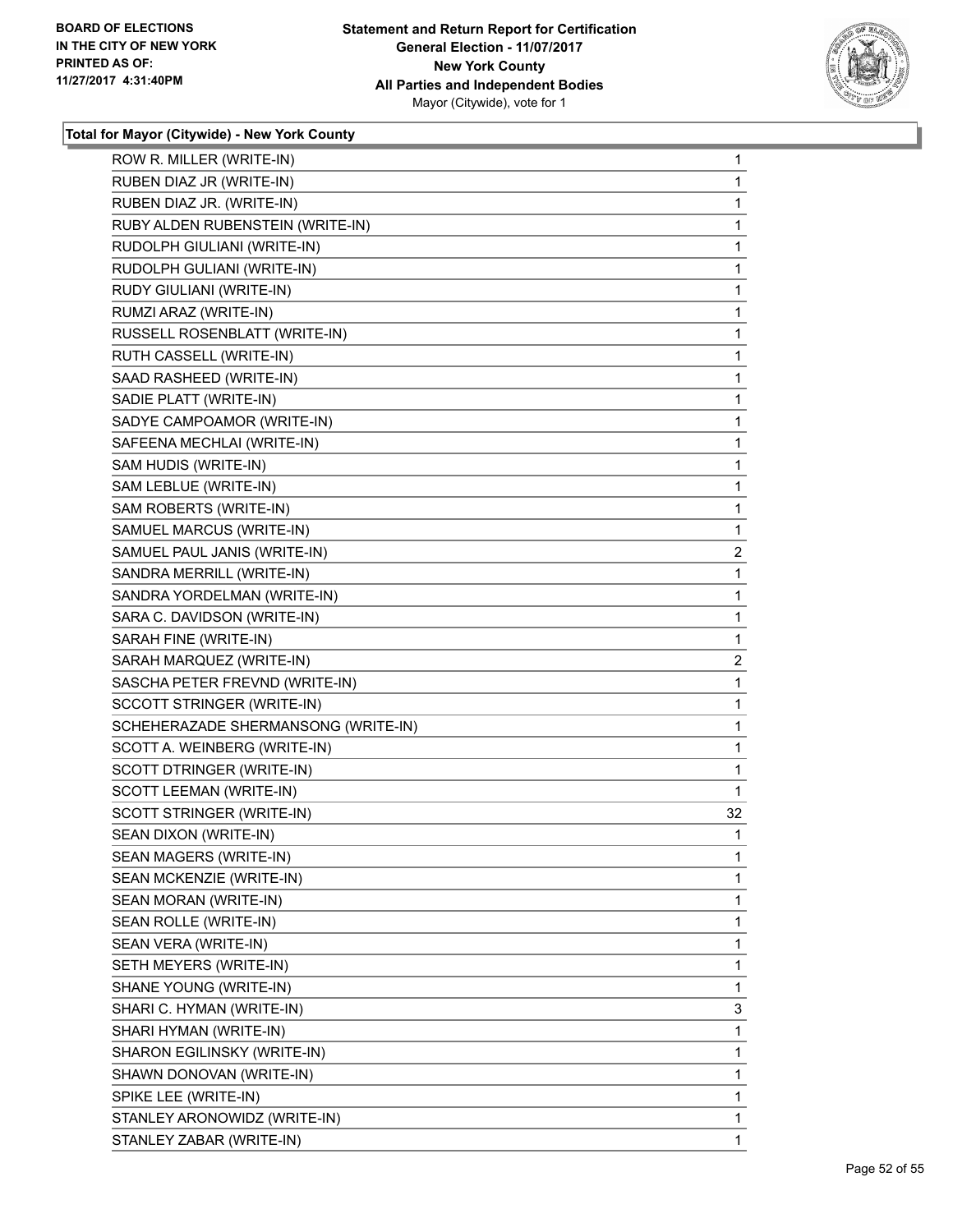**Total for Mayor (Citywide) - New York County**

| | |
|---|---|
| ROW R. MILLER (WRITE-IN) | 1 |
| RUBEN DIAZ JR (WRITE-IN) | 1 |
| RUBEN DIAZ JR. (WRITE-IN) | 1 |
| RUBY ALDEN RUBENSTEIN (WRITE-IN) | 1 |
| RUDOLPH GIULIANI (WRITE-IN) | 1 |
| RUDOLPH GULIANI (WRITE-IN) | 1 |
| RUDY GIULIANI (WRITE-IN) | 1 |
| RUMZI ARAZ (WRITE-IN) | 1 |
| RUSSELL ROSENBLATT (WRITE-IN) | 1 |
| RUTH CASSELL (WRITE-IN) | 1 |
| SAAD RASHEED (WRITE-IN) | 1 |
| SADIE PLATT (WRITE-IN) | 1 |
| SADYE CAMPOAMOR (WRITE-IN) | 1 |
| SAFEENA MECHLAI (WRITE-IN) | 1 |
| SAM HUDIS (WRITE-IN) | 1 |
| SAM LEBLUE (WRITE-IN) | 1 |
| SAM ROBERTS (WRITE-IN) | 1 |
| SAMUEL MARCUS (WRITE-IN) | 1 |
| SAMUEL PAUL JANIS (WRITE-IN) | 2 |
| SANDRA MERRILL (WRITE-IN) | 1 |
| SANDRA YORDELMAN (WRITE-IN) | 1 |
| SARA C. DAVIDSON (WRITE-IN) | 1 |
| SARAH FINE (WRITE-IN) | 1 |
| SARAH MARQUEZ (WRITE-IN) | 2 |
| SASCHA PETER FREVND (WRITE-IN) | 1 |
| SCCOTT STRINGER (WRITE-IN) | 1 |
| SCHEHERAZADE SHERMANSONG (WRITE-IN) | 1 |
| SCOTT A. WEINBERG (WRITE-IN) | 1 |
| SCOTT DTRINGER (WRITE-IN) | 1 |
| SCOTT LEEMAN (WRITE-IN) | 1 |
| SCOTT STRINGER (WRITE-IN) | 32 |
| SEAN DIXON (WRITE-IN) | 1 |
| SEAN MAGERS (WRITE-IN) | 1 |
| SEAN MCKENZIE (WRITE-IN) | 1 |
| SEAN MORAN (WRITE-IN) | 1 |
| SEAN ROLLE (WRITE-IN) | 1 |
| SEAN VERA (WRITE-IN) | 1 |
| SETH MEYERS (WRITE-IN) | 1 |
| SHANE YOUNG (WRITE-IN) | 1 |
| SHARI C. HYMAN (WRITE-IN) | 3 |
| SHARI HYMAN (WRITE-IN) | 1 |
| SHARON EGILINSKY (WRITE-IN) | 1 |
| SHAWN DONOVAN (WRITE-IN) | 1 |
| SPIKE LEE (WRITE-IN) | 1 |
| STANLEY ARONOWIDZ (WRITE-IN) | 1 |
| STANLEY ZABAR (WRITE-IN) | 1 |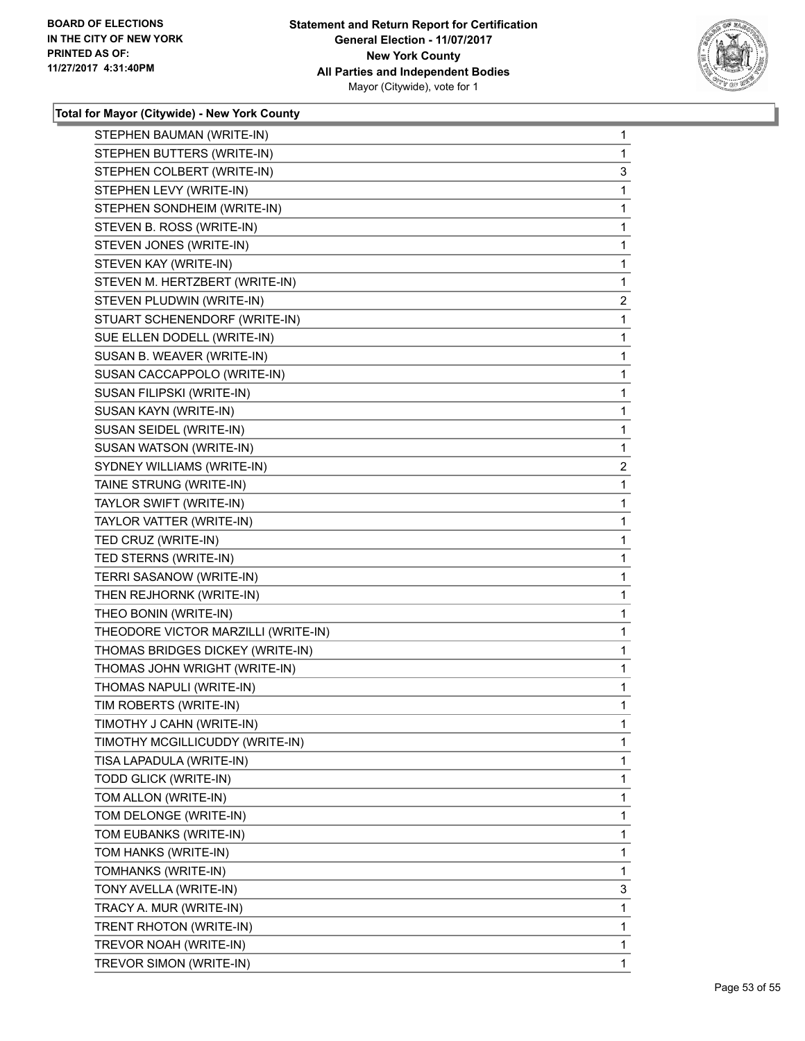**Total for Mayor (Citywide) - New York County**

| | |
|---|---|
| STEPHEN BAUMAN (WRITE-IN) | 1 |
| STEPHEN BUTTERS (WRITE-IN) | 1 |
| STEPHEN COLBERT (WRITE-IN) | 3 |
| STEPHEN LEVY (WRITE-IN) | 1 |
| STEPHEN SONDHEIM (WRITE-IN) | 1 |
| STEVEN B. ROSS (WRITE-IN) | 1 |
| STEVEN JONES (WRITE-IN) | 1 |
| STEVEN KAY (WRITE-IN) | 1 |
| STEVEN M. HERTZBERT (WRITE-IN) | 1 |
| STEVEN PLUDWIN (WRITE-IN) | 2 |
| STUART SCHENENDORF (WRITE-IN) | 1 |
| SUE ELLEN DODELL (WRITE-IN) | 1 |
| SUSAN B. WEAVER (WRITE-IN) | 1 |
| SUSAN CACCAPPOLO (WRITE-IN) | 1 |
| SUSAN FILIPSKI (WRITE-IN) | 1 |
| SUSAN KAYN (WRITE-IN) | 1 |
| SUSAN SEIDEL (WRITE-IN) | 1 |
| SUSAN WATSON (WRITE-IN) | 1 |
| SYDNEY WILLIAMS (WRITE-IN) | 2 |
| TAINE STRUNG (WRITE-IN) | 1 |
| TAYLOR SWIFT (WRITE-IN) | 1 |
| TAYLOR VATTER (WRITE-IN) | 1 |
| TED CRUZ (WRITE-IN) | 1 |
| TED STERNS (WRITE-IN) | 1 |
| TERRI SASANOW (WRITE-IN) | 1 |
| THEN REJHORNK (WRITE-IN) | 1 |
| THEO BONIN (WRITE-IN) | 1 |
| THEODORE VICTOR MARZILLI (WRITE-IN) | 1 |
| THOMAS BRIDGES DICKEY (WRITE-IN) | 1 |
| THOMAS JOHN WRIGHT (WRITE-IN) | 1 |
| THOMAS NAPULI (WRITE-IN) | 1 |
| TIM ROBERTS (WRITE-IN) | 1 |
| TIMOTHY J CAHN (WRITE-IN) | 1 |
| TIMOTHY MCGILLICUDDY (WRITE-IN) | 1 |
| TISA LAPADULA (WRITE-IN) | 1 |
| TODD GLICK (WRITE-IN) | 1 |
| TOM ALLON (WRITE-IN) | 1 |
| TOM DELONGE (WRITE-IN) | 1 |
| TOM EUBANKS (WRITE-IN) | 1 |
| TOM HANKS (WRITE-IN) | 1 |
| TOMHANKS (WRITE-IN) | 1 |
| TONY AVELLA (WRITE-IN) | 3 |
| TRACY A. MUR (WRITE-IN) | 1 |
| TRENT RHOTON (WRITE-IN) | 1 |
| TREVOR NOAH (WRITE-IN) | 1 |
| TREVOR SIMON (WRITE-IN) | 1 |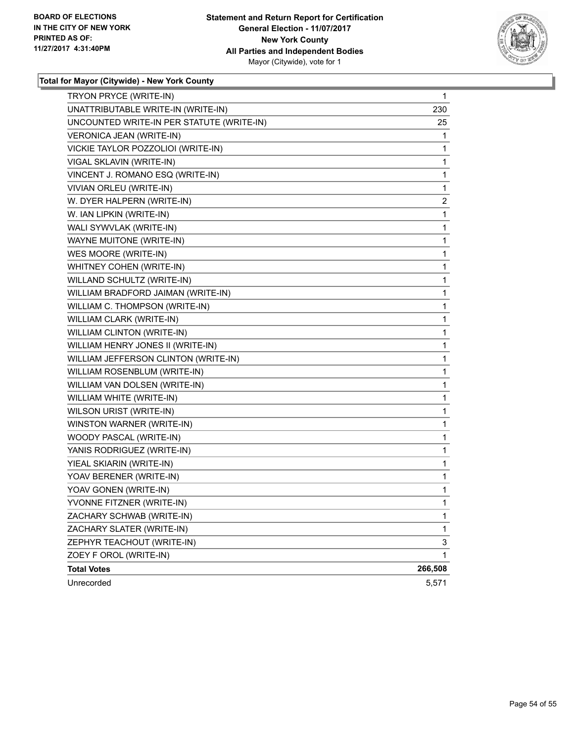**Total for Mayor (Citywide) - New York County**

| | |
|---|---|
| TRYON PRYCE (WRITE-IN) | 1 |
| UNATTRIBUTABLE WRITE-IN (WRITE-IN) | 230 |
| UNCOUNTED WRITE-IN PER STATUTE (WRITE-IN) | 25 |
| VERONICA JEAN (WRITE-IN) | 1 |
| VICKIE TAYLOR POZZOLIOI (WRITE-IN) | 1 |
| VIGAL SKLAVIN (WRITE-IN) | 1 |
| VINCENT J. ROMANO ESQ (WRITE-IN) | 1 |
| VIVIAN ORLEU (WRITE-IN) | 1 |
| W. DYER HALPERN (WRITE-IN) | 2 |
| W. IAN LIPKIN (WRITE-IN) | 1 |
| WALI SYWVLAK (WRITE-IN) | 1 |
| WAYNE MUITONE (WRITE-IN) | 1 |
| WES MOORE (WRITE-IN) | 1 |
| WHITNEY COHEN (WRITE-IN) | 1 |
| WILLAND SCHULTZ (WRITE-IN) | 1 |
| WILLIAM BRADFORD JAIMAN (WRITE-IN) | 1 |
| WILLIAM C. THOMPSON (WRITE-IN) | 1 |
| WILLIAM CLARK (WRITE-IN) | 1 |
| WILLIAM CLINTON (WRITE-IN) | 1 |
| WILLIAM HENRY JONES II (WRITE-IN) | 1 |
| WILLIAM JEFFERSON CLINTON (WRITE-IN) | 1 |
| WILLIAM ROSENBLUM (WRITE-IN) | 1 |
| WILLIAM VAN DOLSEN (WRITE-IN) | 1 |
| WILLIAM WHITE (WRITE-IN) | 1 |
| WILSON URIST (WRITE-IN) | 1 |
| WINSTON WARNER (WRITE-IN) | 1 |
| WOODY PASCAL (WRITE-IN) | 1 |
| YANIS RODRIGUEZ (WRITE-IN) | 1 |
| YIEAL SKIARIN (WRITE-IN) | 1 |
| YOAV BERENER (WRITE-IN) | 1 |
| YOAV GONEN (WRITE-IN) | 1 |
| YVONNE FITZNER (WRITE-IN) | 1 |
| ZACHARY SCHWAB (WRITE-IN) | 1 |
| ZACHARY SLATER (WRITE-IN) | 1 |
| ZEPHYR TEACHOUT (WRITE-IN) | 3 |
| ZOEY F OROL (WRITE-IN) | 1 |
| **Total Votes** | **266,508** |
| Unrecorded | 5,571 |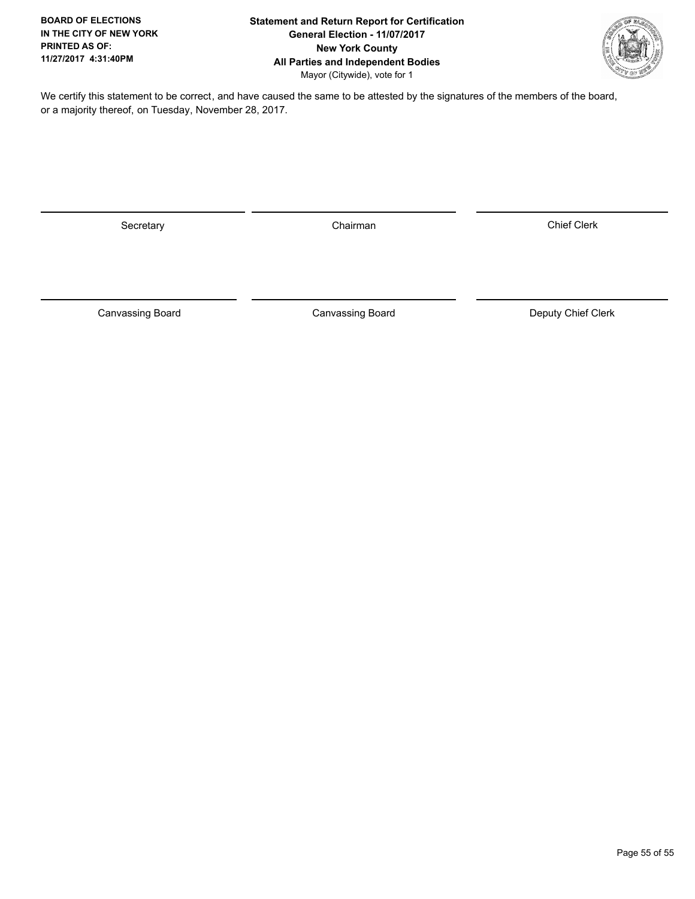We certify this statement to be correct, and have caused the same to be attested by the signatures of the members of the board, or a majority thereof, on Tuesday, November 28, 2017.

| | | |
|---|---|---|
| Secretary | Chairman | Chief Clerk |
| Canvassing Board | Canvassing Board | Deputy Chief Clerk |